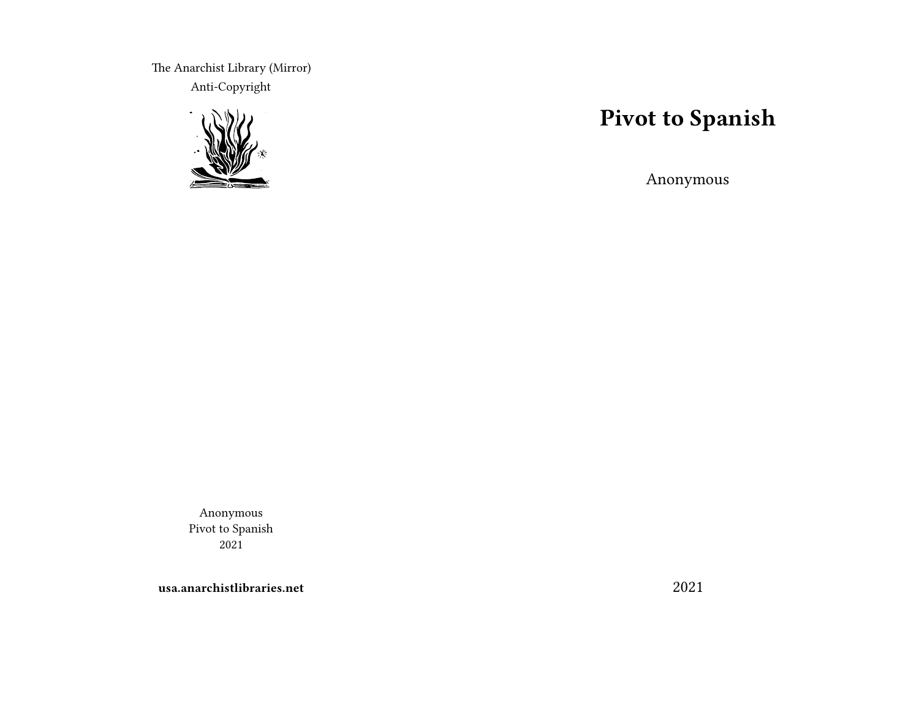# Pivot to Spanish

Anonymous

2021

The Anarchist Library (Mirror)
Anti-Copyright

Anonymous
Pivot to Spanish
2021

**usa.anarchistlibraries.net**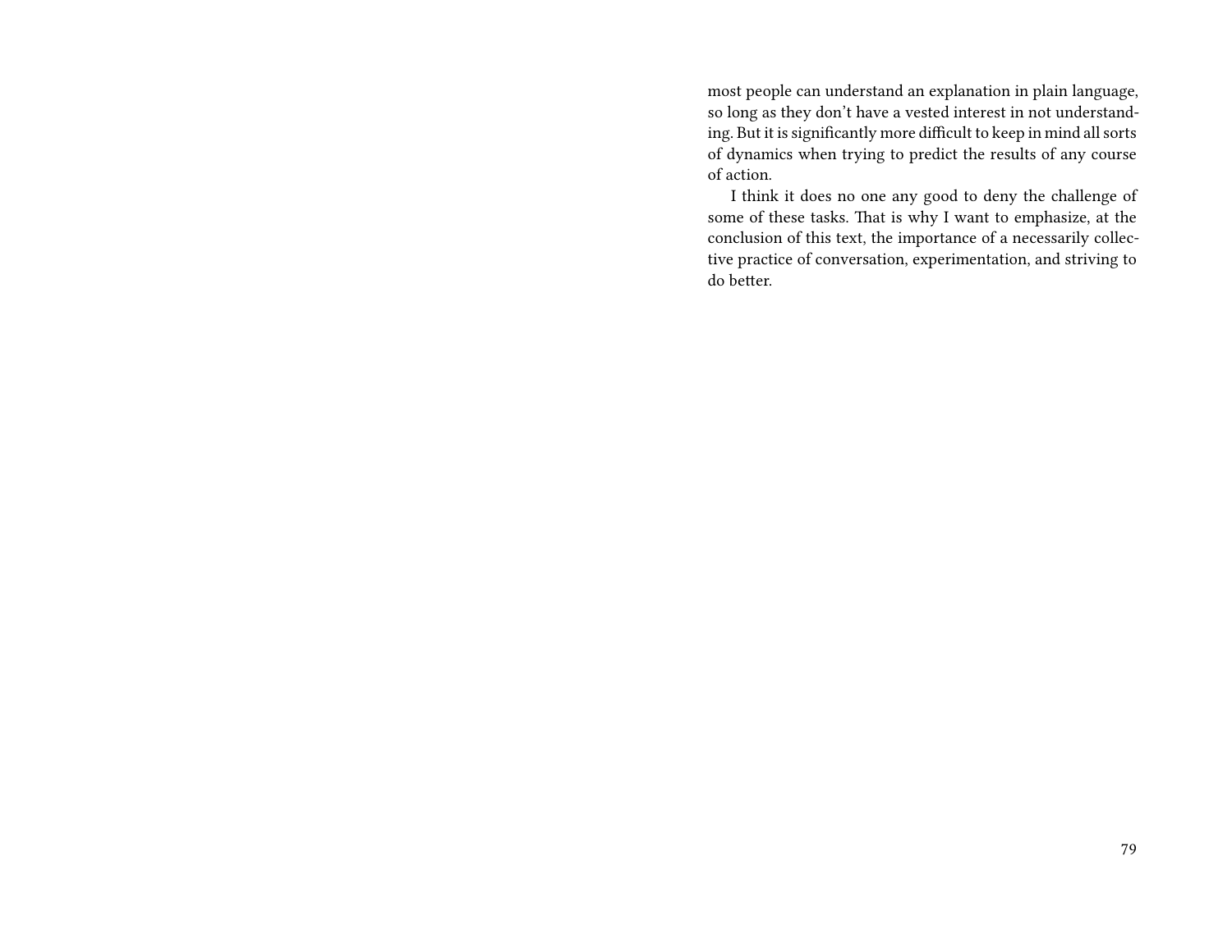most people can understand an explanation in plain language, so long as they don't have a vested interest in not understanding. But it is significantly more difficult to keep in mind all sorts of dynamics when trying to predict the results of any course of action.

I think it does no one any good to deny the challenge of some of these tasks. That is why I want to emphasize, at the conclusion of this text, the importance of a necessarily collective practice of conversation, experimentation, and striving to do better.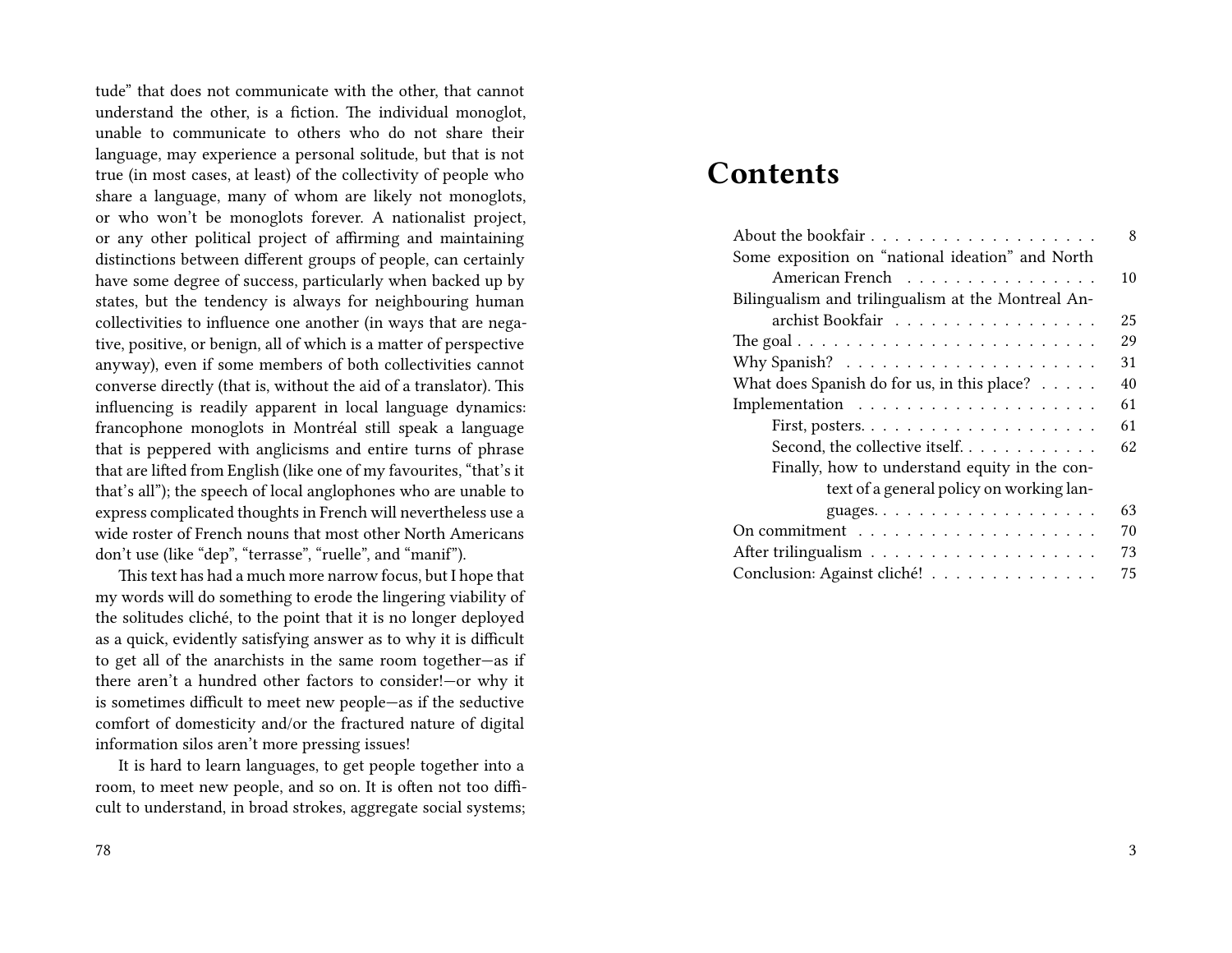tude" that does not communicate with the other, that cannot understand the other, is a fiction. The individual monoglot, unable to communicate to others who do not share their language, may experience a personal solitude, but that is not true (in most cases, at least) of the collectivity of people who share a language, many of whom are likely not monoglots, or who won't be monoglots forever. A nationalist project, or any other political project of affirming and maintaining distinctions between different groups of people, can certainly have some degree of success, particularly when backed up by states, but the tendency is always for neighbouring human collectivities to influence one another (in ways that are negative, positive, or benign, all of which is a matter of perspective anyway), even if some members of both collectivities cannot converse directly (that is, without the aid of a translator). This influencing is readily apparent in local language dynamics: francophone monoglots in Montréal still speak a language that is peppered with anglicisms and entire turns of phrase that are lifted from English (like one of my favourites, "that's it that's all"); the speech of local anglophones who are unable to express complicated thoughts in French will nevertheless use a wide roster of French nouns that most other North Americans don't use (like "dep", "terrasse", "ruelle", and "manif").

This text has had a much more narrow focus, but I hope that my words will do something to erode the lingering viability of the solitudes cliché, to the point that it is no longer deployed as a quick, evidently satisfying answer as to why it is difficult to get all of the anarchists in the same room together—as if there aren't a hundred other factors to consider!—or why it is sometimes difficult to meet new people—as if the seductive comfort of domesticity and/or the fractured nature of digital information silos aren't more pressing issues!

It is hard to learn languages, to get people together into a room, to meet new people, and so on. It is often not too difficult to understand, in broad strokes, aggregate social systems;

# Contents

- About the bookfair . . . 8
- Some exposition on "national ideation" and North American French . . . 10
- Bilingualism and trilingualism at the Montreal Anarchist Bookfair . . . 25
- The goal . . . 29
- Why Spanish? . . . 31
- What does Spanish do for us, in this place? . . . 40
- Implementation . . . 61
  - First, posters. . . . 61
  - Second, the collective itself. . . . 62
  - Finally, how to understand equity in the context of a general policy on working languages. . . . 63
- On commitment . . . 70
- After trilingualism . . . 73
- Conclusion: Against cliché! . . . 75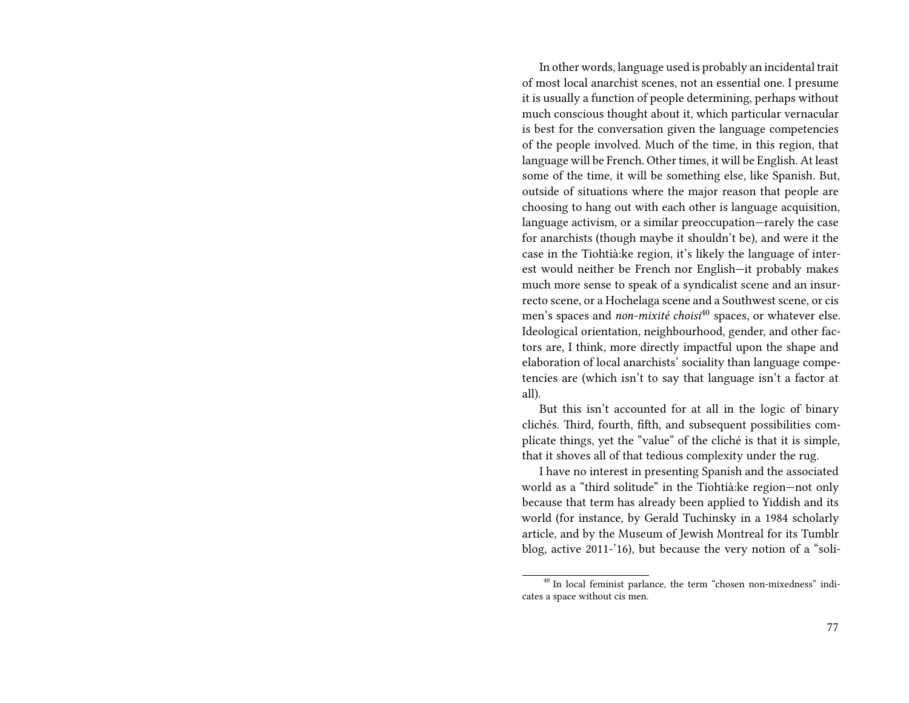In other words, language used is probably an incidental trait of most local anarchist scenes, not an essential one. I presume it is usually a function of people determining, perhaps without much conscious thought about it, which particular vernacular is best for the conversation given the language competencies of the people involved. Much of the time, in this region, that language will be French. Other times, it will be English. At least some of the time, it will be something else, like Spanish. But, outside of situations where the major reason that people are choosing to hang out with each other is language acquisition, language activism, or a similar preoccupation—rarely the case for anarchists (though maybe it shouldn't be), and were it the case in the Tiohtià:ke region, it's likely the language of interest would neither be French nor English—it probably makes much more sense to speak of a syndicalist scene and an insurrecto scene, or a Hochelaga scene and a Southwest scene, or cis men's spaces and *non-mixité choisi*[40] spaces, or whatever else. Ideological orientation, neighbourhood, gender, and other factors are, I think, more directly impactful upon the shape and elaboration of local anarchists' sociality than language competencies are (which isn't to say that language isn't a factor at all).

But this isn't accounted for at all in the logic of binary clichés. Third, fourth, fifth, and subsequent possibilities complicate things, yet the "value" of the cliché is that it is simple, that it shoves all of that tedious complexity under the rug.

I have no interest in presenting Spanish and the associated world as a "third solitude" in the Tiohtià:ke region—not only because that term has already been applied to Yiddish and its world (for instance, by Gerald Tuchinsky in a 1984 scholarly article, and by the Museum of Jewish Montreal for its Tumblr blog, active 2011-'16), but because the very notion of a "soli-

[40] In local feminist parlance, the term "chosen non-mixedness" indicates a space without cis men.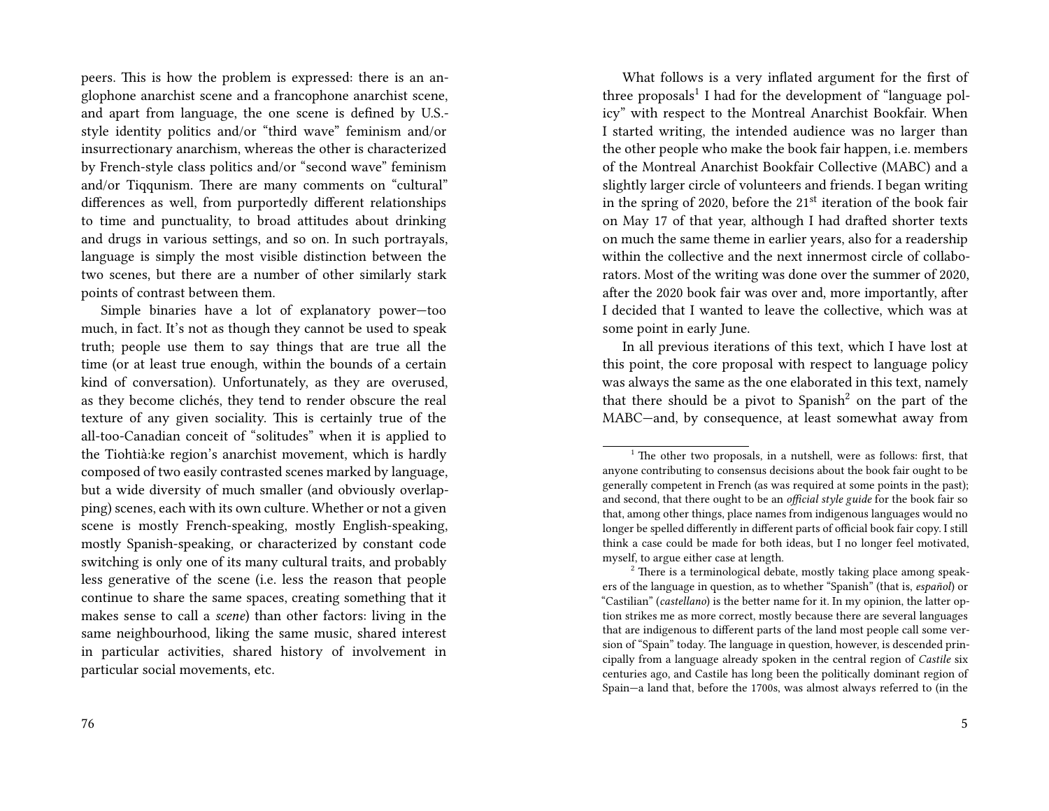peers. This is how the problem is expressed: there is an anglophone anarchist scene and a francophone anarchist scene, and apart from language, the one scene is defined by U.S.-style identity politics and/or "third wave" feminism and/or insurrectionary anarchism, whereas the other is characterized by French-style class politics and/or "second wave" feminism and/or Tiqqunism. There are many comments on "cultural" differences as well, from purportedly different relationships to time and punctuality, to broad attitudes about drinking and drugs in various settings, and so on. In such portrayals, language is simply the most visible distinction between the two scenes, but there are a number of other similarly stark points of contrast between them.

Simple binaries have a lot of explanatory power—too much, in fact. It's not as though they cannot be used to speak truth; people use them to say things that are true all the time (or at least true enough, within the bounds of a certain kind of conversation). Unfortunately, as they are overused, as they become clichés, they tend to render obscure the real texture of any given sociality. This is certainly true of the all-too-Canadian conceit of "solitudes" when it is applied to the Tiohtià:ke region's anarchist movement, which is hardly composed of two easily contrasted scenes marked by language, but a wide diversity of much smaller (and obviously overlapping) scenes, each with its own culture. Whether or not a given scene is mostly French-speaking, mostly English-speaking, mostly Spanish-speaking, or characterized by constant code switching is only one of its many cultural traits, and probably less generative of the scene (i.e. less the reason that people continue to share the same spaces, creating something that it makes sense to call a *scene*) than other factors: living in the same neighbourhood, liking the same music, shared interest in particular activities, shared history of involvement in particular social movements, etc.

What follows is a very inflated argument for the first of three proposals[1] I had for the development of "language policy" with respect to the Montreal Anarchist Bookfair. When I started writing, the intended audience was no larger than the other people who make the book fair happen, i.e. members of the Montreal Anarchist Bookfair Collective (MABC) and a slightly larger circle of volunteers and friends. I began writing in the spring of 2020, before the 21st iteration of the book fair on May 17 of that year, although I had drafted shorter texts on much the same theme in earlier years, also for a readership within the collective and the next innermost circle of collaborators. Most of the writing was done over the summer of 2020, after the 2020 book fair was over and, more importantly, after I decided that I wanted to leave the collective, which was at some point in early June.

In all previous iterations of this text, which I have lost at this point, the core proposal with respect to language policy was always the same as the one elaborated in this text, namely that there should be a pivot to Spanish[2] on the part of the MABC—and, by consequence, at least somewhat away from

[1] The other two proposals, in a nutshell, were as follows: first, that anyone contributing to consensus decisions about the book fair ought to be generally competent in French (as was required at some points in the past); and second, that there ought to be an *official style guide* for the book fair so that, among other things, place names from indigenous languages would no longer be spelled differently in different parts of official book fair copy. I still think a case could be made for both ideas, but I no longer feel motivated, myself, to argue either case at length.

[2] There is a terminological debate, mostly taking place among speakers of the language in question, as to whether "Spanish" (that is, *español*) or "Castilian" (*castellano*) is the better name for it. In my opinion, the latter option strikes me as more correct, mostly because there are several languages that are indigenous to different parts of the land most people call some version of "Spain" today. The language in question, however, is descended principally from a language already spoken in the central region of *Castile* six centuries ago, and Castile has long been the politically dominant region of Spain—a land that, before the 1700s, was almost always referred to (in the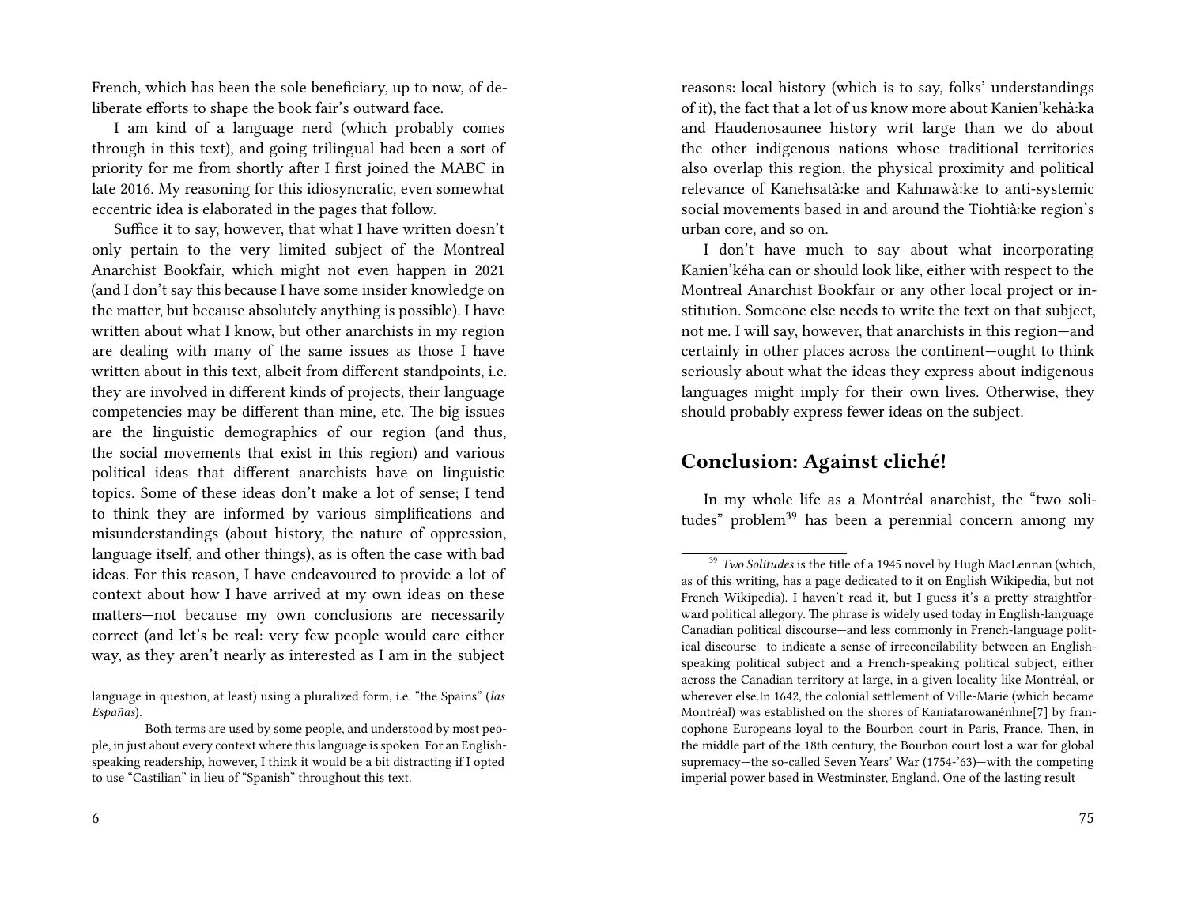French, which has been the sole beneficiary, up to now, of deliberate efforts to shape the book fair's outward face.

I am kind of a language nerd (which probably comes through in this text), and going trilingual had been a sort of priority for me from shortly after I first joined the MABC in late 2016. My reasoning for this idiosyncratic, even somewhat eccentric idea is elaborated in the pages that follow.

Suffice it to say, however, that what I have written doesn't only pertain to the very limited subject of the Montreal Anarchist Bookfair, which might not even happen in 2021 (and I don't say this because I have some insider knowledge on the matter, but because absolutely anything is possible). I have written about what I know, but other anarchists in my region are dealing with many of the same issues as those I have written about in this text, albeit from different standpoints, i.e. they are involved in different kinds of projects, their language competencies may be different than mine, etc. The big issues are the linguistic demographics of our region (and thus, the social movements that exist in this region) and various political ideas that different anarchists have on linguistic topics. Some of these ideas don't make a lot of sense; I tend to think they are informed by various simplifications and misunderstandings (about history, the nature of oppression, language itself, and other things), as is often the case with bad ideas. For this reason, I have endeavoured to provide a lot of context about how I have arrived at my own ideas on these matters—not because my own conclusions are necessarily correct (and let's be real: very few people would care either way, as they aren't nearly as interested as I am in the subject

language in question, at least) using a pluralized form, i.e. "the Spains" (*las Españas*).

Both terms are used by some people, and understood by most people, in just about every context where this language is spoken. For an English-speaking readership, however, I think it would be a bit distracting if I opted to use "Castilian" in lieu of "Spanish" throughout this text.

reasons: local history (which is to say, folks' understandings of it), the fact that a lot of us know more about Kanien'kehà:ka and Haudenosaunee history writ large than we do about the other indigenous nations whose traditional territories also overlap this region, the physical proximity and political relevance of Kanehsatà:ke and Kahnawà:ke to anti-systemic social movements based in and around the Tiohtià:ke region's urban core, and so on.

I don't have much to say about what incorporating Kanien'kéha can or should look like, either with respect to the Montreal Anarchist Bookfair or any other local project or institution. Someone else needs to write the text on that subject, not me. I will say, however, that anarchists in this region—and certainly in other places across the continent—ought to think seriously about what the ideas they express about indigenous languages might imply for their own lives. Otherwise, they should probably express fewer ideas on the subject.

## Conclusion: Against cliché!

In my whole life as a Montréal anarchist, the "two solitudes" problem[39] has been a perennial concern among my

[39] *Two Solitudes* is the title of a 1945 novel by Hugh MacLennan (which, as of this writing, has a page dedicated to it on English Wikipedia, but not French Wikipedia). I haven't read it, but I guess it's a pretty straightforward political allegory. The phrase is widely used today in English-language Canadian political discourse—and less commonly in French-language political discourse—to indicate a sense of irreconcilability between an English-speaking political subject and a French-speaking political subject, either across the Canadian territory at large, in a given locality like Montréal, or wherever else.In 1642, the colonial settlement of Ville-Marie (which became Montréal) was established on the shores of Kaniatarowanénhne[7] by francophone Europeans loyal to the Bourbon court in Paris, France. Then, in the middle part of the 18th century, the Bourbon court lost a war for global supremacy—the so-called Seven Years' War (1754-'63)—with the competing imperial power based in Westminster, England. One of the lasting result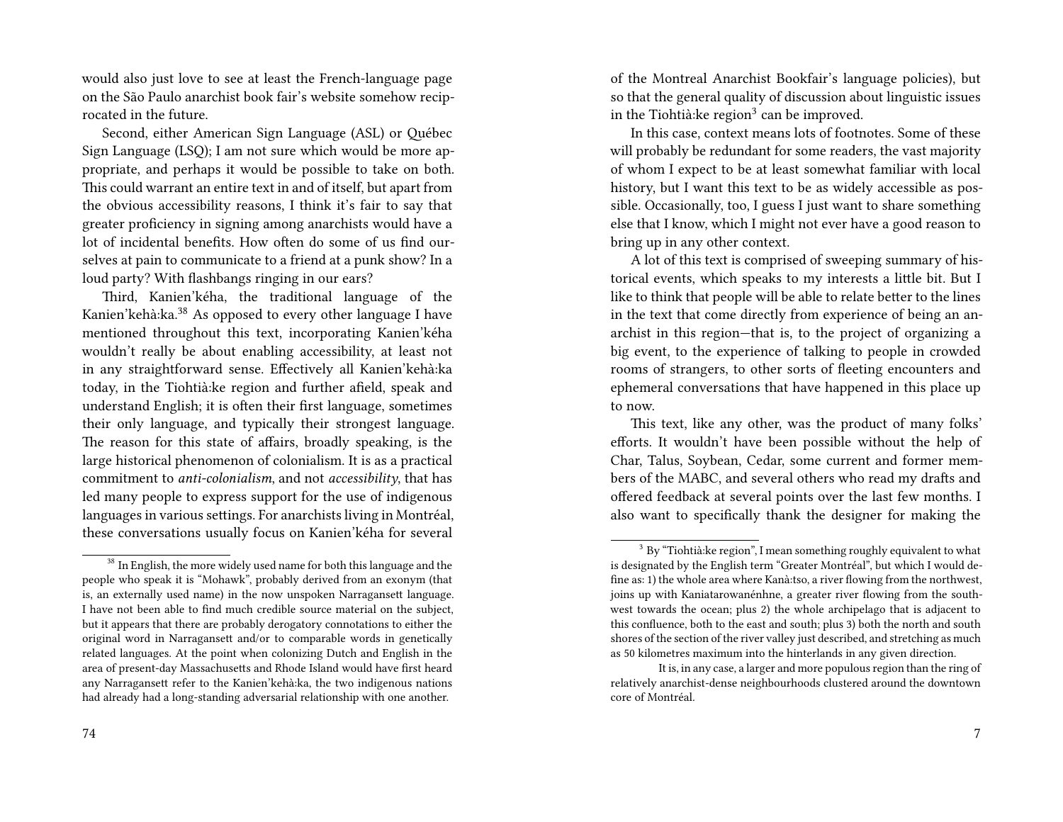would also just love to see at least the French-language page on the São Paulo anarchist book fair's website somehow reciprocated in the future.

Second, either American Sign Language (ASL) or Québec Sign Language (LSQ); I am not sure which would be more appropriate, and perhaps it would be possible to take on both. This could warrant an entire text in and of itself, but apart from the obvious accessibility reasons, I think it's fair to say that greater proficiency in signing among anarchists would have a lot of incidental benefits. How often do some of us find ourselves at pain to communicate to a friend at a punk show? In a loud party? With flashbangs ringing in our ears?

Third, Kanien'kéha, the traditional language of the Kanien'kehà:ka.[38] As opposed to every other language I have mentioned throughout this text, incorporating Kanien'kéha wouldn't really be about enabling accessibility, at least not in any straightforward sense. Effectively all Kanien'kehà:ka today, in the Tiohtià:ke region and further afield, speak and understand English; it is often their first language, sometimes their only language, and typically their strongest language. The reason for this state of affairs, broadly speaking, is the large historical phenomenon of colonialism. It is as a practical commitment to *anti-colonialism*, and not *accessibility*, that has led many people to express support for the use of indigenous languages in various settings. For anarchists living in Montréal, these conversations usually focus on Kanien'kéha for several

[38] In English, the more widely used name for both this language and the people who speak it is "Mohawk", probably derived from an exonym (that is, an externally used name) in the now unspoken Narragansett language. I have not been able to find much credible source material on the subject, but it appears that there are probably derogatory connotations to either the original word in Narragansett and/or to comparable words in genetically related languages. At the point when colonizing Dutch and English in the area of present-day Massachusetts and Rhode Island would have first heard any Narragansett refer to the Kanien'kehà:ka, the two indigenous nations had already had a long-standing adversarial relationship with one another.

of the Montreal Anarchist Bookfair's language policies), but so that the general quality of discussion about linguistic issues in the Tiohtià:ke region[3] can be improved.

In this case, context means lots of footnotes. Some of these will probably be redundant for some readers, the vast majority of whom I expect to be at least somewhat familiar with local history, but I want this text to be as widely accessible as possible. Occasionally, too, I guess I just want to share something else that I know, which I might not ever have a good reason to bring up in any other context.

A lot of this text is comprised of sweeping summary of historical events, which speaks to my interests a little bit. But I like to think that people will be able to relate better to the lines in the text that come directly from experience of being an anarchist in this region—that is, to the project of organizing a big event, to the experience of talking to people in crowded rooms of strangers, to other sorts of fleeting encounters and ephemeral conversations that have happened in this place up to now.

This text, like any other, was the product of many folks' efforts. It wouldn't have been possible without the help of Char, Talus, Soybean, Cedar, some current and former members of the MABC, and several others who read my drafts and offered feedback at several points over the last few months. I also want to specifically thank the designer for making the

[3] By "Tiohtià:ke region", I mean something roughly equivalent to what is designated by the English term "Greater Montréal", but which I would define as: 1) the whole area where Kanà:tso, a river flowing from the northwest, joins up with Kaniatarowanénhne, a greater river flowing from the southwest towards the ocean; plus 2) the whole archipelago that is adjacent to this confluence, both to the east and south; plus 3) both the north and south shores of the section of the river valley just described, and stretching as much as 50 kilometres maximum into the hinterlands in any given direction.

It is, in any case, a larger and more populous region than the ring of relatively anarchist-dense neighbourhoods clustered around the downtown core of Montréal.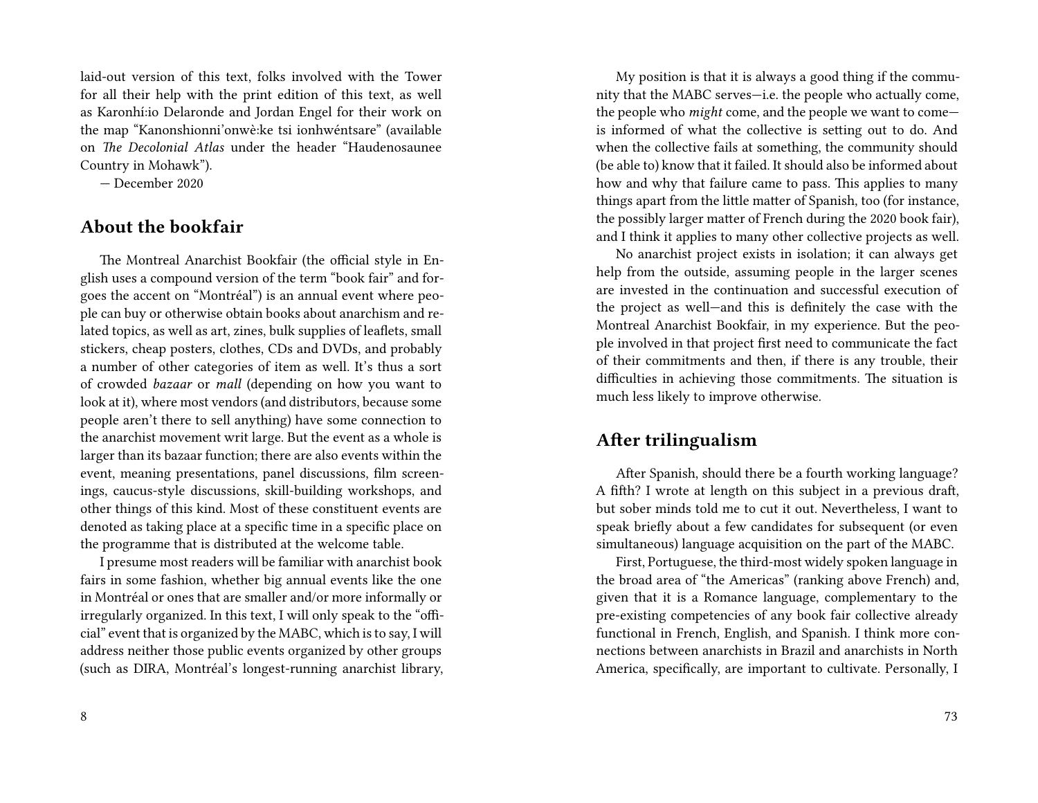laid-out version of this text, folks involved with the Tower for all their help with the print edition of this text, as well as Karonhí:io Delaronde and Jordan Engel for their work on the map "Kanonshionni'onwè:ke tsi ionhwéntsare" (available on *The Decolonial Atlas* under the header "Haudenosaunee Country in Mohawk").

— December 2020

## About the bookfair

The Montreal Anarchist Bookfair (the official style in English uses a compound version of the term "book fair" and forgoes the accent on "Montréal") is an annual event where people can buy or otherwise obtain books about anarchism and related topics, as well as art, zines, bulk supplies of leaflets, small stickers, cheap posters, clothes, CDs and DVDs, and probably a number of other categories of item as well. It's thus a sort of crowded *bazaar* or *mall* (depending on how you want to look at it), where most vendors (and distributors, because some people aren't there to sell anything) have some connection to the anarchist movement writ large. But the event as a whole is larger than its bazaar function; there are also events within the event, meaning presentations, panel discussions, film screenings, caucus-style discussions, skill-building workshops, and other things of this kind. Most of these constituent events are denoted as taking place at a specific time in a specific place on the programme that is distributed at the welcome table.

I presume most readers will be familiar with anarchist book fairs in some fashion, whether big annual events like the one in Montréal or ones that are smaller and/or more informally or irregularly organized. In this text, I will only speak to the "official" event that is organized by the MABC, which is to say, I will address neither those public events organized by other groups (such as DIRA, Montréal's longest-running anarchist library,

My position is that it is always a good thing if the community that the MABC serves—i.e. the people who actually come, the people who *might* come, and the people we want to come—is informed of what the collective is setting out to do. And when the collective fails at something, the community should (be able to) know that it failed. It should also be informed about how and why that failure came to pass. This applies to many things apart from the little matter of Spanish, too (for instance, the possibly larger matter of French during the 2020 book fair), and I think it applies to many other collective projects as well.

No anarchist project exists in isolation; it can always get help from the outside, assuming people in the larger scenes are invested in the continuation and successful execution of the project as well—and this is definitely the case with the Montreal Anarchist Bookfair, in my experience. But the people involved in that project first need to communicate the fact of their commitments and then, if there is any trouble, their difficulties in achieving those commitments. The situation is much less likely to improve otherwise.

## After trilingualism

After Spanish, should there be a fourth working language? A fifth? I wrote at length on this subject in a previous draft, but sober minds told me to cut it out. Nevertheless, I want to speak briefly about a few candidates for subsequent (or even simultaneous) language acquisition on the part of the MABC.

First, Portuguese, the third-most widely spoken language in the broad area of "the Americas" (ranking above French) and, given that it is a Romance language, complementary to the pre-existing competencies of any book fair collective already functional in French, English, and Spanish. I think more connections between anarchists in Brazil and anarchists in North America, specifically, are important to cultivate. Personally, I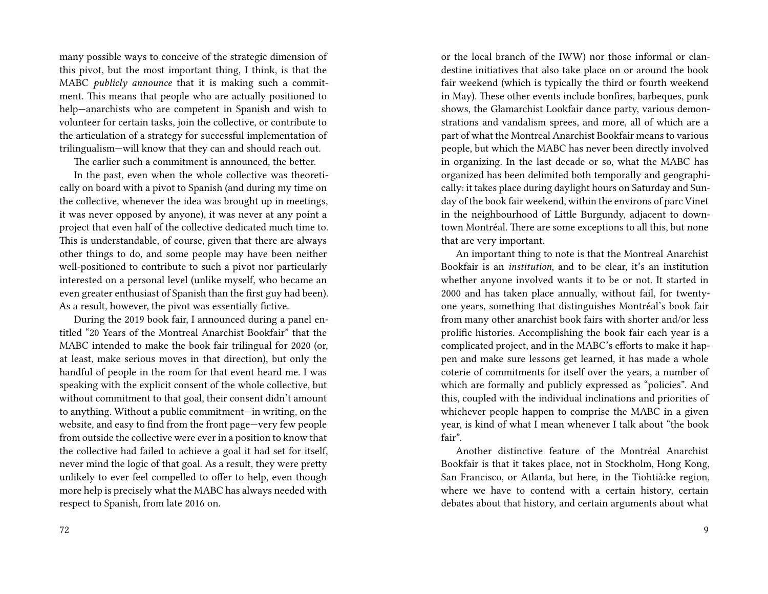many possible ways to conceive of the strategic dimension of this pivot, but the most important thing, I think, is that the MABC *publicly announce* that it is making such a commitment. This means that people who are actually positioned to help—anarchists who are competent in Spanish and wish to volunteer for certain tasks, join the collective, or contribute to the articulation of a strategy for successful implementation of trilingualism—will know that they can and should reach out.

The earlier such a commitment is announced, the better.

In the past, even when the whole collective was theoretically on board with a pivot to Spanish (and during my time on the collective, whenever the idea was brought up in meetings, it was never opposed by anyone), it was never at any point a project that even half of the collective dedicated much time to. This is understandable, of course, given that there are always other things to do, and some people may have been neither well-positioned to contribute to such a pivot nor particularly interested on a personal level (unlike myself, who became an even greater enthusiast of Spanish than the first guy had been). As a result, however, the pivot was essentially fictive.

During the 2019 book fair, I announced during a panel entitled "20 Years of the Montreal Anarchist Bookfair" that the MABC intended to make the book fair trilingual for 2020 (or, at least, make serious moves in that direction), but only the handful of people in the room for that event heard me. I was speaking with the explicit consent of the whole collective, but without commitment to that goal, their consent didn't amount to anything. Without a public commitment—in writing, on the website, and easy to find from the front page—very few people from outside the collective were ever in a position to know that the collective had failed to achieve a goal it had set for itself, never mind the logic of that goal. As a result, they were pretty unlikely to ever feel compelled to offer to help, even though more help is precisely what the MABC has always needed with respect to Spanish, from late 2016 on.

or the local branch of the IWW) nor those informal or clandestine initiatives that also take place on or around the book fair weekend (which is typically the third or fourth weekend in May). These other events include bonfires, barbeques, punk shows, the Glamarchist Lookfair dance party, various demonstrations and vandalism sprees, and more, all of which are a part of what the Montreal Anarchist Bookfair means to various people, but which the MABC has never been directly involved in organizing. In the last decade or so, what the MABC has organized has been delimited both temporally and geographically: it takes place during daylight hours on Saturday and Sunday of the book fair weekend, within the environs of parc Vinet in the neighbourhood of Little Burgundy, adjacent to downtown Montréal. There are some exceptions to all this, but none that are very important.

An important thing to note is that the Montreal Anarchist Bookfair is an *institution*, and to be clear, it's an institution whether anyone involved wants it to be or not. It started in 2000 and has taken place annually, without fail, for twenty-one years, something that distinguishes Montréal's book fair from many other anarchist book fairs with shorter and/or less prolific histories. Accomplishing the book fair each year is a complicated project, and in the MABC's efforts to make it happen and make sure lessons get learned, it has made a whole coterie of commitments for itself over the years, a number of which are formally and publicly expressed as "policies". And this, coupled with the individual inclinations and priorities of whichever people happen to comprise the MABC in a given year, is kind of what I mean whenever I talk about "the book fair".

Another distinctive feature of the Montréal Anarchist Bookfair is that it takes place, not in Stockholm, Hong Kong, San Francisco, or Atlanta, but here, in the Tiohtià:ke region, where we have to contend with a certain history, certain debates about that history, and certain arguments about what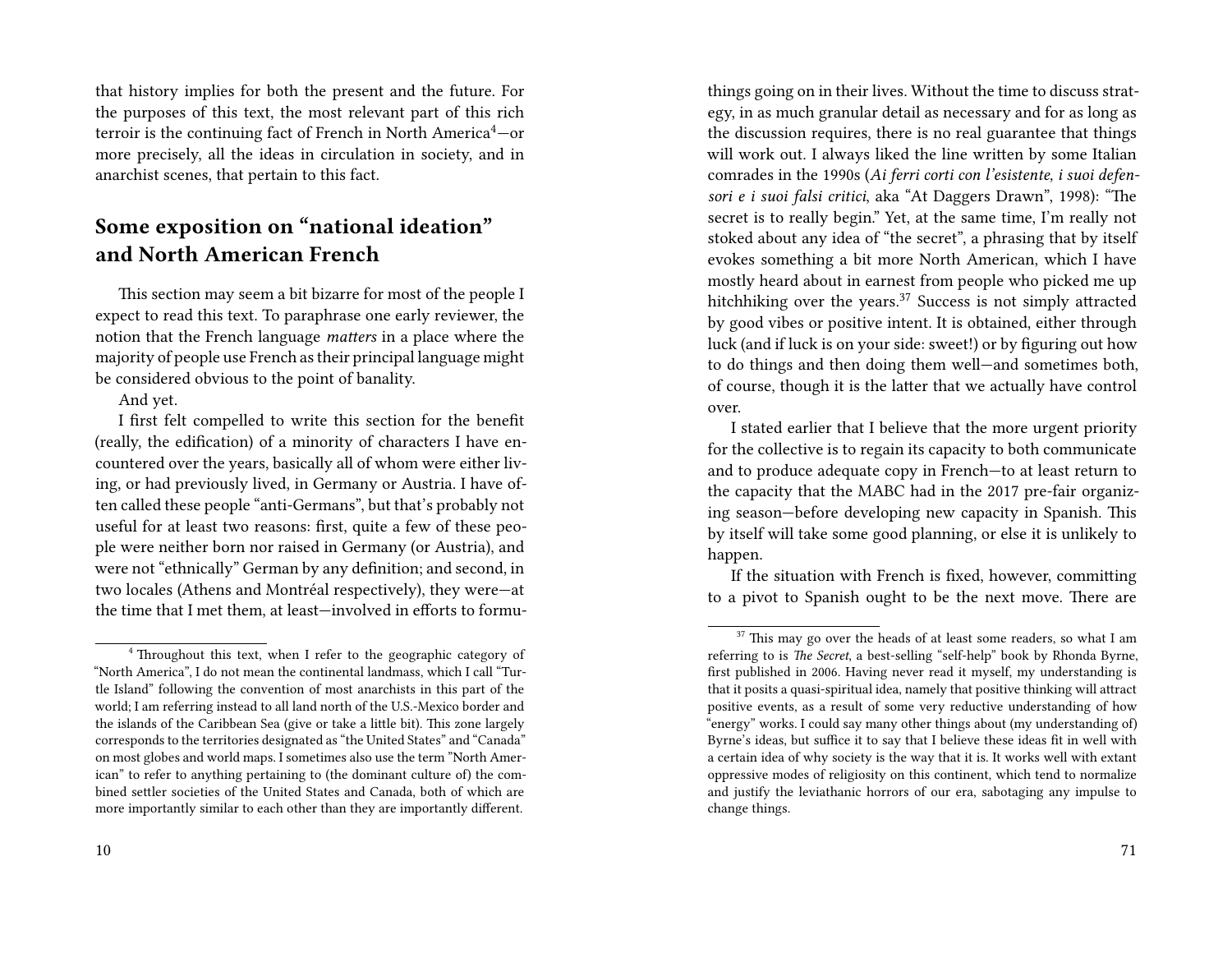that history implies for both the present and the future. For the purposes of this text, the most relevant part of this rich terroir is the continuing fact of French in North America[4]—or more precisely, all the ideas in circulation in society, and in anarchist scenes, that pertain to this fact.

## Some exposition on "national ideation" and North American French

This section may seem a bit bizarre for most of the people I expect to read this text. To paraphrase one early reviewer, the notion that the French language *matters* in a place where the majority of people use French as their principal language might be considered obvious to the point of banality.

And yet.

I first felt compelled to write this section for the benefit (really, the edification) of a minority of characters I have encountered over the years, basically all of whom were either living, or had previously lived, in Germany or Austria. I have often called these people "anti-Germans", but that's probably not useful for at least two reasons: first, quite a few of these people were neither born nor raised in Germany (or Austria), and were not "ethnically" German by any definition; and second, in two locales (Athens and Montréal respectively), they were—at the time that I met them, at least—involved in efforts to formu-

[4] Throughout this text, when I refer to the geographic category of "North America", I do not mean the continental landmass, which I call "Turtle Island" following the convention of most anarchists in this part of the world; I am referring instead to all land north of the U.S.-Mexico border and the islands of the Caribbean Sea (give or take a little bit). This zone largely corresponds to the territories designated as "the United States" and "Canada" on most globes and world maps. I sometimes also use the term "North American" to refer to anything pertaining to (the dominant culture of) the combined settler societies of the United States and Canada, both of which are more importantly similar to each other than they are importantly different.

things going on in their lives. Without the time to discuss strategy, in as much granular detail as necessary and for as long as the discussion requires, there is no real guarantee that things will work out. I always liked the line written by some Italian comrades in the 1990s (*Ai ferri corti con l'esistente, i suoi defensori e i suoi falsi critici*, aka "At Daggers Drawn", 1998): "The secret is to really begin." Yet, at the same time, I'm really not stoked about any idea of "the secret", a phrasing that by itself evokes something a bit more North American, which I have mostly heard about in earnest from people who picked me up hitchhiking over the years.[37] Success is not simply attracted by good vibes or positive intent. It is obtained, either through luck (and if luck is on your side: sweet!) or by figuring out how to do things and then doing them well—and sometimes both, of course, though it is the latter that we actually have control over.

I stated earlier that I believe that the more urgent priority for the collective is to regain its capacity to both communicate and to produce adequate copy in French—to at least return to the capacity that the MABC had in the 2017 pre-fair organizing season—before developing new capacity in Spanish. This by itself will take some good planning, or else it is unlikely to happen.

If the situation with French is fixed, however, committing to a pivot to Spanish ought to be the next move. There are

[37] This may go over the heads of at least some readers, so what I am referring to is *The Secret*, a best-selling "self-help" book by Rhonda Byrne, first published in 2006. Having never read it myself, my understanding is that it posits a quasi-spiritual idea, namely that positive thinking will attract positive events, as a result of some very reductive understanding of how "energy" works. I could say many other things about (my understanding of) Byrne's ideas, but suffice it to say that I believe these ideas fit in well with a certain idea of why society is the way that it is. It works well with extant oppressive modes of religiosity on this continent, which tend to normalize and justify the leviathanic horrors of our era, sabotaging any impulse to change things.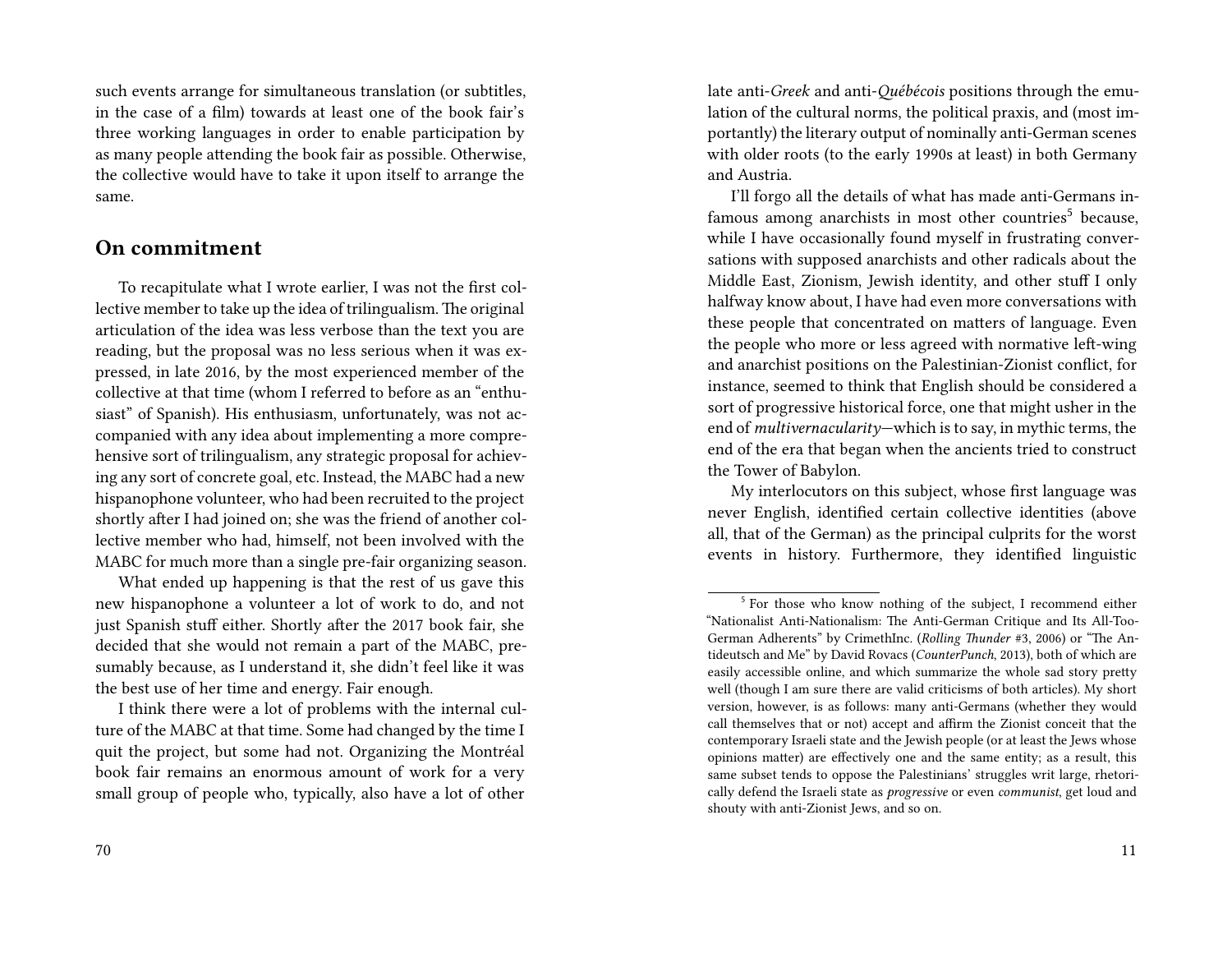such events arrange for simultaneous translation (or subtitles, in the case of a film) towards at least one of the book fair's three working languages in order to enable participation by as many people attending the book fair as possible. Otherwise, the collective would have to take it upon itself to arrange the same.

## On commitment

To recapitulate what I wrote earlier, I was not the first collective member to take up the idea of trilingualism. The original articulation of the idea was less verbose than the text you are reading, but the proposal was no less serious when it was expressed, in late 2016, by the most experienced member of the collective at that time (whom I referred to before as an "enthusiast" of Spanish). His enthusiasm, unfortunately, was not accompanied with any idea about implementing a more comprehensive sort of trilingualism, any strategic proposal for achieving any sort of concrete goal, etc. Instead, the MABC had a new hispanophone volunteer, who had been recruited to the project shortly after I had joined on; she was the friend of another collective member who had, himself, not been involved with the MABC for much more than a single pre-fair organizing season.

What ended up happening is that the rest of us gave this new hispanophone a volunteer a lot of work to do, and not just Spanish stuff either. Shortly after the 2017 book fair, she decided that she would not remain a part of the MABC, presumably because, as I understand it, she didn't feel like it was the best use of her time and energy. Fair enough.

I think there were a lot of problems with the internal culture of the MABC at that time. Some had changed by the time I quit the project, but some had not. Organizing the Montréal book fair remains an enormous amount of work for a very small group of people who, typically, also have a lot of other

late anti-*Greek* and anti-*Québécois* positions through the emulation of the cultural norms, the political praxis, and (most importantly) the literary output of nominally anti-German scenes with older roots (to the early 1990s at least) in both Germany and Austria.

I'll forgo all the details of what has made anti-Germans infamous among anarchists in most other countries[5] because, while I have occasionally found myself in frustrating conversations with supposed anarchists and other radicals about the Middle East, Zionism, Jewish identity, and other stuff I only halfway know about, I have had even more conversations with these people that concentrated on matters of language. Even the people who more or less agreed with normative left-wing and anarchist positions on the Palestinian-Zionist conflict, for instance, seemed to think that English should be considered a sort of progressive historical force, one that might usher in the end of *multivernacularity*—which is to say, in mythic terms, the end of the era that began when the ancients tried to construct the Tower of Babylon.

My interlocutors on this subject, whose first language was never English, identified certain collective identities (above all, that of the German) as the principal culprits for the worst events in history. Furthermore, they identified linguistic

[5] For those who know nothing of the subject, I recommend either "Nationalist Anti-Nationalism: The Anti-German Critique and Its All-Too-German Adherents" by CrimethInc. (*Rolling Thunder* #3, 2006) or "The Antideutsch and Me" by David Rovacs (*CounterPunch*, 2013), both of which are easily accessible online, and which summarize the whole sad story pretty well (though I am sure there are valid criticisms of both articles). My short version, however, is as follows: many anti-Germans (whether they would call themselves that or not) accept and affirm the Zionist conceit that the contemporary Israeli state and the Jewish people (or at least the Jews whose opinions matter) are effectively one and the same entity; as a result, this same subset tends to oppose the Palestinians' struggles writ large, rhetorically defend the Israeli state as *progressive* or even *communist*, get loud and shouty with anti-Zionist Jews, and so on.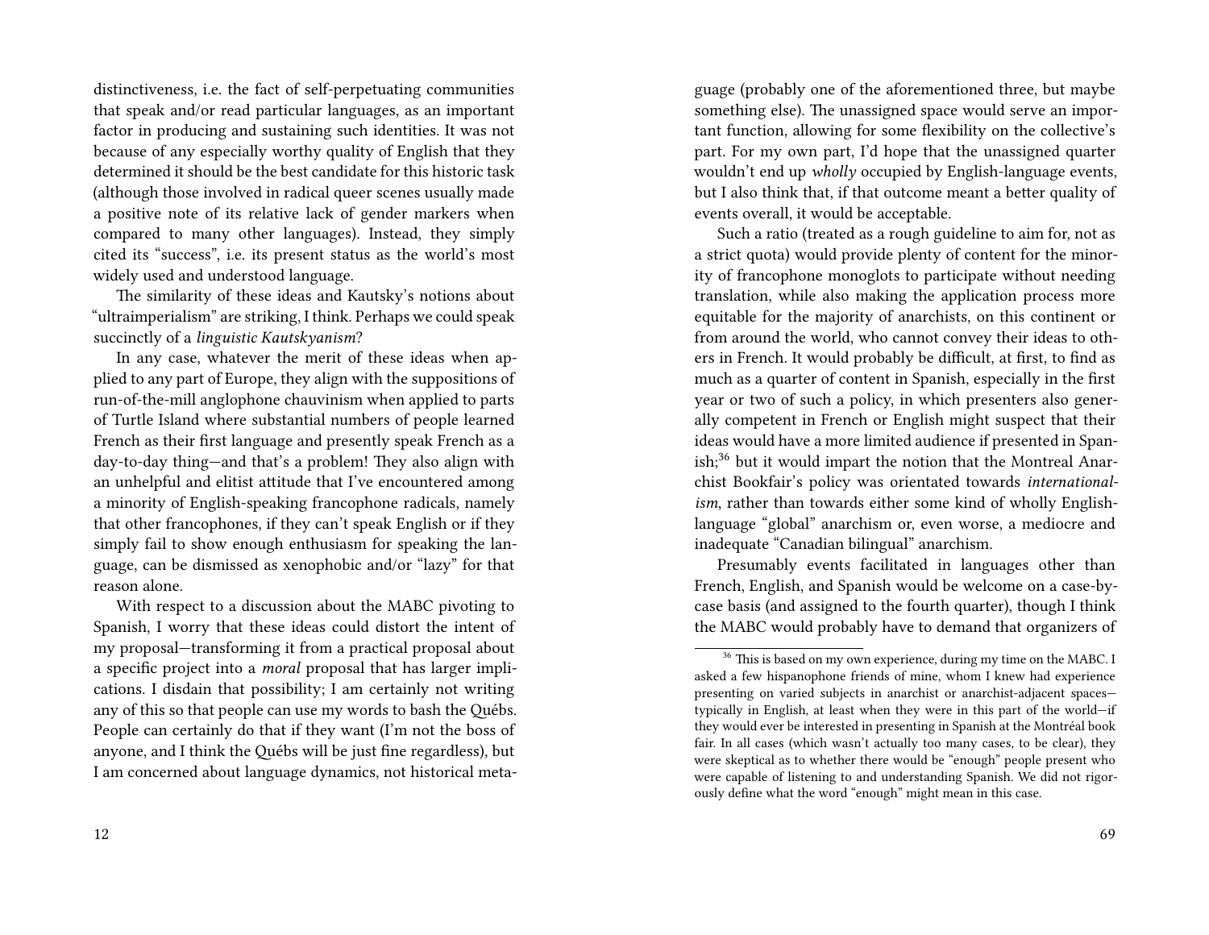distinctiveness, i.e. the fact of self-perpetuating communities that speak and/or read particular languages, as an important factor in producing and sustaining such identities. It was not because of any especially worthy quality of English that they determined it should be the best candidate for this historic task (although those involved in radical queer scenes usually made a positive note of its relative lack of gender markers when compared to many other languages). Instead, they simply cited its "success", i.e. its present status as the world's most widely used and understood language.

The similarity of these ideas and Kautsky's notions about "ultraimperialism" are striking, I think. Perhaps we could speak succinctly of a *linguistic Kautskyanism*?

In any case, whatever the merit of these ideas when applied to any part of Europe, they align with the suppositions of run-of-the-mill anglophone chauvinism when applied to parts of Turtle Island where substantial numbers of people learned French as their first language and presently speak French as a day-to-day thing—and that's a problem! They also align with an unhelpful and elitist attitude that I've encountered among a minority of English-speaking francophone radicals, namely that other francophones, if they can't speak English or if they simply fail to show enough enthusiasm for speaking the language, can be dismissed as xenophobic and/or "lazy" for that reason alone.

With respect to a discussion about the MABC pivoting to Spanish, I worry that these ideas could distort the intent of my proposal—transforming it from a practical proposal about a specific project into a *moral* proposal that has larger implications. I disdain that possibility; I am certainly not writing any of this so that people can use my words to bash the Québs. People can certainly do that if they want (I'm not the boss of anyone, and I think the Québs will be just fine regardless), but I am concerned about language dynamics, not historical meta-

guage (probably one of the aforementioned three, but maybe something else). The unassigned space would serve an important function, allowing for some flexibility on the collective's part. For my own part, I'd hope that the unassigned quarter wouldn't end up *wholly* occupied by English-language events, but I also think that, if that outcome meant a better quality of events overall, it would be acceptable.

Such a ratio (treated as a rough guideline to aim for, not as a strict quota) would provide plenty of content for the minority of francophone monoglots to participate without needing translation, while also making the application process more equitable for the majority of anarchists, on this continent or from around the world, who cannot convey their ideas to others in French. It would probably be difficult, at first, to find as much as a quarter of content in Spanish, especially in the first year or two of such a policy, in which presenters also generally competent in French or English might suspect that their ideas would have a more limited audience if presented in Spanish;[36] but it would impart the notion that the Montreal Anarchist Bookfair's policy was orientated towards *internationalism*, rather than towards either some kind of wholly English-language "global" anarchism or, even worse, a mediocre and inadequate "Canadian bilingual" anarchism.

Presumably events facilitated in languages other than French, English, and Spanish would be welcome on a case-by-case basis (and assigned to the fourth quarter), though I think the MABC would probably have to demand that organizers of

[36] This is based on my own experience, during my time on the MABC. I asked a few hispanophone friends of mine, whom I knew had experience presenting on varied subjects in anarchist or anarchist-adjacent spaces—typically in English, at least when they were in this part of the world—if they would ever be interested in presenting in Spanish at the Montréal book fair. In all cases (which wasn't actually too many cases, to be clear), they were skeptical as to whether there would be "enough" people present who were capable of listening to and understanding Spanish. We did not rigorously define what the word "enough" might mean in this case.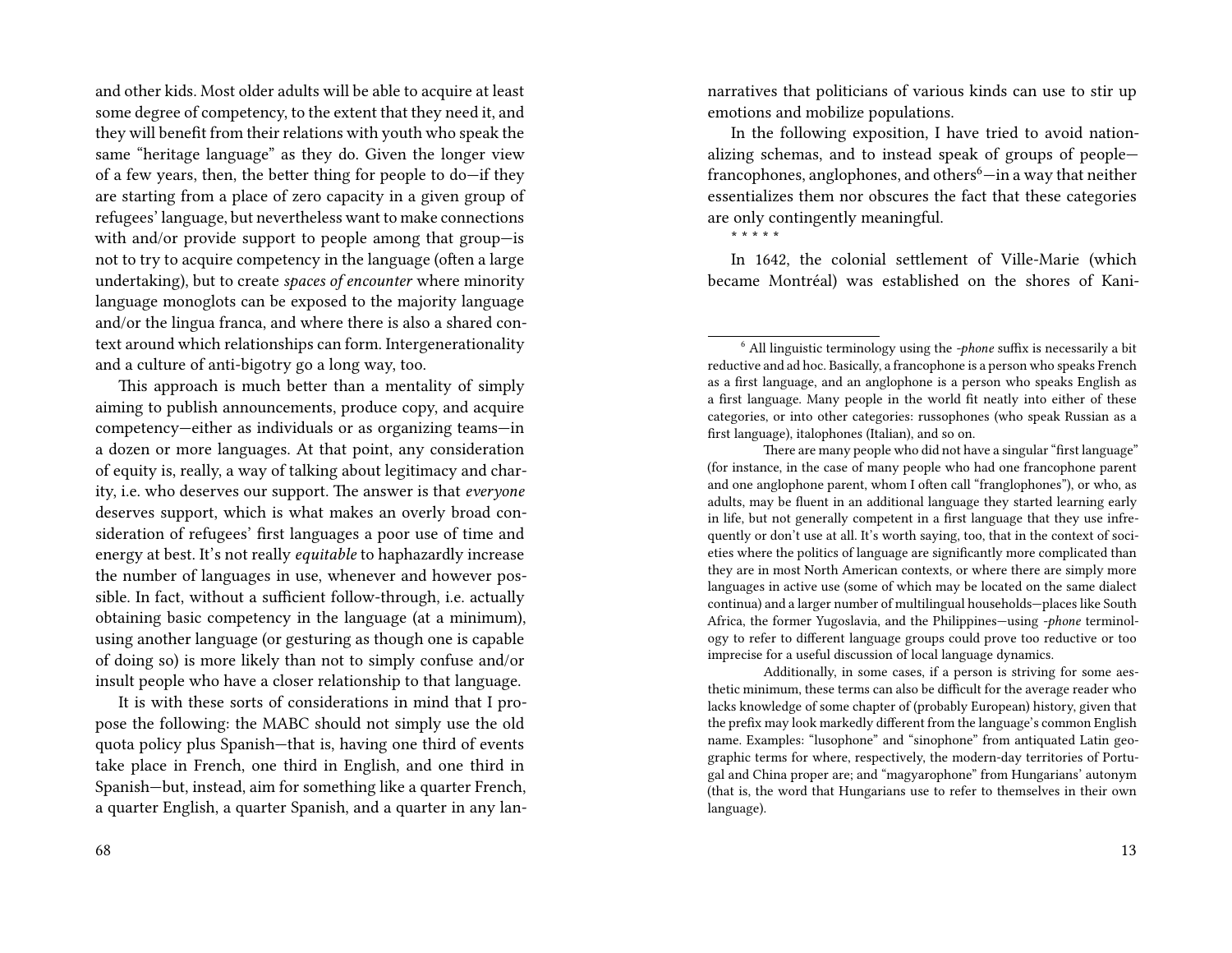and other kids. Most older adults will be able to acquire at least some degree of competency, to the extent that they need it, and they will benefit from their relations with youth who speak the same "heritage language" as they do. Given the longer view of a few years, then, the better thing for people to do—if they are starting from a place of zero capacity in a given group of refugees' language, but nevertheless want to make connections with and/or provide support to people among that group—is not to try to acquire competency in the language (often a large undertaking), but to create *spaces of encounter* where minority language monoglots can be exposed to the majority language and/or the lingua franca, and where there is also a shared context around which relationships can form. Intergenerationality and a culture of anti-bigotry go a long way, too.

This approach is much better than a mentality of simply aiming to publish announcements, produce copy, and acquire competency—either as individuals or as organizing teams—in a dozen or more languages. At that point, any consideration of equity is, really, a way of talking about legitimacy and charity, i.e. who deserves our support. The answer is that *everyone* deserves support, which is what makes an overly broad consideration of refugees' first languages a poor use of time and energy at best. It's not really *equitable* to haphazardly increase the number of languages in use, whenever and however possible. In fact, without a sufficient follow-through, i.e. actually obtaining basic competency in the language (at a minimum), using another language (or gesturing as though one is capable of doing so) is more likely than not to simply confuse and/or insult people who have a closer relationship to that language.

It is with these sorts of considerations in mind that I propose the following: the MABC should not simply use the old quota policy plus Spanish—that is, having one third of events take place in French, one third in English, and one third in Spanish—but, instead, aim for something like a quarter French, a quarter English, a quarter Spanish, and a quarter in any lan-

narratives that politicians of various kinds can use to stir up emotions and mobilize populations.

In the following exposition, I have tried to avoid nationalizing schemas, and to instead speak of groups of people—francophones, anglophones, and others[6]—in a way that neither essentializes them nor obscures the fact that these categories are only contingently meaningful.

\* \* \* \* \*

In 1642, the colonial settlement of Ville-Marie (which became Montréal) was established on the shores of Kani-

[6] All linguistic terminology using the *-phone* suffix is necessarily a bit reductive and ad hoc. Basically, a francophone is a person who speaks French as a first language, and an anglophone is a person who speaks English as a first language. Many people in the world fit neatly into either of these categories, or into other categories: russophones (who speak Russian as a first language), italophones (Italian), and so on.

There are many people who did not have a singular "first language" (for instance, in the case of many people who had one francophone parent and one anglophone parent, whom I often call "franglophones"), or who, as adults, may be fluent in an additional language they started learning early in life, but not generally competent in a first language that they use infrequently or don't use at all. It's worth saying, too, that in the context of societies where the politics of language are significantly more complicated than they are in most North American contexts, or where there are simply more languages in active use (some of which may be located on the same dialect continua) and a larger number of multilingual households—places like South Africa, the former Yugoslavia, and the Philippines—using *-phone* terminology to refer to different language groups could prove too reductive or too imprecise for a useful discussion of local language dynamics.

Additionally, in some cases, if a person is striving for some aesthetic minimum, these terms can also be difficult for the average reader who lacks knowledge of some chapter of (probably European) history, given that the prefix may look markedly different from the language's common English name. Examples: "lusophone" and "sinophone" from antiquated Latin geographic terms for where, respectively, the modern-day territories of Portugal and China proper are; and "magyarophone" from Hungarians' autonym (that is, the word that Hungarians use to refer to themselves in their own language).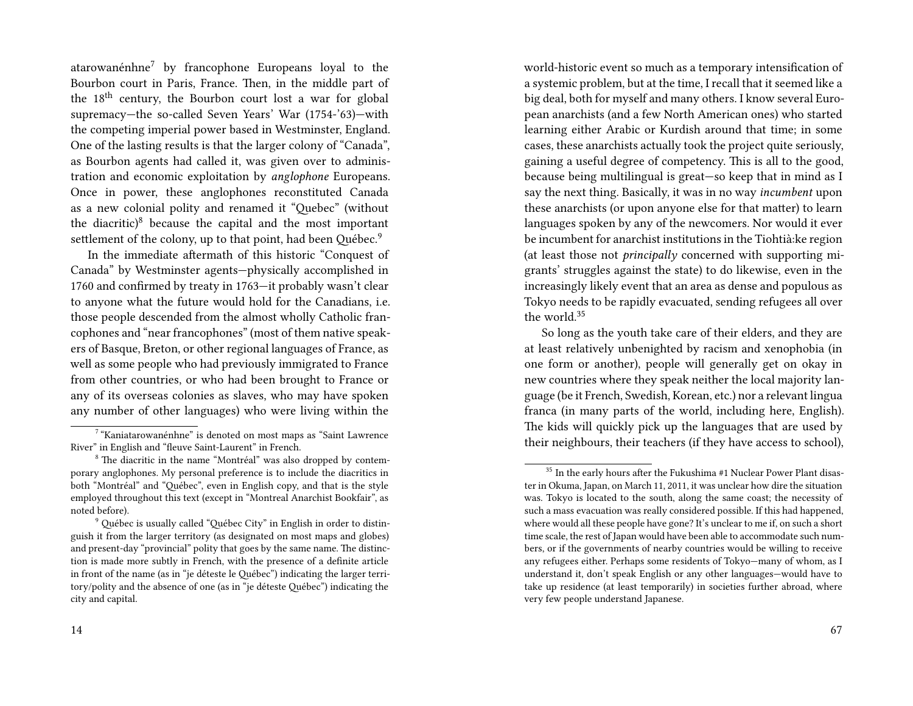atarowanénhne[7] by francophone Europeans loyal to the Bourbon court in Paris, France. Then, in the middle part of the 18th century, the Bourbon court lost a war for global supremacy—the so-called Seven Years' War (1754-'63)—with the competing imperial power based in Westminster, England. One of the lasting results is that the larger colony of "Canada", as Bourbon agents had called it, was given over to administration and economic exploitation by *anglophone* Europeans. Once in power, these anglophones reconstituted Canada as a new colonial polity and renamed it "Quebec" (without the diacritic)[8] because the capital and the most important settlement of the colony, up to that point, had been Québec.[9]

In the immediate aftermath of this historic "Conquest of Canada" by Westminster agents—physically accomplished in 1760 and confirmed by treaty in 1763—it probably wasn't clear to anyone what the future would hold for the Canadians, i.e. those people descended from the almost wholly Catholic francophones and "near francophones" (most of them native speakers of Basque, Breton, or other regional languages of France, as well as some people who had previously immigrated to France from other countries, or who had been brought to France or any of its overseas colonies as slaves, who may have spoken any number of other languages) who were living within the

[7] "Kaniatarowanénhne" is denoted on most maps as "Saint Lawrence River" in English and "fleuve Saint-Laurent" in French.

[8] The diacritic in the name "Montréal" was also dropped by contemporary anglophones. My personal preference is to include the diacritics in both "Montréal" and "Québec", even in English copy, and that is the style employed throughout this text (except in "Montreal Anarchist Bookfair", as noted before).

[9] Québec is usually called "Québec City" in English in order to distinguish it from the larger territory (as designated on most maps and globes) and present-day "provincial" polity that goes by the same name. The distinction is made more subtly in French, with the presence of a definite article in front of the name (as in "je déteste le Québec") indicating the larger territory/polity and the absence of one (as in "je déteste Québec") indicating the city and capital.

world-historic event so much as a temporary intensification of a systemic problem, but at the time, I recall that it seemed like a big deal, both for myself and many others. I know several European anarchists (and a few North American ones) who started learning either Arabic or Kurdish around that time; in some cases, these anarchists actually took the project quite seriously, gaining a useful degree of competency. This is all to the good, because being multilingual is great—so keep that in mind as I say the next thing. Basically, it was in no way *incumbent* upon these anarchists (or upon anyone else for that matter) to learn languages spoken by any of the newcomers. Nor would it ever be incumbent for anarchist institutions in the Tiohtià:ke region (at least those not *principally* concerned with supporting migrants' struggles against the state) to do likewise, even in the increasingly likely event that an area as dense and populous as Tokyo needs to be rapidly evacuated, sending refugees all over the world.[35]

So long as the youth take care of their elders, and they are at least relatively unbenighted by racism and xenophobia (in one form or another), people will generally get on okay in new countries where they speak neither the local majority language (be it French, Swedish, Korean, etc.) nor a relevant lingua franca (in many parts of the world, including here, English). The kids will quickly pick up the languages that are used by their neighbours, their teachers (if they have access to school),

[35] In the early hours after the Fukushima #1 Nuclear Power Plant disaster in Okuma, Japan, on March 11, 2011, it was unclear how dire the situation was. Tokyo is located to the south, along the same coast; the necessity of such a mass evacuation was really considered possible. If this had happened, where would all these people have gone? It's unclear to me if, on such a short time scale, the rest of Japan would have been able to accommodate such numbers, or if the governments of nearby countries would be willing to receive any refugees either. Perhaps some residents of Tokyo—many of whom, as I understand it, don't speak English or any other languages—would have to take up residence (at least temporarily) in societies further abroad, where very few people understand Japanese.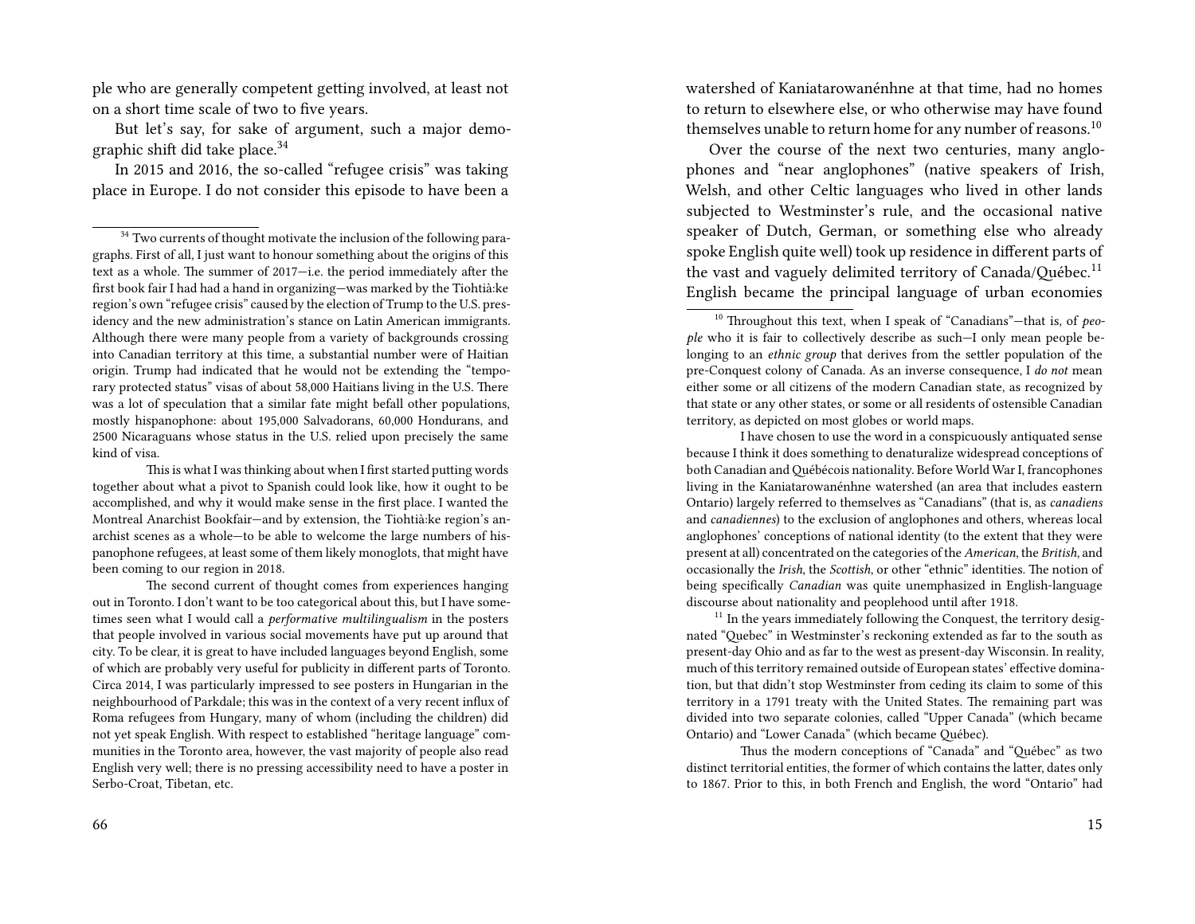ple who are generally competent getting involved, at least not on a short time scale of two to five years.

But let's say, for sake of argument, such a major demographic shift did take place.[34]

In 2015 and 2016, the so-called "refugee crisis" was taking place in Europe. I do not consider this episode to have been a

[34] Two currents of thought motivate the inclusion of the following paragraphs. First of all, I just want to honour something about the origins of this text as a whole. The summer of 2017—i.e. the period immediately after the first book fair I had had a hand in organizing—was marked by the Tiohtià:ke region's own "refugee crisis" caused by the election of Trump to the U.S. presidency and the new administration's stance on Latin American immigrants. Although there were many people from a variety of backgrounds crossing into Canadian territory at this time, a substantial number were of Haitian origin. Trump had indicated that he would not be extending the "temporary protected status" visas of about 58,000 Haitians living in the U.S. There was a lot of speculation that a similar fate might befall other populations, mostly hispanophone: about 195,000 Salvadorans, 60,000 Hondurans, and 2500 Nicaraguans whose status in the U.S. relied upon precisely the same kind of visa.

This is what I was thinking about when I first started putting words together about what a pivot to Spanish could look like, how it ought to be accomplished, and why it would make sense in the first place. I wanted the Montreal Anarchist Bookfair—and by extension, the Tiohtià:ke region's anarchist scenes as a whole—to be able to welcome the large numbers of hispanophone refugees, at least some of them likely monoglots, that might have been coming to our region in 2018.

The second current of thought comes from experiences hanging out in Toronto. I don't want to be too categorical about this, but I have sometimes seen what I would call a *performative multilingualism* in the posters that people involved in various social movements have put up around that city. To be clear, it is great to have included languages beyond English, some of which are probably very useful for publicity in different parts of Toronto. Circa 2014, I was particularly impressed to see posters in Hungarian in the neighbourhood of Parkdale; this was in the context of a very recent influx of Roma refugees from Hungary, many of whom (including the children) did not yet speak English. With respect to established "heritage language" communities in the Toronto area, however, the vast majority of people also read English very well; there is no pressing accessibility need to have a poster in Serbo-Croat, Tibetan, etc.

watershed of Kaniatarowanénhne at that time, had no homes to return to elsewhere else, or who otherwise may have found themselves unable to return home for any number of reasons.[10]

Over the course of the next two centuries, many anglophones and "near anglophones" (native speakers of Irish, Welsh, and other Celtic languages who lived in other lands subjected to Westminster's rule, and the occasional native speaker of Dutch, German, or something else who already spoke English quite well) took up residence in different parts of the vast and vaguely delimited territory of Canada/Québec.[11] English became the principal language of urban economies

[10] Throughout this text, when I speak of "Canadians"—that is, of *people* who it is fair to collectively describe as such—I only mean people belonging to an *ethnic group* that derives from the settler population of the pre-Conquest colony of Canada. As an inverse consequence, I *do not* mean either some or all citizens of the modern Canadian state, as recognized by that state or any other states, or some or all residents of ostensible Canadian territory, as depicted on most globes or world maps.

I have chosen to use the word in a conspicuously antiquated sense because I think it does something to denaturalize widespread conceptions of both Canadian and Québécois nationality. Before World War I, francophones living in the Kaniatarowanénhne watershed (an area that includes eastern Ontario) largely referred to themselves as "Canadians" (that is, as *canadiens* and *canadiennes*) to the exclusion of anglophones and others, whereas local anglophones' conceptions of national identity (to the extent that they were present at all) concentrated on the categories of the *American*, the *British*, and occasionally the *Irish*, the *Scottish*, or other "ethnic" identities. The notion of being specifically *Canadian* was quite unemphasized in English-language discourse about nationality and peoplehood until after 1918.

[11] In the years immediately following the Conquest, the territory designated "Quebec" in Westminster's reckoning extended as far to the south as present-day Ohio and as far to the west as present-day Wisconsin. In reality, much of this territory remained outside of European states' effective domination, but that didn't stop Westminster from ceding its claim to some of this territory in a 1791 treaty with the United States. The remaining part was divided into two separate colonies, called "Upper Canada" (which became Ontario) and "Lower Canada" (which became Québec).

Thus the modern conceptions of "Canada" and "Québec" as two distinct territorial entities, the former of which contains the latter, dates only to 1867. Prior to this, in both French and English, the word "Ontario" had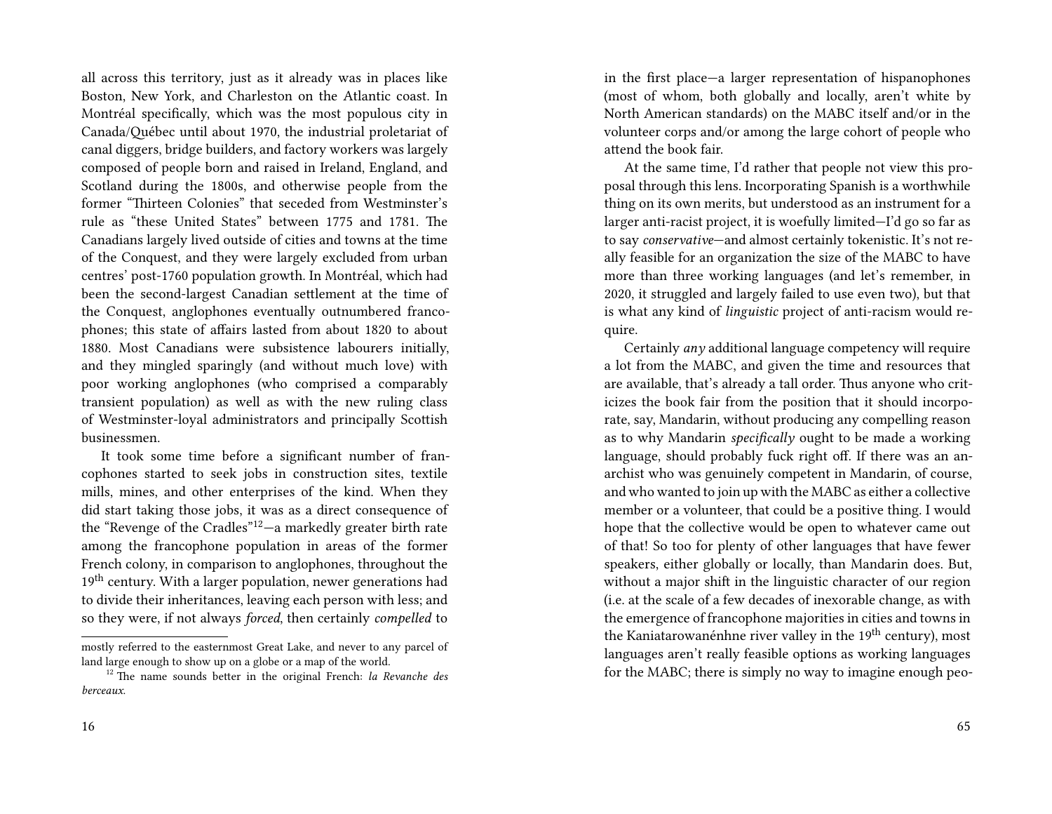all across this territory, just as it already was in places like Boston, New York, and Charleston on the Atlantic coast. In Montréal specifically, which was the most populous city in Canada/Québec until about 1970, the industrial proletariat of canal diggers, bridge builders, and factory workers was largely composed of people born and raised in Ireland, England, and Scotland during the 1800s, and otherwise people from the former "Thirteen Colonies" that seceded from Westminster's rule as "these United States" between 1775 and 1781. The Canadians largely lived outside of cities and towns at the time of the Conquest, and they were largely excluded from urban centres' post-1760 population growth. In Montréal, which had been the second-largest Canadian settlement at the time of the Conquest, anglophones eventually outnumbered francophones; this state of affairs lasted from about 1820 to about 1880. Most Canadians were subsistence labourers initially, and they mingled sparingly (and without much love) with poor working anglophones (who comprised a comparably transient population) as well as with the new ruling class of Westminster-loyal administrators and principally Scottish businessmen.

It took some time before a significant number of francophones started to seek jobs in construction sites, textile mills, mines, and other enterprises of the kind. When they did start taking those jobs, it was as a direct consequence of the "Revenge of the Cradles"[12]—a markedly greater birth rate among the francophone population in areas of the former French colony, in comparison to anglophones, throughout the 19th century. With a larger population, newer generations had to divide their inheritances, leaving each person with less; and so they were, if not always *forced*, then certainly *compelled* to

mostly referred to the easternmost Great Lake, and never to any parcel of land large enough to show up on a globe or a map of the world.

[12] The name sounds better in the original French: *la Revanche des berceaux.*

in the first place—a larger representation of hispanophones (most of whom, both globally and locally, aren't white by North American standards) on the MABC itself and/or in the volunteer corps and/or among the large cohort of people who attend the book fair.

At the same time, I'd rather that people not view this proposal through this lens. Incorporating Spanish is a worthwhile thing on its own merits, but understood as an instrument for a larger anti-racist project, it is woefully limited—I'd go so far as to say *conservative*—and almost certainly tokenistic. It's not really feasible for an organization the size of the MABC to have more than three working languages (and let's remember, in 2020, it struggled and largely failed to use even two), but that is what any kind of *linguistic* project of anti-racism would require.

Certainly *any* additional language competency will require a lot from the MABC, and given the time and resources that are available, that's already a tall order. Thus anyone who criticizes the book fair from the position that it should incorporate, say, Mandarin, without producing any compelling reason as to why Mandarin *specifically* ought to be made a working language, should probably fuck right off. If there was an anarchist who was genuinely competent in Mandarin, of course, and who wanted to join up with the MABC as either a collective member or a volunteer, that could be a positive thing. I would hope that the collective would be open to whatever came out of that! So too for plenty of other languages that have fewer speakers, either globally or locally, than Mandarin does. But, without a major shift in the linguistic character of our region (i.e. at the scale of a few decades of inexorable change, as with the emergence of francophone majorities in cities and towns in the Kaniatarowanénhne river valley in the 19th century), most languages aren't really feasible options as working languages for the MABC; there is simply no way to imagine enough peo-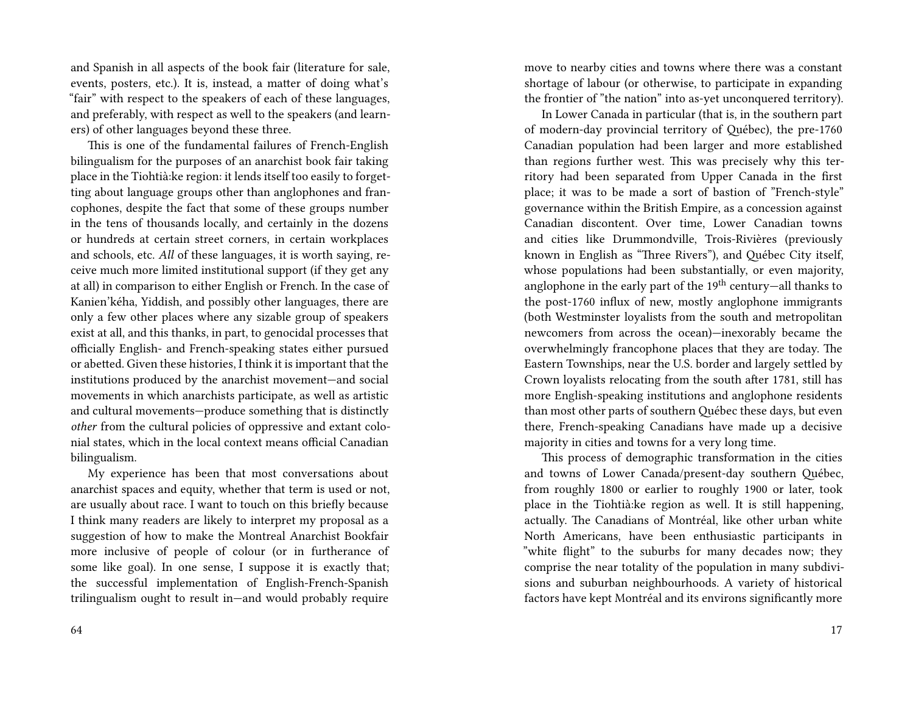and Spanish in all aspects of the book fair (literature for sale, events, posters, etc.). It is, instead, a matter of doing what's "fair" with respect to the speakers of each of these languages, and preferably, with respect as well to the speakers (and learners) of other languages beyond these three.

This is one of the fundamental failures of French-English bilingualism for the purposes of an anarchist book fair taking place in the Tiohtià:ke region: it lends itself too easily to forgetting about language groups other than anglophones and francophones, despite the fact that some of these groups number in the tens of thousands locally, and certainly in the dozens or hundreds at certain street corners, in certain workplaces and schools, etc. *All* of these languages, it is worth saying, receive much more limited institutional support (if they get any at all) in comparison to either English or French. In the case of Kanien'kéha, Yiddish, and possibly other languages, there are only a few other places where any sizable group of speakers exist at all, and this thanks, in part, to genocidal processes that officially English- and French-speaking states either pursued or abetted. Given these histories, I think it is important that the institutions produced by the anarchist movement—and social movements in which anarchists participate, as well as artistic and cultural movements—produce something that is distinctly *other* from the cultural policies of oppressive and extant colonial states, which in the local context means official Canadian bilingualism.

My experience has been that most conversations about anarchist spaces and equity, whether that term is used or not, are usually about race. I want to touch on this briefly because I think many readers are likely to interpret my proposal as a suggestion of how to make the Montreal Anarchist Bookfair more inclusive of people of colour (or in furtherance of some like goal). In one sense, I suppose it is exactly that; the successful implementation of English-French-Spanish trilingualism ought to result in—and would probably require

move to nearby cities and towns where there was a constant shortage of labour (or otherwise, to participate in expanding the frontier of "the nation" into as-yet unconquered territory).

In Lower Canada in particular (that is, in the southern part of modern-day provincial territory of Québec), the pre-1760 Canadian population had been larger and more established than regions further west. This was precisely why this territory had been separated from Upper Canada in the first place; it was to be made a sort of bastion of "French-style" governance within the British Empire, as a concession against Canadian discontent. Over time, Lower Canadian towns and cities like Drummondville, Trois-Rivières (previously known in English as "Three Rivers"), and Québec City itself, whose populations had been substantially, or even majority, anglophone in the early part of the 19th century—all thanks to the post-1760 influx of new, mostly anglophone immigrants (both Westminster loyalists from the south and metropolitan newcomers from across the ocean)—inexorably became the overwhelmingly francophone places that they are today. The Eastern Townships, near the U.S. border and largely settled by Crown loyalists relocating from the south after 1781, still has more English-speaking institutions and anglophone residents than most other parts of southern Québec these days, but even there, French-speaking Canadians have made up a decisive majority in cities and towns for a very long time.

This process of demographic transformation in the cities and towns of Lower Canada/present-day southern Québec, from roughly 1800 or earlier to roughly 1900 or later, took place in the Tiohtià:ke region as well. It is still happening, actually. The Canadians of Montréal, like other urban white North Americans, have been enthusiastic participants in "white flight" to the suburbs for many decades now; they comprise the near totality of the population in many subdivisions and suburban neighbourhoods. A variety of historical factors have kept Montréal and its environs significantly more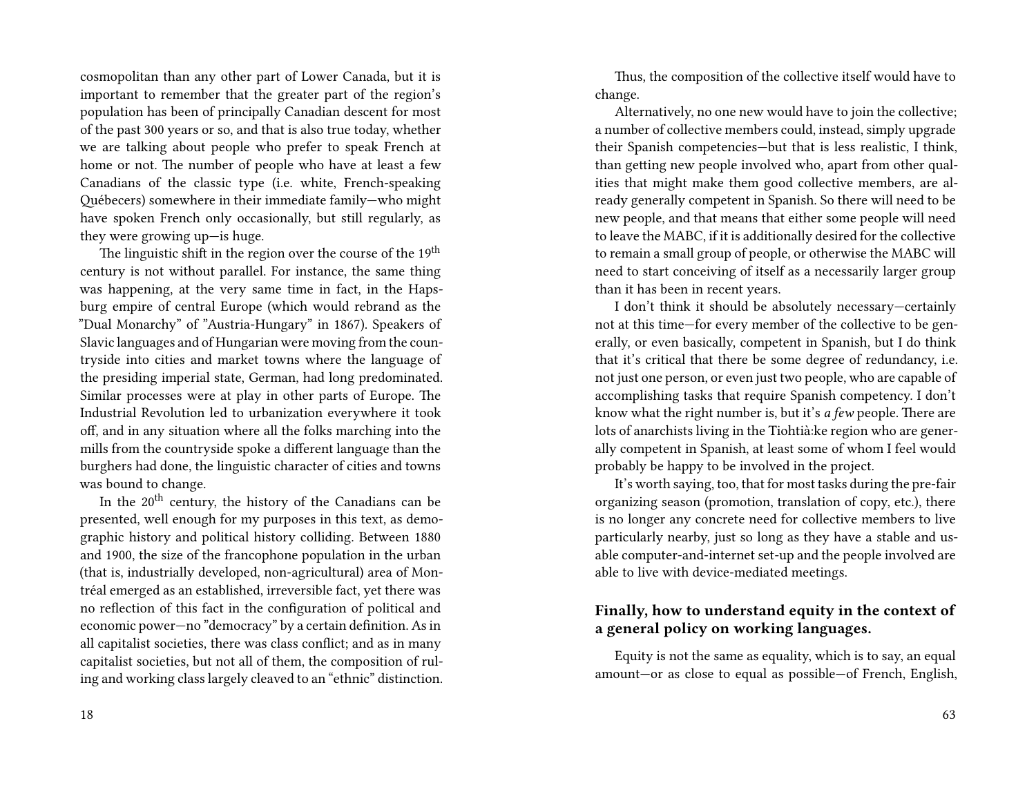cosmopolitan than any other part of Lower Canada, but it is important to remember that the greater part of the region's population has been of principally Canadian descent for most of the past 300 years or so, and that is also true today, whether we are talking about people who prefer to speak French at home or not. The number of people who have at least a few Canadians of the classic type (i.e. white, French-speaking Québecers) somewhere in their immediate family—who might have spoken French only occasionally, but still regularly, as they were growing up—is huge.

The linguistic shift in the region over the course of the 19th century is not without parallel. For instance, the same thing was happening, at the very same time in fact, in the Hapsburg empire of central Europe (which would rebrand as the "Dual Monarchy" of "Austria-Hungary" in 1867). Speakers of Slavic languages and of Hungarian were moving from the countryside into cities and market towns where the language of the presiding imperial state, German, had long predominated. Similar processes were at play in other parts of Europe. The Industrial Revolution led to urbanization everywhere it took off, and in any situation where all the folks marching into the mills from the countryside spoke a different language than the burghers had done, the linguistic character of cities and towns was bound to change.

In the 20th century, the history of the Canadians can be presented, well enough for my purposes in this text, as demographic history and political history colliding. Between 1880 and 1900, the size of the francophone population in the urban (that is, industrially developed, non-agricultural) area of Montréal emerged as an established, irreversible fact, yet there was no reflection of this fact in the configuration of political and economic power—no "democracy" by a certain definition. As in all capitalist societies, there was class conflict; and as in many capitalist societies, but not all of them, the composition of ruling and working class largely cleaved to an "ethnic" distinction.

Thus, the composition of the collective itself would have to change.

Alternatively, no one new would have to join the collective; a number of collective members could, instead, simply upgrade their Spanish competencies—but that is less realistic, I think, than getting new people involved who, apart from other qualities that might make them good collective members, are already generally competent in Spanish. So there will need to be new people, and that means that either some people will need to leave the MABC, if it is additionally desired for the collective to remain a small group of people, or otherwise the MABC will need to start conceiving of itself as a necessarily larger group than it has been in recent years.

I don't think it should be absolutely necessary—certainly not at this time—for every member of the collective to be generally, or even basically, competent in Spanish, but I do think that it's critical that there be some degree of redundancy, i.e. not just one person, or even just two people, who are capable of accomplishing tasks that require Spanish competency. I don't know what the right number is, but it's *a few* people. There are lots of anarchists living in the Tiohtià:ke region who are generally competent in Spanish, at least some of whom I feel would probably be happy to be involved in the project.

It's worth saying, too, that for most tasks during the pre-fair organizing season (promotion, translation of copy, etc.), there is no longer any concrete need for collective members to live particularly nearby, just so long as they have a stable and usable computer-and-internet set-up and the people involved are able to live with device-mediated meetings.

### Finally, how to understand equity in the context of a general policy on working languages.

Equity is not the same as equality, which is to say, an equal amount—or as close to equal as possible—of French, English,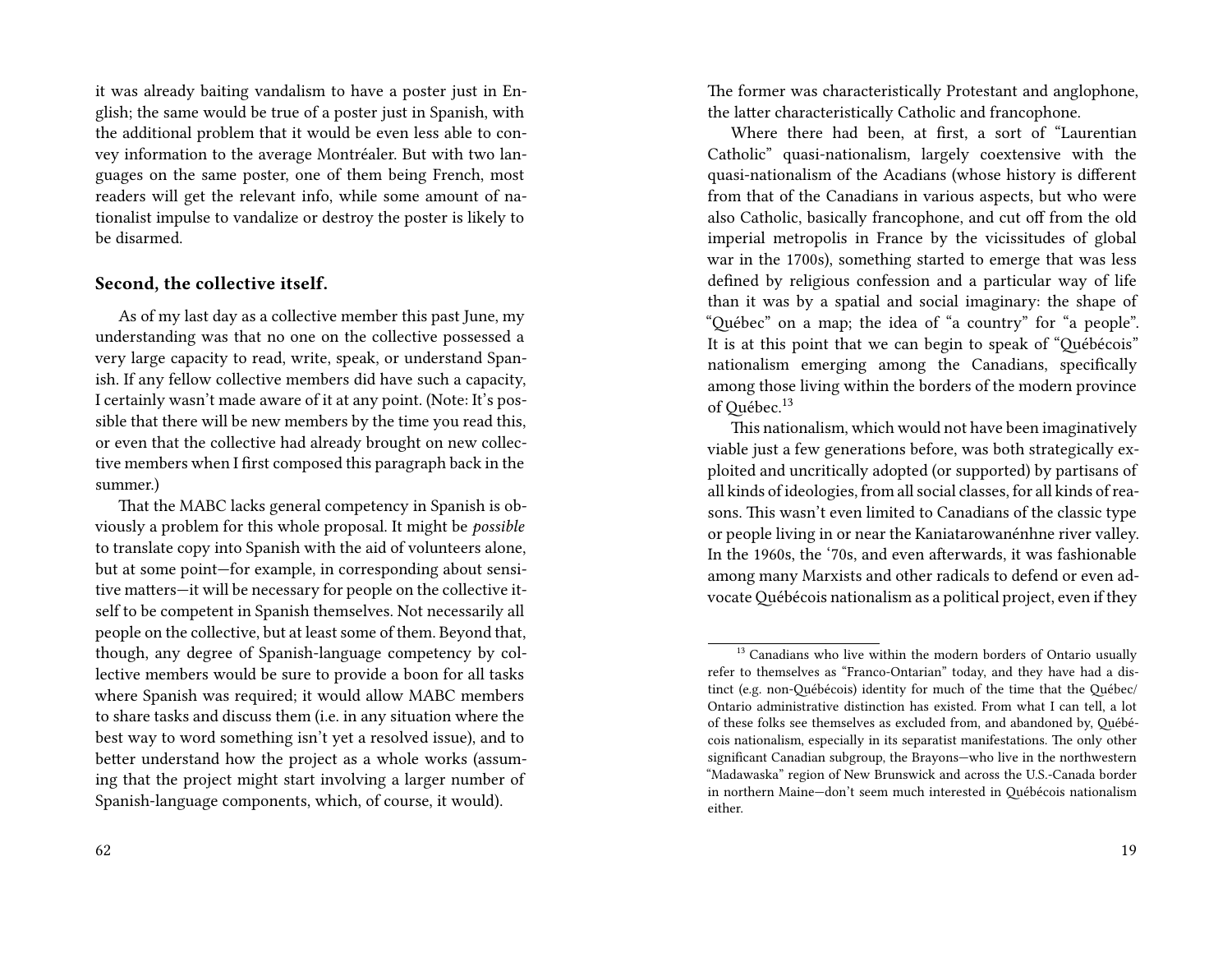it was already baiting vandalism to have a poster just in English; the same would be true of a poster just in Spanish, with the additional problem that it would be even less able to convey information to the average Montréaler. But with two languages on the same poster, one of them being French, most readers will get the relevant info, while some amount of nationalist impulse to vandalize or destroy the poster is likely to be disarmed.

### Second, the collective itself.

As of my last day as a collective member this past June, my understanding was that no one on the collective possessed a very large capacity to read, write, speak, or understand Spanish. If any fellow collective members did have such a capacity, I certainly wasn't made aware of it at any point. (Note: It's possible that there will be new members by the time you read this, or even that the collective had already brought on new collective members when I first composed this paragraph back in the summer.)

That the MABC lacks general competency in Spanish is obviously a problem for this whole proposal. It might be *possible* to translate copy into Spanish with the aid of volunteers alone, but at some point—for example, in corresponding about sensitive matters—it will be necessary for people on the collective itself to be competent in Spanish themselves. Not necessarily all people on the collective, but at least some of them. Beyond that, though, any degree of Spanish-language competency by collective members would be sure to provide a boon for all tasks where Spanish was required; it would allow MABC members to share tasks and discuss them (i.e. in any situation where the best way to word something isn't yet a resolved issue), and to better understand how the project as a whole works (assuming that the project might start involving a larger number of Spanish-language components, which, of course, it would).

The former was characteristically Protestant and anglophone, the latter characteristically Catholic and francophone.

Where there had been, at first, a sort of "Laurentian Catholic" quasi-nationalism, largely coextensive with the quasi-nationalism of the Acadians (whose history is different from that of the Canadians in various aspects, but who were also Catholic, basically francophone, and cut off from the old imperial metropolis in France by the vicissitudes of global war in the 1700s), something started to emerge that was less defined by religious confession and a particular way of life than it was by a spatial and social imaginary: the shape of "Québec" on a map; the idea of "a country" for "a people". It is at this point that we can begin to speak of "Québécois" nationalism emerging among the Canadians, specifically among those living within the borders of the modern province of Québec.[13]

This nationalism, which would not have been imaginatively viable just a few generations before, was both strategically exploited and uncritically adopted (or supported) by partisans of all kinds of ideologies, from all social classes, for all kinds of reasons. This wasn't even limited to Canadians of the classic type or people living in or near the Kaniatarowanénhne river valley. In the 1960s, the '70s, and even afterwards, it was fashionable among many Marxists and other radicals to defend or even advocate Québécois nationalism as a political project, even if they

[13] Canadians who live within the modern borders of Ontario usually refer to themselves as "Franco-Ontarian" today, and they have had a distinct (e.g. non-Québécois) identity for much of the time that the Québec/Ontario administrative distinction has existed. From what I can tell, a lot of these folks see themselves as excluded from, and abandoned by, Québécois nationalism, especially in its separatist manifestations. The only other significant Canadian subgroup, the Brayons—who live in the northwestern "Madawaska" region of New Brunswick and across the U.S.-Canada border in northern Maine—don't seem much interested in Québécois nationalism either.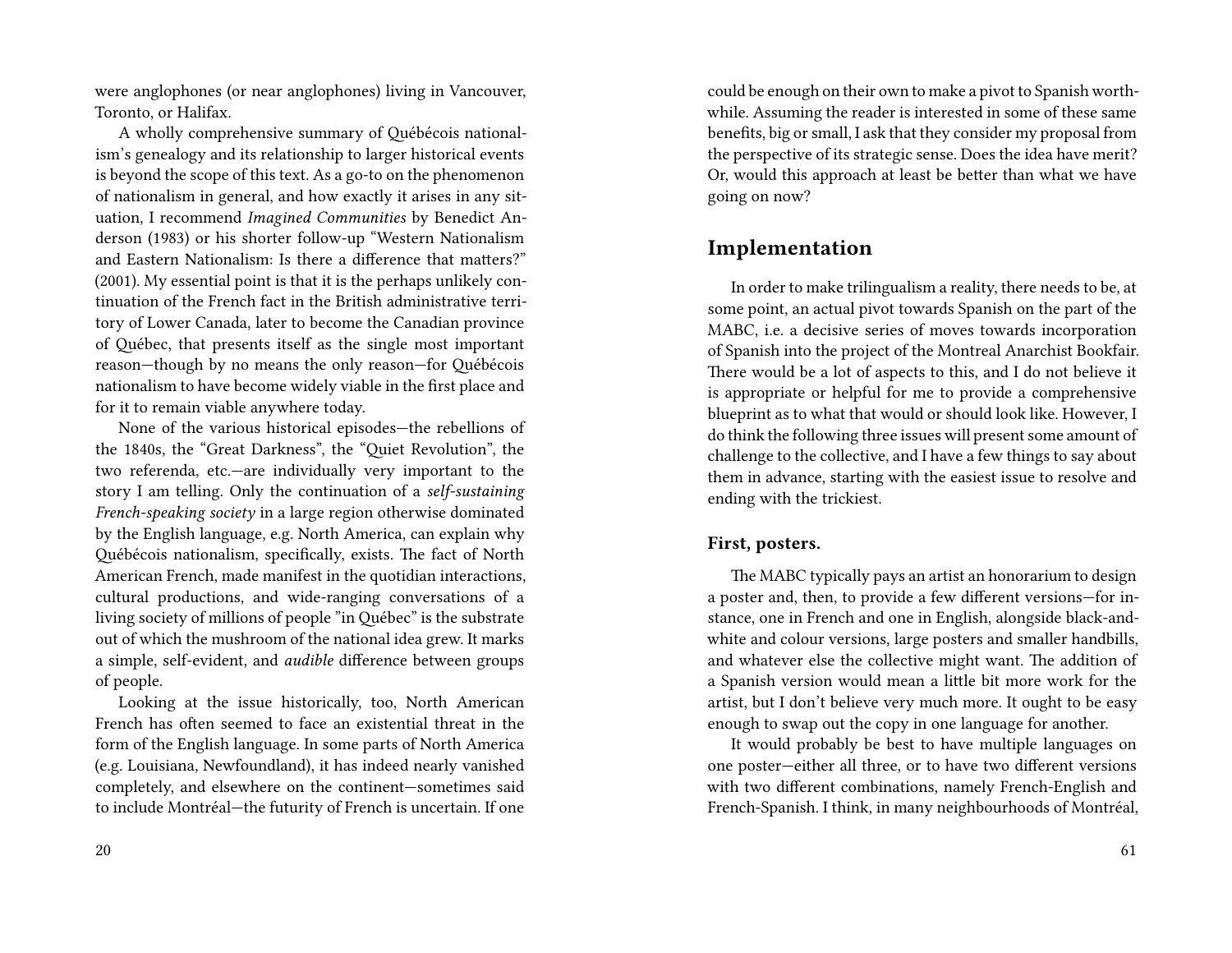were anglophones (or near anglophones) living in Vancouver, Toronto, or Halifax.

A wholly comprehensive summary of Québécois nationalism's genealogy and its relationship to larger historical events is beyond the scope of this text. As a go-to on the phenomenon of nationalism in general, and how exactly it arises in any situation, I recommend *Imagined Communities* by Benedict Anderson (1983) or his shorter follow-up "Western Nationalism and Eastern Nationalism: Is there a difference that matters?" (2001). My essential point is that it is the perhaps unlikely continuation of the French fact in the British administrative territory of Lower Canada, later to become the Canadian province of Québec, that presents itself as the single most important reason—though by no means the only reason—for Québécois nationalism to have become widely viable in the first place and for it to remain viable anywhere today.

None of the various historical episodes—the rebellions of the 1840s, the "Great Darkness", the "Quiet Revolution", the two referenda, etc.—are individually very important to the story I am telling. Only the continuation of a *self-sustaining French-speaking society* in a large region otherwise dominated by the English language, e.g. North America, can explain why Québécois nationalism, specifically, exists. The fact of North American French, made manifest in the quotidian interactions, cultural productions, and wide-ranging conversations of a living society of millions of people "in Québec" is the substrate out of which the mushroom of the national idea grew. It marks a simple, self-evident, and *audible* difference between groups of people.

Looking at the issue historically, too, North American French has often seemed to face an existential threat in the form of the English language. In some parts of North America (e.g. Louisiana, Newfoundland), it has indeed nearly vanished completely, and elsewhere on the continent—sometimes said to include Montréal—the futurity of French is uncertain. If one

could be enough on their own to make a pivot to Spanish worthwhile. Assuming the reader is interested in some of these same benefits, big or small, I ask that they consider my proposal from the perspective of its strategic sense. Does the idea have merit? Or, would this approach at least be better than what we have going on now?

## Implementation

In order to make trilingualism a reality, there needs to be, at some point, an actual pivot towards Spanish on the part of the MABC, i.e. a decisive series of moves towards incorporation of Spanish into the project of the Montreal Anarchist Bookfair. There would be a lot of aspects to this, and I do not believe it is appropriate or helpful for me to provide a comprehensive blueprint as to what that would or should look like. However, I do think the following three issues will present some amount of challenge to the collective, and I have a few things to say about them in advance, starting with the easiest issue to resolve and ending with the trickiest.

### First, posters.

The MABC typically pays an artist an honorarium to design a poster and, then, to provide a few different versions—for instance, one in French and one in English, alongside black-and-white and colour versions, large posters and smaller handbills, and whatever else the collective might want. The addition of a Spanish version would mean a little bit more work for the artist, but I don't believe very much more. It ought to be easy enough to swap out the copy in one language for another.

It would probably be best to have multiple languages on one poster—either all three, or to have two different versions with two different combinations, namely French-English and French-Spanish. I think, in many neighbourhoods of Montréal,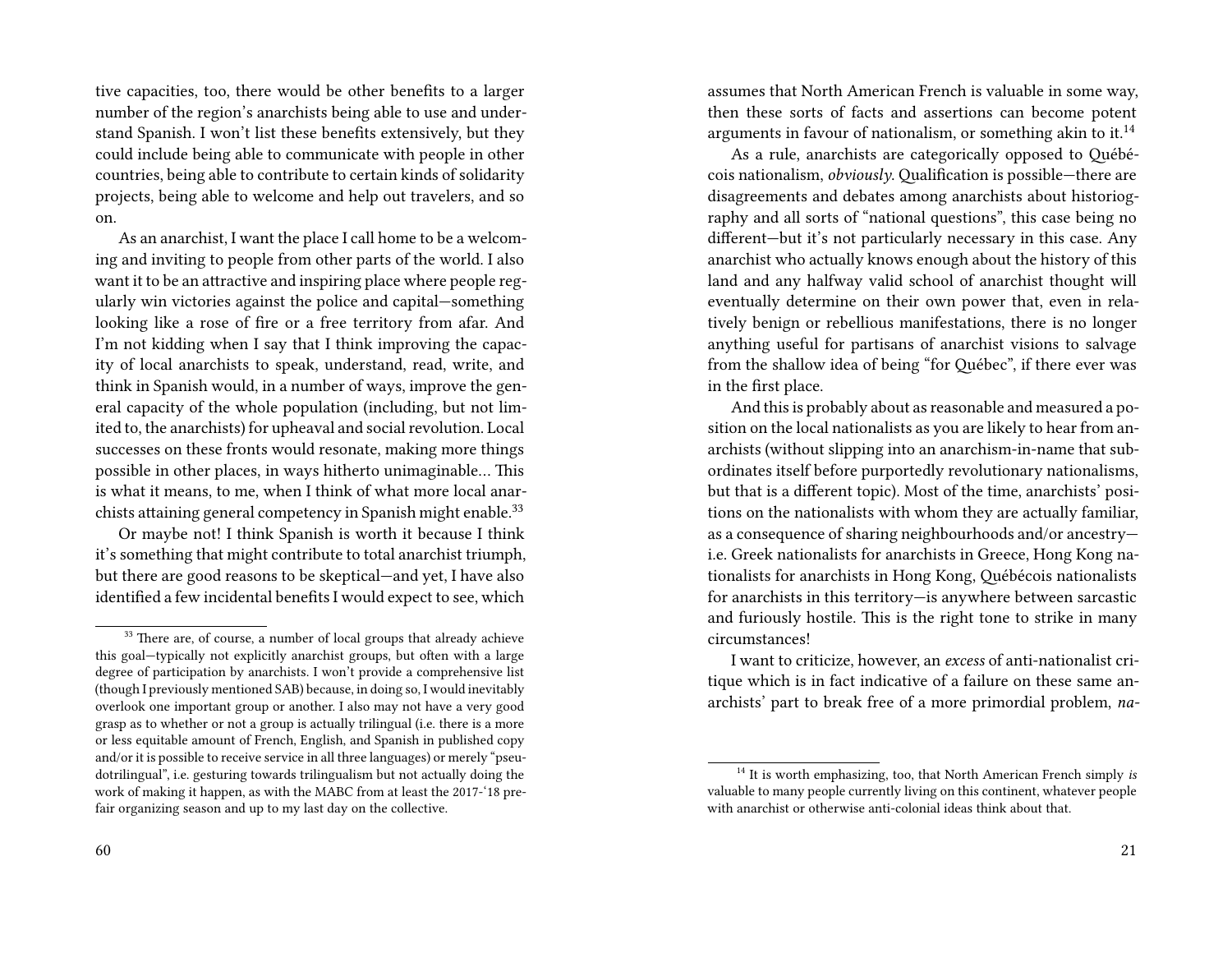tive capacities, too, there would be other benefits to a larger number of the region's anarchists being able to use and understand Spanish. I won't list these benefits extensively, but they could include being able to communicate with people in other countries, being able to contribute to certain kinds of solidarity projects, being able to welcome and help out travelers, and so on.

As an anarchist, I want the place I call home to be a welcoming and inviting to people from other parts of the world. I also want it to be an attractive and inspiring place where people regularly win victories against the police and capital—something looking like a rose of fire or a free territory from afar. And I'm not kidding when I say that I think improving the capacity of local anarchists to speak, understand, read, write, and think in Spanish would, in a number of ways, improve the general capacity of the whole population (including, but not limited to, the anarchists) for upheaval and social revolution. Local successes on these fronts would resonate, making more things possible in other places, in ways hitherto unimaginable… This is what it means, to me, when I think of what more local anarchists attaining general competency in Spanish might enable.[33]

Or maybe not! I think Spanish is worth it because I think it's something that might contribute to total anarchist triumph, but there are good reasons to be skeptical—and yet, I have also identified a few incidental benefits I would expect to see, which

[33] There are, of course, a number of local groups that already achieve this goal—typically not explicitly anarchist groups, but often with a large degree of participation by anarchists. I won't provide a comprehensive list (though I previously mentioned SAB) because, in doing so, I would inevitably overlook one important group or another. I also may not have a very good grasp as to whether or not a group is actually trilingual (i.e. there is a more or less equitable amount of French, English, and Spanish in published copy and/or it is possible to receive service in all three languages) or merely "pseudotrilingual", i.e. gesturing towards trilingualism but not actually doing the work of making it happen, as with the MABC from at least the 2017-'18 prefair organizing season and up to my last day on the collective.

assumes that North American French is valuable in some way, then these sorts of facts and assertions can become potent arguments in favour of nationalism, or something akin to it.[14]

As a rule, anarchists are categorically opposed to Québécois nationalism, *obviously*. Qualification is possible—there are disagreements and debates among anarchists about historiography and all sorts of "national questions", this case being no different—but it's not particularly necessary in this case. Any anarchist who actually knows enough about the history of this land and any halfway valid school of anarchist thought will eventually determine on their own power that, even in relatively benign or rebellious manifestations, there is no longer anything useful for partisans of anarchist visions to salvage from the shallow idea of being "for Québec", if there ever was in the first place.

And this is probably about as reasonable and measured a position on the local nationalists as you are likely to hear from anarchists (without slipping into an anarchism-in-name that subordinates itself before purportedly revolutionary nationalisms, but that is a different topic). Most of the time, anarchists' positions on the nationalists with whom they are actually familiar, as a consequence of sharing neighbourhoods and/or ancestry—i.e. Greek nationalists for anarchists in Greece, Hong Kong nationalists for anarchists in Hong Kong, Québécois nationalists for anarchists in this territory—is anywhere between sarcastic and furiously hostile. This is the right tone to strike in many circumstances!

I want to criticize, however, an *excess* of anti-nationalist critique which is in fact indicative of a failure on these same anarchists' part to break free of a more primordial problem, *na-*

[14] It is worth emphasizing, too, that North American French simply *is* valuable to many people currently living on this continent, whatever people with anarchist or otherwise anti-colonial ideas think about that.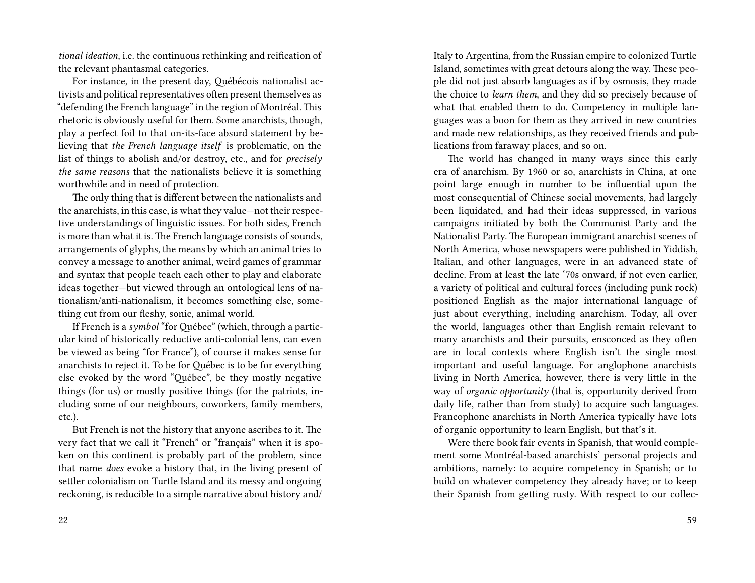*tional ideation*, i.e. the continuous rethinking and reification of the relevant phantasmal categories.

For instance, in the present day, Québécois nationalist activists and political representatives often present themselves as "defending the French language" in the region of Montréal. This rhetoric is obviously useful for them. Some anarchists, though, play a perfect foil to that on-its-face absurd statement by believing that *the French language itself* is problematic, on the list of things to abolish and/or destroy, etc., and for *precisely the same reasons* that the nationalists believe it is something worthwhile and in need of protection.

The only thing that is different between the nationalists and the anarchists, in this case, is what they value—not their respective understandings of linguistic issues. For both sides, French is more than what it is. The French language consists of sounds, arrangements of glyphs, the means by which an animal tries to convey a message to another animal, weird games of grammar and syntax that people teach each other to play and elaborate ideas together—but viewed through an ontological lens of nationalism/anti-nationalism, it becomes something else, something cut from our fleshy, sonic, animal world.

If French is a *symbol* "for Québec" (which, through a particular kind of historically reductive anti-colonial lens, can even be viewed as being "for France"), of course it makes sense for anarchists to reject it. To be for Québec is to be for everything else evoked by the word "Québec", be they mostly negative things (for us) or mostly positive things (for the patriots, including some of our neighbours, coworkers, family members, etc.).

But French is not the history that anyone ascribes to it. The very fact that we call it "French" or "français" when it is spoken on this continent is probably part of the problem, since that name *does* evoke a history that, in the living present of settler colonialism on Turtle Island and its messy and ongoing reckoning, is reducible to a simple narrative about history and/

Italy to Argentina, from the Russian empire to colonized Turtle Island, sometimes with great detours along the way. These people did not just absorb languages as if by osmosis, they made the choice to *learn them*, and they did so precisely because of what that enabled them to do. Competency in multiple languages was a boon for them as they arrived in new countries and made new relationships, as they received friends and publications from faraway places, and so on.

The world has changed in many ways since this early era of anarchism. By 1960 or so, anarchists in China, at one point large enough in number to be influential upon the most consequential of Chinese social movements, had largely been liquidated, and had their ideas suppressed, in various campaigns initiated by both the Communist Party and the Nationalist Party. The European immigrant anarchist scenes of North America, whose newspapers were published in Yiddish, Italian, and other languages, were in an advanced state of decline. From at least the late '70s onward, if not even earlier, a variety of political and cultural forces (including punk rock) positioned English as the major international language of just about everything, including anarchism. Today, all over the world, languages other than English remain relevant to many anarchists and their pursuits, ensconced as they often are in local contexts where English isn't the single most important and useful language. For anglophone anarchists living in North America, however, there is very little in the way of *organic opportunity* (that is, opportunity derived from daily life, rather than from study) to acquire such languages. Francophone anarchists in North America typically have lots of organic opportunity to learn English, but that's it.

Were there book fair events in Spanish, that would complement some Montréal-based anarchists' personal projects and ambitions, namely: to acquire competency in Spanish; or to build on whatever competency they already have; or to keep their Spanish from getting rusty. With respect to our collec-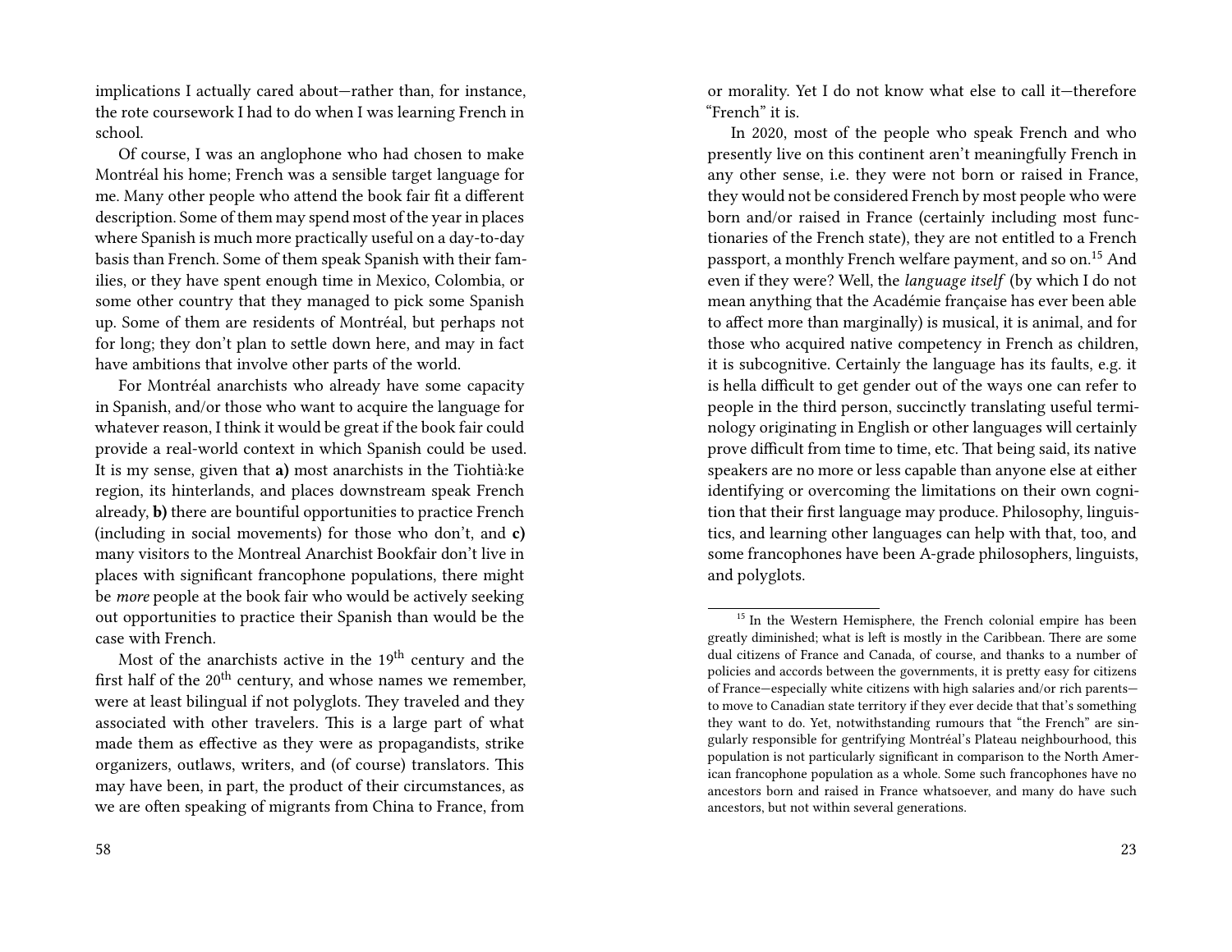implications I actually cared about—rather than, for instance, the rote coursework I had to do when I was learning French in school.

Of course, I was an anglophone who had chosen to make Montréal his home; French was a sensible target language for me. Many other people who attend the book fair fit a different description. Some of them may spend most of the year in places where Spanish is much more practically useful on a day-to-day basis than French. Some of them speak Spanish with their families, or they have spent enough time in Mexico, Colombia, or some other country that they managed to pick some Spanish up. Some of them are residents of Montréal, but perhaps not for long; they don't plan to settle down here, and may in fact have ambitions that involve other parts of the world.

For Montréal anarchists who already have some capacity in Spanish, and/or those who want to acquire the language for whatever reason, I think it would be great if the book fair could provide a real-world context in which Spanish could be used. It is my sense, given that **a)** most anarchists in the Tiohtià:ke region, its hinterlands, and places downstream speak French already, **b)** there are bountiful opportunities to practice French (including in social movements) for those who don't, and **c)** many visitors to the Montreal Anarchist Bookfair don't live in places with significant francophone populations, there might be *more* people at the book fair who would be actively seeking out opportunities to practice their Spanish than would be the case with French.

Most of the anarchists active in the 19th century and the first half of the 20th century, and whose names we remember, were at least bilingual if not polyglots. They traveled and they associated with other travelers. This is a large part of what made them as effective as they were as propagandists, strike organizers, outlaws, writers, and (of course) translators. This may have been, in part, the product of their circumstances, as we are often speaking of migrants from China to France, from

or morality. Yet I do not know what else to call it—therefore "French" it is.

In 2020, most of the people who speak French and who presently live on this continent aren't meaningfully French in any other sense, i.e. they were not born or raised in France, they would not be considered French by most people who were born and/or raised in France (certainly including most functionaries of the French state), they are not entitled to a French passport, a monthly French welfare payment, and so on.[15] And even if they were? Well, the *language itself* (by which I do not mean anything that the Académie française has ever been able to affect more than marginally) is musical, it is animal, and for those who acquired native competency in French as children, it is subcognitive. Certainly the language has its faults, e.g. it is hella difficult to get gender out of the ways one can refer to people in the third person, succinctly translating useful terminology originating in English or other languages will certainly prove difficult from time to time, etc. That being said, its native speakers are no more or less capable than anyone else at either identifying or overcoming the limitations on their own cognition that their first language may produce. Philosophy, linguistics, and learning other languages can help with that, too, and some francophones have been A-grade philosophers, linguists, and polyglots.

[15] In the Western Hemisphere, the French colonial empire has been greatly diminished; what is left is mostly in the Caribbean. There are some dual citizens of France and Canada, of course, and thanks to a number of policies and accords between the governments, it is pretty easy for citizens of France—especially white citizens with high salaries and/or rich parents—to move to Canadian state territory if they ever decide that that's something they want to do. Yet, notwithstanding rumours that "the French" are singularly responsible for gentrifying Montréal's Plateau neighbourhood, this population is not particularly significant in comparison to the North American francophone population as a whole. Some such francophones have no ancestors born and raised in France whatsoever, and many do have such ancestors, but not within several generations.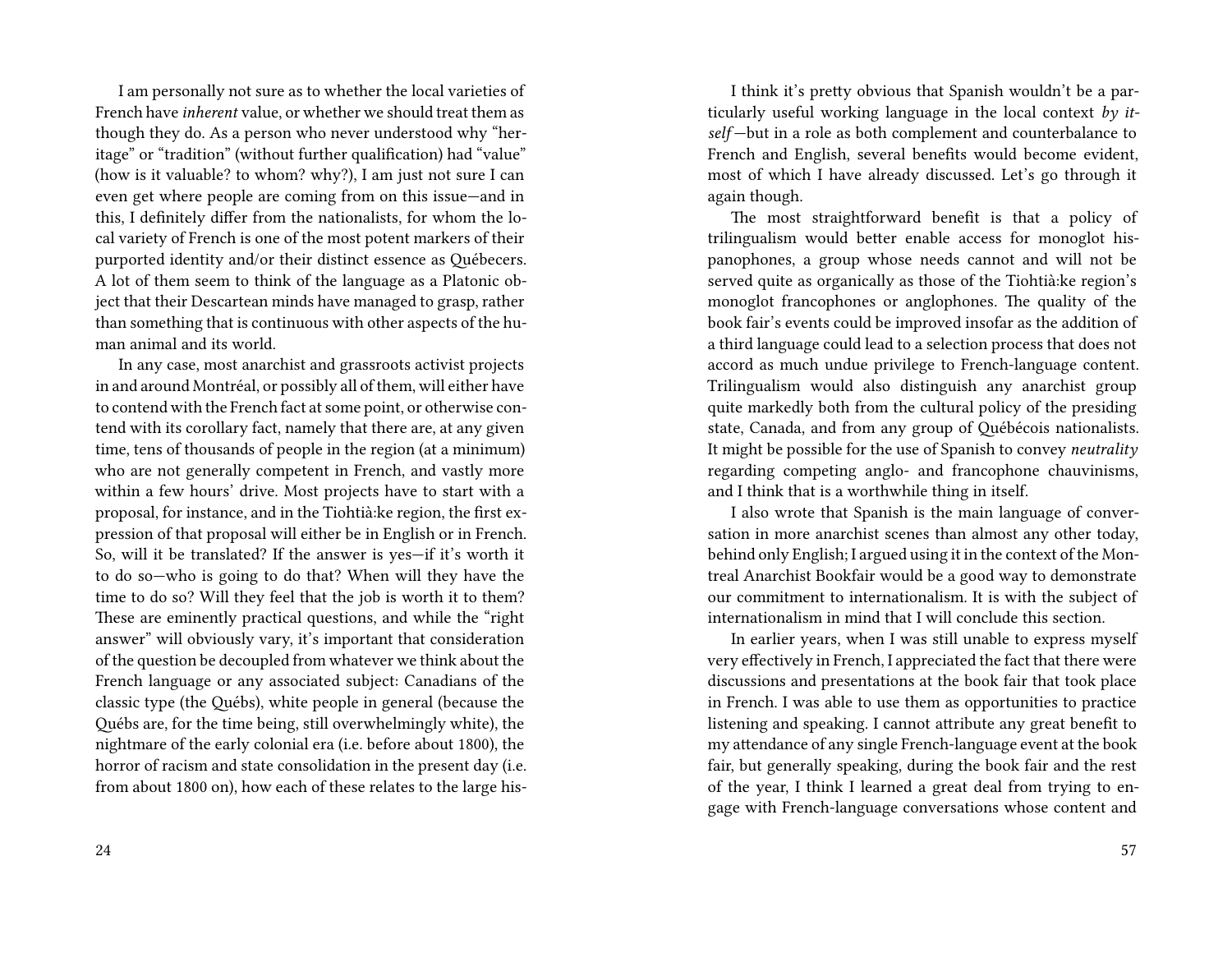I am personally not sure as to whether the local varieties of French have *inherent* value, or whether we should treat them as though they do. As a person who never understood why "heritage" or "tradition" (without further qualification) had "value" (how is it valuable? to whom? why?), I am just not sure I can even get where people are coming from on this issue—and in this, I definitely differ from the nationalists, for whom the local variety of French is one of the most potent markers of their purported identity and/or their distinct essence as Québecers. A lot of them seem to think of the language as a Platonic object that their Descartean minds have managed to grasp, rather than something that is continuous with other aspects of the human animal and its world.

In any case, most anarchist and grassroots activist projects in and around Montréal, or possibly all of them, will either have to contend with the French fact at some point, or otherwise contend with its corollary fact, namely that there are, at any given time, tens of thousands of people in the region (at a minimum) who are not generally competent in French, and vastly more within a few hours' drive. Most projects have to start with a proposal, for instance, and in the Tiohtià:ke region, the first expression of that proposal will either be in English or in French. So, will it be translated? If the answer is yes—if it's worth it to do so—who is going to do that? When will they have the time to do so? Will they feel that the job is worth it to them? These are eminently practical questions, and while the "right answer" will obviously vary, it's important that consideration of the question be decoupled from whatever we think about the French language or any associated subject: Canadians of the classic type (the Québs), white people in general (because the Québs are, for the time being, still overwhelmingly white), the nightmare of the early colonial era (i.e. before about 1800), the horror of racism and state consolidation in the present day (i.e. from about 1800 on), how each of these relates to the large his-

I think it's pretty obvious that Spanish wouldn't be a particularly useful working language in the local context *by itself*—but in a role as both complement and counterbalance to French and English, several benefits would become evident, most of which I have already discussed. Let's go through it again though.

The most straightforward benefit is that a policy of trilingualism would better enable access for monoglot hispanophones, a group whose needs cannot and will not be served quite as organically as those of the Tiohtià:ke region's monoglot francophones or anglophones. The quality of the book fair's events could be improved insofar as the addition of a third language could lead to a selection process that does not accord as much undue privilege to French-language content. Trilingualism would also distinguish any anarchist group quite markedly both from the cultural policy of the presiding state, Canada, and from any group of Québécois nationalists. It might be possible for the use of Spanish to convey *neutrality* regarding competing anglo- and francophone chauvinisms, and I think that is a worthwhile thing in itself.

I also wrote that Spanish is the main language of conversation in more anarchist scenes than almost any other today, behind only English; I argued using it in the context of the Montreal Anarchist Bookfair would be a good way to demonstrate our commitment to internationalism. It is with the subject of internationalism in mind that I will conclude this section.

In earlier years, when I was still unable to express myself very effectively in French, I appreciated the fact that there were discussions and presentations at the book fair that took place in French. I was able to use them as opportunities to practice listening and speaking. I cannot attribute any great benefit to my attendance of any single French-language event at the book fair, but generally speaking, during the book fair and the rest of the year, I think I learned a great deal from trying to engage with French-language conversations whose content and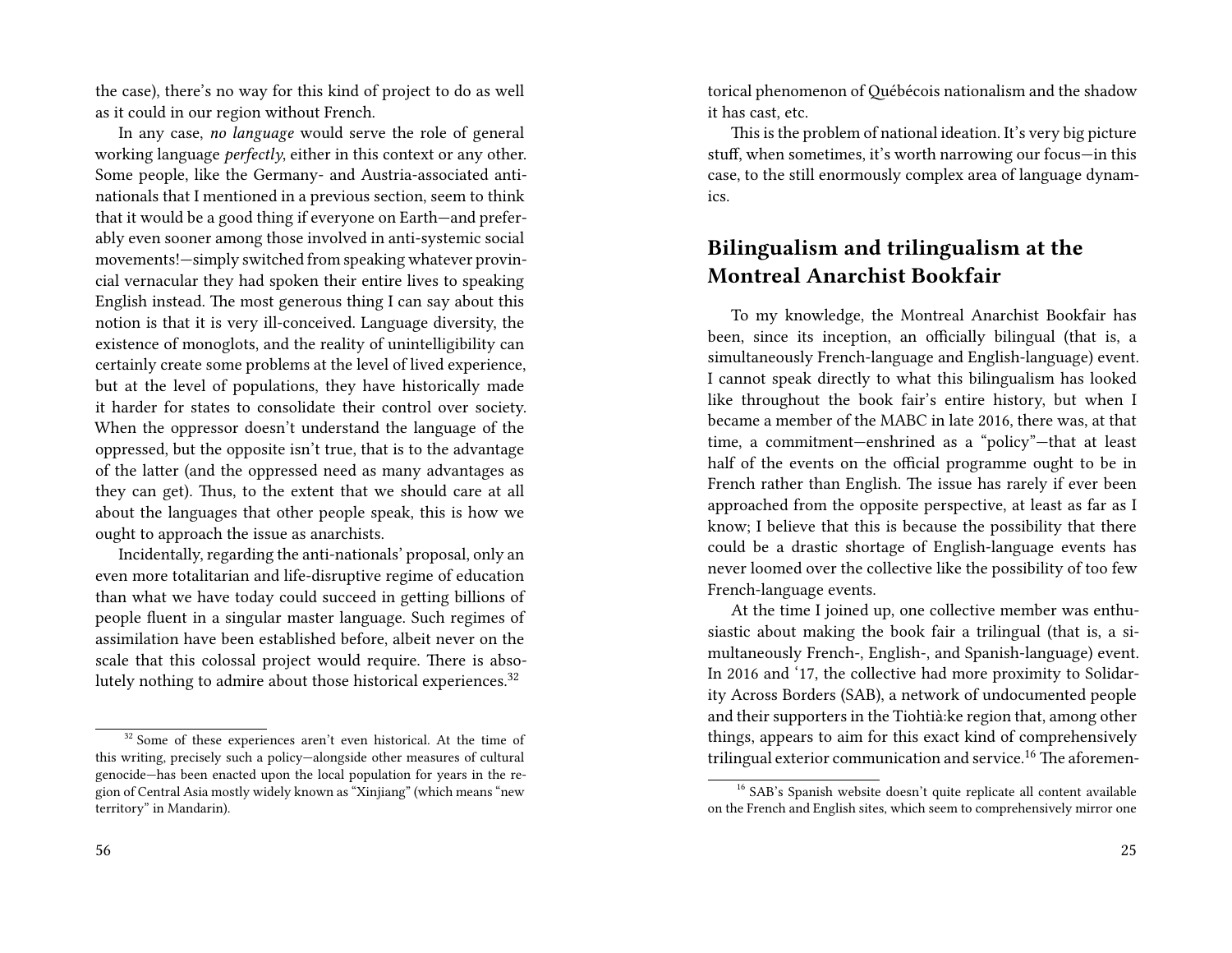the case), there's no way for this kind of project to do as well as it could in our region without French.

In any case, *no language* would serve the role of general working language *perfectly*, either in this context or any other. Some people, like the Germany- and Austria-associated anti-nationals that I mentioned in a previous section, seem to think that it would be a good thing if everyone on Earth—and preferably even sooner among those involved in anti-systemic social movements!—simply switched from speaking whatever provincial vernacular they had spoken their entire lives to speaking English instead. The most generous thing I can say about this notion is that it is very ill-conceived. Language diversity, the existence of monoglots, and the reality of unintelligibility can certainly create some problems at the level of lived experience, but at the level of populations, they have historically made it harder for states to consolidate their control over society. When the oppressor doesn't understand the language of the oppressed, but the opposite isn't true, that is to the advantage of the latter (and the oppressed need as many advantages as they can get). Thus, to the extent that we should care at all about the languages that other people speak, this is how we ought to approach the issue as anarchists.

Incidentally, regarding the anti-nationals' proposal, only an even more totalitarian and life-disruptive regime of education than what we have today could succeed in getting billions of people fluent in a singular master language. Such regimes of assimilation have been established before, albeit never on the scale that this colossal project would require. There is absolutely nothing to admire about those historical experiences.[32]

[32] Some of these experiences aren't even historical. At the time of this writing, precisely such a policy—alongside other measures of cultural genocide—has been enacted upon the local population for years in the region of Central Asia mostly widely known as "Xinjiang" (which means "new territory" in Mandarin).

torical phenomenon of Québécois nationalism and the shadow it has cast, etc.

This is the problem of national ideation. It's very big picture stuff, when sometimes, it's worth narrowing our focus—in this case, to the still enormously complex area of language dynamics.

## Bilingualism and trilingualism at the Montreal Anarchist Bookfair

To my knowledge, the Montreal Anarchist Bookfair has been, since its inception, an officially bilingual (that is, a simultaneously French-language and English-language) event. I cannot speak directly to what this bilingualism has looked like throughout the book fair's entire history, but when I became a member of the MABC in late 2016, there was, at that time, a commitment—enshrined as a "policy"—that at least half of the events on the official programme ought to be in French rather than English. The issue has rarely if ever been approached from the opposite perspective, at least as far as I know; I believe that this is because the possibility that there could be a drastic shortage of English-language events has never loomed over the collective like the possibility of too few French-language events.

At the time I joined up, one collective member was enthusiastic about making the book fair a trilingual (that is, a simultaneously French-, English-, and Spanish-language) event. In 2016 and '17, the collective had more proximity to Solidarity Across Borders (SAB), a network of undocumented people and their supporters in the Tiohtià:ke region that, among other things, appears to aim for this exact kind of comprehensively trilingual exterior communication and service.[16] The aforemen-

[16] SAB's Spanish website doesn't quite replicate all content available on the French and English sites, which seem to comprehensively mirror one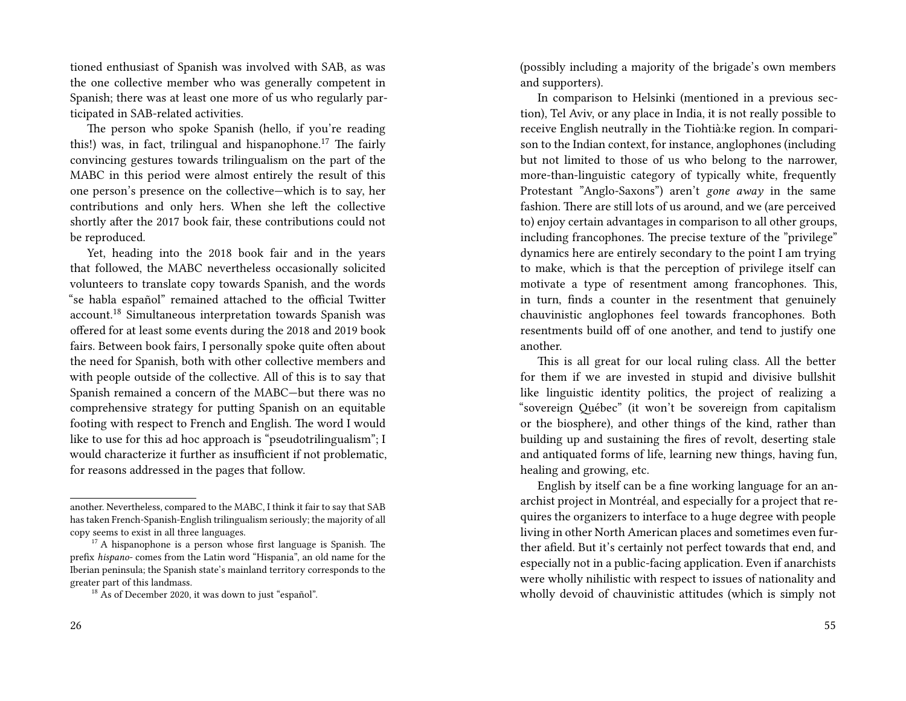tioned enthusiast of Spanish was involved with SAB, as was the one collective member who was generally competent in Spanish; there was at least one more of us who regularly participated in SAB-related activities.

The person who spoke Spanish (hello, if you're reading this!) was, in fact, trilingual and hispanophone.[17] The fairly convincing gestures towards trilingualism on the part of the MABC in this period were almost entirely the result of this one person's presence on the collective—which is to say, her contributions and only hers. When she left the collective shortly after the 2017 book fair, these contributions could not be reproduced.

Yet, heading into the 2018 book fair and in the years that followed, the MABC nevertheless occasionally solicited volunteers to translate copy towards Spanish, and the words "se habla español" remained attached to the official Twitter account.[18] Simultaneous interpretation towards Spanish was offered for at least some events during the 2018 and 2019 book fairs. Between book fairs, I personally spoke quite often about the need for Spanish, both with other collective members and with people outside of the collective. All of this is to say that Spanish remained a concern of the MABC—but there was no comprehensive strategy for putting Spanish on an equitable footing with respect to French and English. The word I would like to use for this ad hoc approach is "pseudotrilingualism"; I would characterize it further as insufficient if not problematic, for reasons addressed in the pages that follow.

another. Nevertheless, compared to the MABC, I think it fair to say that SAB has taken French-Spanish-English trilingualism seriously; the majority of all copy seems to exist in all three languages.

[17] A hispanophone is a person whose first language is Spanish. The prefix *hispano-* comes from the Latin word "Hispania", an old name for the Iberian peninsula; the Spanish state's mainland territory corresponds to the greater part of this landmass.

[18] As of December 2020, it was down to just "español".

(possibly including a majority of the brigade's own members and supporters).

In comparison to Helsinki (mentioned in a previous section), Tel Aviv, or any place in India, it is not really possible to receive English neutrally in the Tiohtià:ke region. In comparison to the Indian context, for instance, anglophones (including but not limited to those of us who belong to the narrower, more-than-linguistic category of typically white, frequently Protestant "Anglo-Saxons") aren't *gone away* in the same fashion. There are still lots of us around, and we (are perceived to) enjoy certain advantages in comparison to all other groups, including francophones. The precise texture of the "privilege" dynamics here are entirely secondary to the point I am trying to make, which is that the perception of privilege itself can motivate a type of resentment among francophones. This, in turn, finds a counter in the resentment that genuinely chauvinistic anglophones feel towards francophones. Both resentments build off of one another, and tend to justify one another.

This is all great for our local ruling class. All the better for them if we are invested in stupid and divisive bullshit like linguistic identity politics, the project of realizing a "sovereign Québec" (it won't be sovereign from capitalism or the biosphere), and other things of the kind, rather than building up and sustaining the fires of revolt, deserting stale and antiquated forms of life, learning new things, having fun, healing and growing, etc.

English by itself can be a fine working language for an anarchist project in Montréal, and especially for a project that requires the organizers to interface to a huge degree with people living in other North American places and sometimes even further afield. But it's certainly not perfect towards that end, and especially not in a public-facing application. Even if anarchists were wholly nihilistic with respect to issues of nationality and wholly devoid of chauvinistic attitudes (which is simply not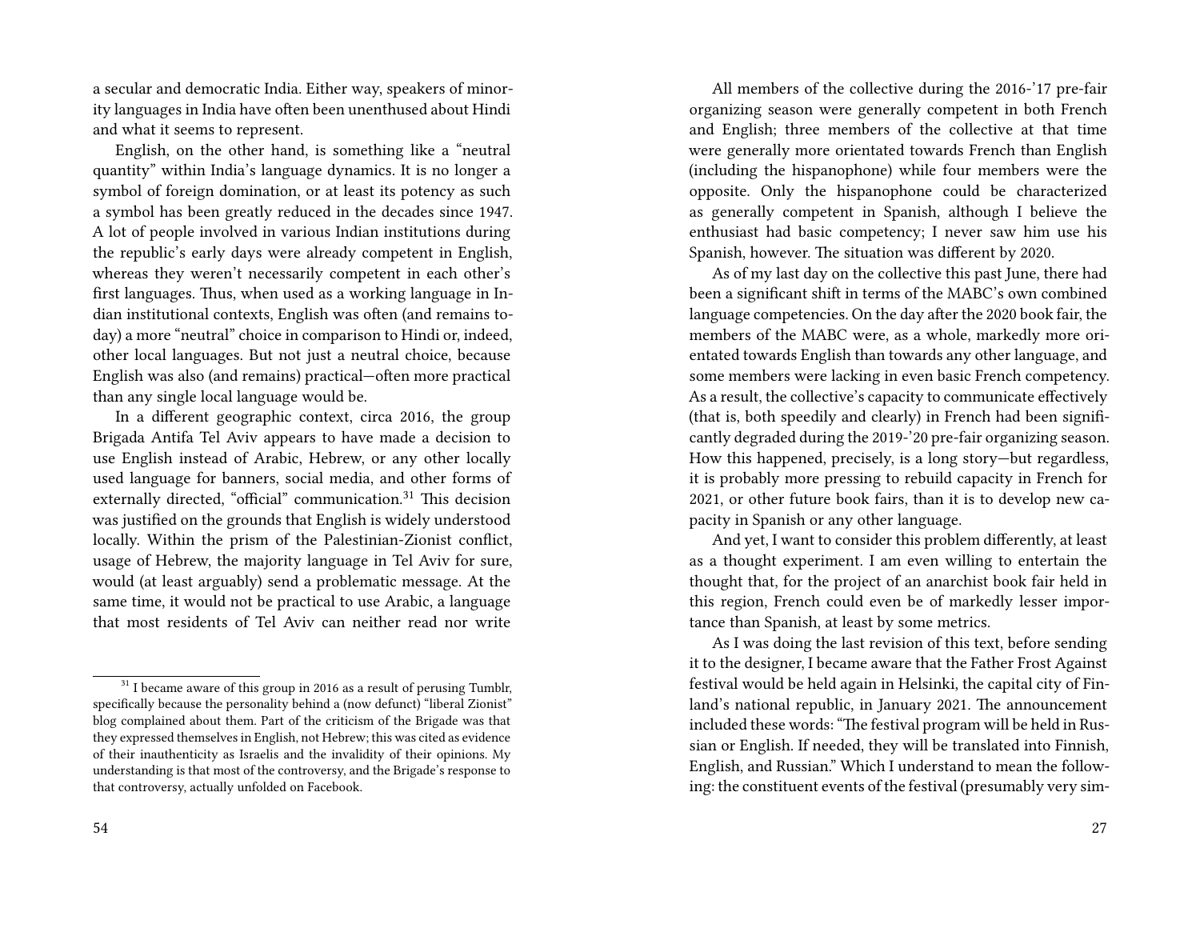a secular and democratic India. Either way, speakers of minority languages in India have often been unenthused about Hindi and what it seems to represent.

English, on the other hand, is something like a "neutral quantity" within India's language dynamics. It is no longer a symbol of foreign domination, or at least its potency as such a symbol has been greatly reduced in the decades since 1947. A lot of people involved in various Indian institutions during the republic's early days were already competent in English, whereas they weren't necessarily competent in each other's first languages. Thus, when used as a working language in Indian institutional contexts, English was often (and remains today) a more "neutral" choice in comparison to Hindi or, indeed, other local languages. But not just a neutral choice, because English was also (and remains) practical—often more practical than any single local language would be.

In a different geographic context, circa 2016, the group Brigada Antifa Tel Aviv appears to have made a decision to use English instead of Arabic, Hebrew, or any other locally used language for banners, social media, and other forms of externally directed, "official" communication.[31] This decision was justified on the grounds that English is widely understood locally. Within the prism of the Palestinian-Zionist conflict, usage of Hebrew, the majority language in Tel Aviv for sure, would (at least arguably) send a problematic message. At the same time, it would not be practical to use Arabic, a language that most residents of Tel Aviv can neither read nor write

[31] I became aware of this group in 2016 as a result of perusing Tumblr, specifically because the personality behind a (now defunct) "liberal Zionist" blog complained about them. Part of the criticism of the Brigade was that they expressed themselves in English, not Hebrew; this was cited as evidence of their inauthenticity as Israelis and the invalidity of their opinions. My understanding is that most of the controversy, and the Brigade's response to that controversy, actually unfolded on Facebook.

All members of the collective during the 2016-'17 pre-fair organizing season were generally competent in both French and English; three members of the collective at that time were generally more orientated towards French than English (including the hispanophone) while four members were the opposite. Only the hispanophone could be characterized as generally competent in Spanish, although I believe the enthusiast had basic competency; I never saw him use his Spanish, however. The situation was different by 2020.

As of my last day on the collective this past June, there had been a significant shift in terms of the MABC's own combined language competencies. On the day after the 2020 book fair, the members of the MABC were, as a whole, markedly more orientated towards English than towards any other language, and some members were lacking in even basic French competency. As a result, the collective's capacity to communicate effectively (that is, both speedily and clearly) in French had been significantly degraded during the 2019-'20 pre-fair organizing season. How this happened, precisely, is a long story—but regardless, it is probably more pressing to rebuild capacity in French for 2021, or other future book fairs, than it is to develop new capacity in Spanish or any other language.

And yet, I want to consider this problem differently, at least as a thought experiment. I am even willing to entertain the thought that, for the project of an anarchist book fair held in this region, French could even be of markedly lesser importance than Spanish, at least by some metrics.

As I was doing the last revision of this text, before sending it to the designer, I became aware that the Father Frost Against festival would be held again in Helsinki, the capital city of Finland's national republic, in January 2021. The announcement included these words: "The festival program will be held in Russian or English. If needed, they will be translated into Finnish, English, and Russian." Which I understand to mean the following: the constituent events of the festival (presumably very sim-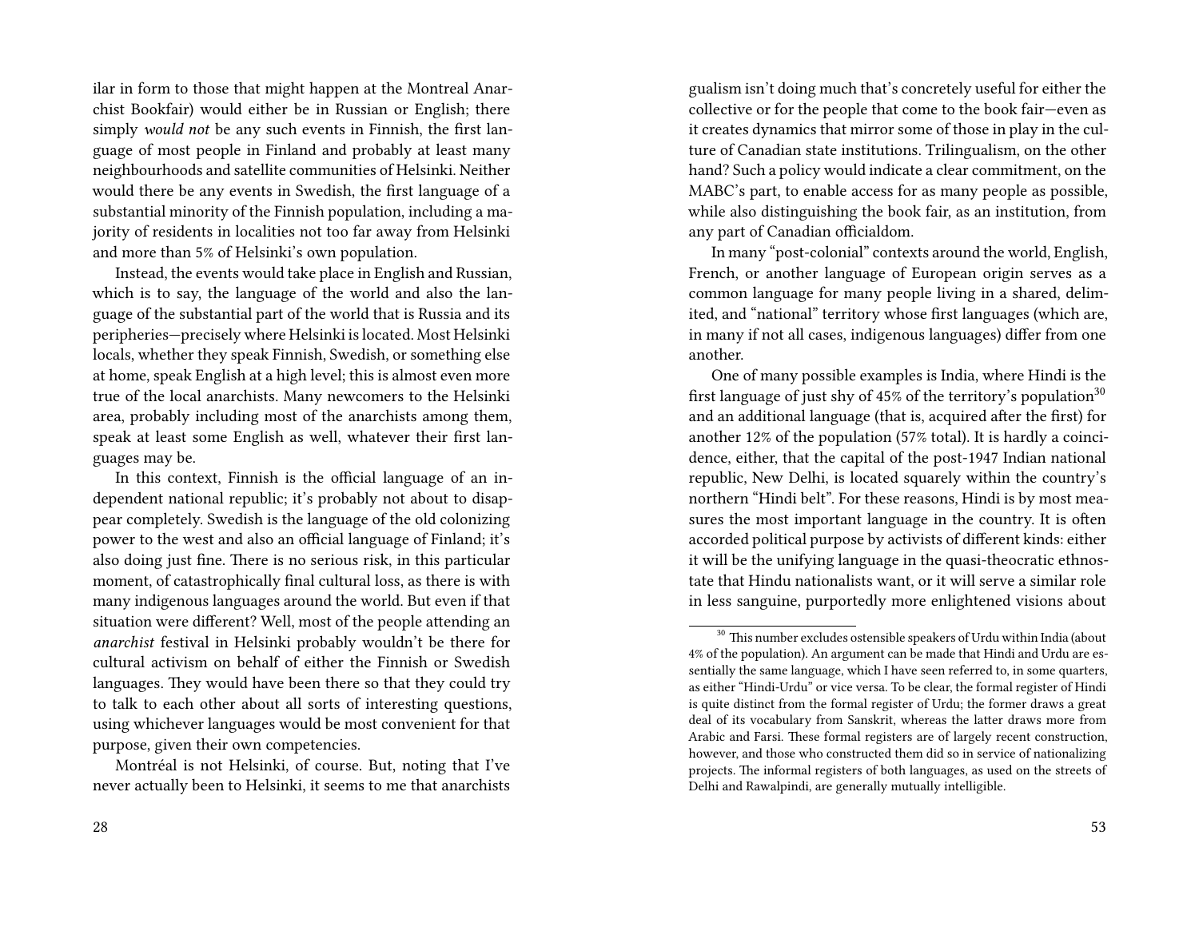ilar in form to those that might happen at the Montreal Anarchist Bookfair) would either be in Russian or English; there simply *would not* be any such events in Finnish, the first language of most people in Finland and probably at least many neighbourhoods and satellite communities of Helsinki. Neither would there be any events in Swedish, the first language of a substantial minority of the Finnish population, including a majority of residents in localities not too far away from Helsinki and more than 5% of Helsinki's own population.

Instead, the events would take place in English and Russian, which is to say, the language of the world and also the language of the substantial part of the world that is Russia and its peripheries—precisely where Helsinki is located. Most Helsinki locals, whether they speak Finnish, Swedish, or something else at home, speak English at a high level; this is almost even more true of the local anarchists. Many newcomers to the Helsinki area, probably including most of the anarchists among them, speak at least some English as well, whatever their first languages may be.

In this context, Finnish is the official language of an independent national republic; it's probably not about to disappear completely. Swedish is the language of the old colonizing power to the west and also an official language of Finland; it's also doing just fine. There is no serious risk, in this particular moment, of catastrophically final cultural loss, as there is with many indigenous languages around the world. But even if that situation were different? Well, most of the people attending an *anarchist* festival in Helsinki probably wouldn't be there for cultural activism on behalf of either the Finnish or Swedish languages. They would have been there so that they could try to talk to each other about all sorts of interesting questions, using whichever languages would be most convenient for that purpose, given their own competencies.

Montréal is not Helsinki, of course. But, noting that I've never actually been to Helsinki, it seems to me that anarchists

gualism isn't doing much that's concretely useful for either the collective or for the people that come to the book fair—even as it creates dynamics that mirror some of those in play in the culture of Canadian state institutions. Trilingualism, on the other hand? Such a policy would indicate a clear commitment, on the MABC's part, to enable access for as many people as possible, while also distinguishing the book fair, as an institution, from any part of Canadian officialdom.

In many "post-colonial" contexts around the world, English, French, or another language of European origin serves as a common language for many people living in a shared, delimited, and "national" territory whose first languages (which are, in many if not all cases, indigenous languages) differ from one another.

One of many possible examples is India, where Hindi is the first language of just shy of 45% of the territory's population[30] and an additional language (that is, acquired after the first) for another 12% of the population (57% total). It is hardly a coincidence, either, that the capital of the post-1947 Indian national republic, New Delhi, is located squarely within the country's northern "Hindi belt". For these reasons, Hindi is by most measures the most important language in the country. It is often accorded political purpose by activists of different kinds: either it will be the unifying language in the quasi-theocratic ethnostate that Hindu nationalists want, or it will serve a similar role in less sanguine, purportedly more enlightened visions about

[30] This number excludes ostensible speakers of Urdu within India (about 4% of the population). An argument can be made that Hindi and Urdu are essentially the same language, which I have seen referred to, in some quarters, as either "Hindi-Urdu" or vice versa. To be clear, the formal register of Hindi is quite distinct from the formal register of Urdu; the former draws a great deal of its vocabulary from Sanskrit, whereas the latter draws more from Arabic and Farsi. These formal registers are of largely recent construction, however, and those who constructed them did so in service of nationalizing projects. The informal registers of both languages, as used on the streets of Delhi and Rawalpindi, are generally mutually intelligible.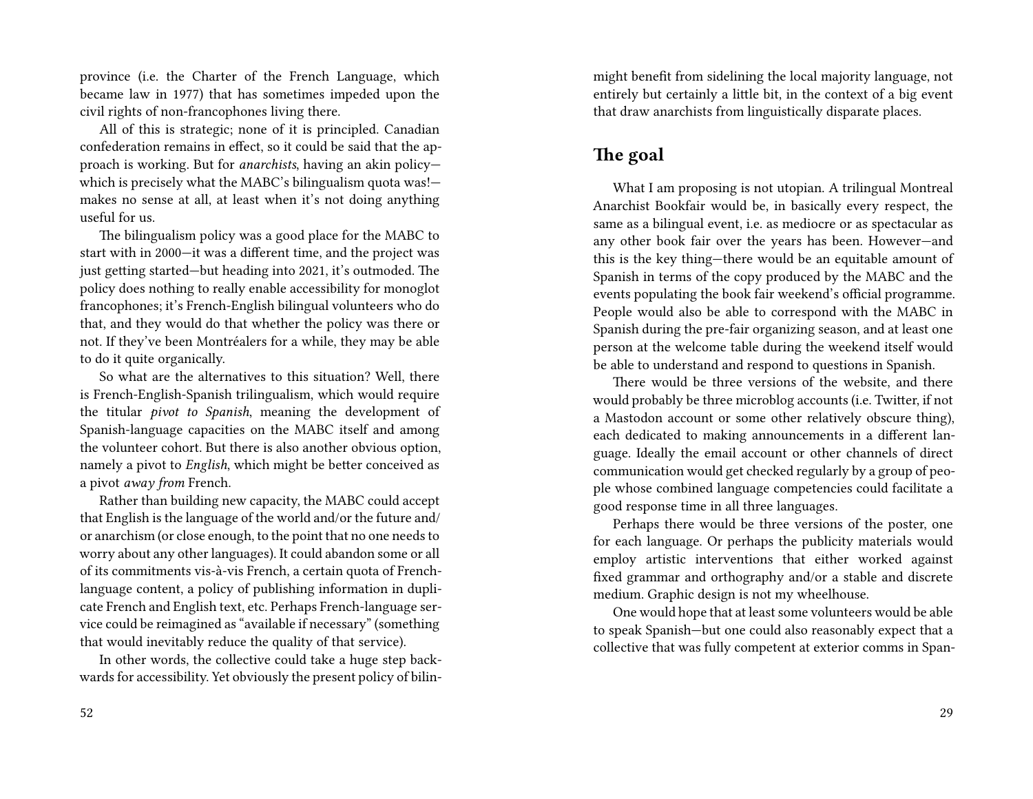province (i.e. the Charter of the French Language, which became law in 1977) that has sometimes impeded upon the civil rights of non-francophones living there.

All of this is strategic; none of it is principled. Canadian confederation remains in effect, so it could be said that the approach is working. But for *anarchists*, having an akin policy—which is precisely what the MABC's bilingualism quota was!—makes no sense at all, at least when it's not doing anything useful for us.

The bilingualism policy was a good place for the MABC to start with in 2000—it was a different time, and the project was just getting started—but heading into 2021, it's outmoded. The policy does nothing to really enable accessibility for monoglot francophones; it's French-English bilingual volunteers who do that, and they would do that whether the policy was there or not. If they've been Montréalers for a while, they may be able to do it quite organically.

So what are the alternatives to this situation? Well, there is French-English-Spanish trilingualism, which would require the titular *pivot to Spanish*, meaning the development of Spanish-language capacities on the MABC itself and among the volunteer cohort. But there is also another obvious option, namely a pivot to *English*, which might be better conceived as a pivot *away from* French.

Rather than building new capacity, the MABC could accept that English is the language of the world and/or the future and/or anarchism (or close enough, to the point that no one needs to worry about any other languages). It could abandon some or all of its commitments vis-à-vis French, a certain quota of French-language content, a policy of publishing information in duplicate French and English text, etc. Perhaps French-language service could be reimagined as "available if necessary" (something that would inevitably reduce the quality of that service).

In other words, the collective could take a huge step backwards for accessibility. Yet obviously the present policy of bilin-

might benefit from sidelining the local majority language, not entirely but certainly a little bit, in the context of a big event that draw anarchists from linguistically disparate places.

## The goal

What I am proposing is not utopian. A trilingual Montreal Anarchist Bookfair would be, in basically every respect, the same as a bilingual event, i.e. as mediocre or as spectacular as any other book fair over the years has been. However—and this is the key thing—there would be an equitable amount of Spanish in terms of the copy produced by the MABC and the events populating the book fair weekend's official programme. People would also be able to correspond with the MABC in Spanish during the pre-fair organizing season, and at least one person at the welcome table during the weekend itself would be able to understand and respond to questions in Spanish.

There would be three versions of the website, and there would probably be three microblog accounts (i.e. Twitter, if not a Mastodon account or some other relatively obscure thing), each dedicated to making announcements in a different language. Ideally the email account or other channels of direct communication would get checked regularly by a group of people whose combined language competencies could facilitate a good response time in all three languages.

Perhaps there would be three versions of the poster, one for each language. Or perhaps the publicity materials would employ artistic interventions that either worked against fixed grammar and orthography and/or a stable and discrete medium. Graphic design is not my wheelhouse.

One would hope that at least some volunteers would be able to speak Spanish—but one could also reasonably expect that a collective that was fully competent at exterior comms in Span-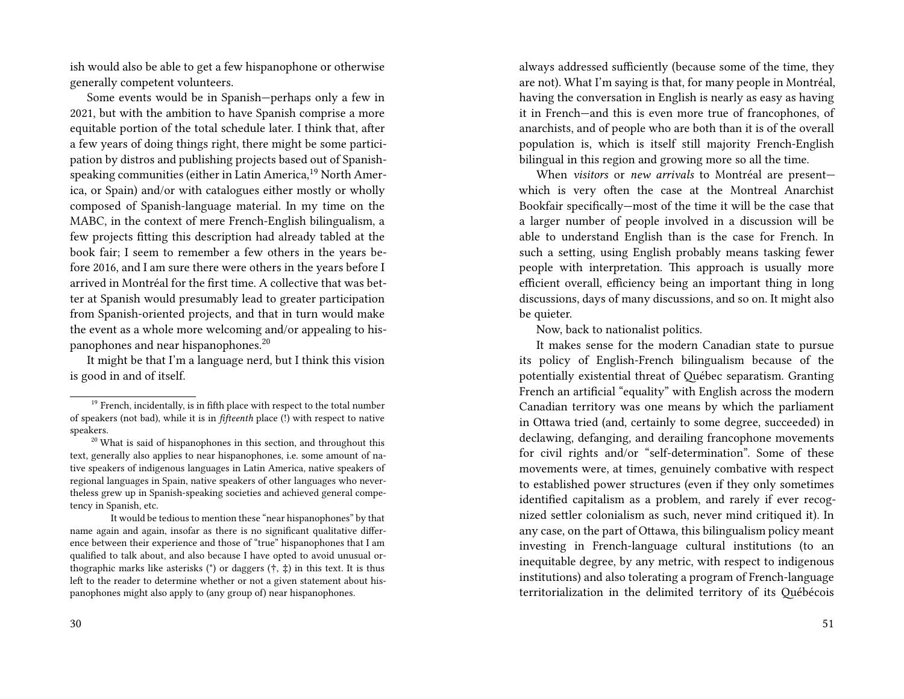ish would also be able to get a few hispanophone or otherwise generally competent volunteers.

Some events would be in Spanish—perhaps only a few in 2021, but with the ambition to have Spanish comprise a more equitable portion of the total schedule later. I think that, after a few years of doing things right, there might be some participation by distros and publishing projects based out of Spanish-speaking communities (either in Latin America,[19] North America, or Spain) and/or with catalogues either mostly or wholly composed of Spanish-language material. In my time on the MABC, in the context of mere French-English bilingualism, a few projects fitting this description had already tabled at the book fair; I seem to remember a few others in the years before 2016, and I am sure there were others in the years before I arrived in Montréal for the first time. A collective that was better at Spanish would presumably lead to greater participation from Spanish-oriented projects, and that in turn would make the event as a whole more welcoming and/or appealing to hispanophones and near hispanophones.[20]

It might be that I'm a language nerd, but I think this vision is good in and of itself.

[19] French, incidentally, is in fifth place with respect to the total number of speakers (not bad), while it is in *fifteenth* place (!) with respect to native speakers.

[20] What is said of hispanophones in this section, and throughout this text, generally also applies to near hispanophones, i.e. some amount of native speakers of indigenous languages in Latin America, native speakers of regional languages in Spain, native speakers of other languages who nevertheless grew up in Spanish-speaking societies and achieved general competency in Spanish, etc.

It would be tedious to mention these "near hispanophones" by that name again and again, insofar as there is no significant qualitative difference between their experience and those of "true" hispanophones that I am qualified to talk about, and also because I have opted to avoid unusual orthographic marks like asterisks (*) or daggers (†, ‡) in this text. It is thus left to the reader to determine whether or not a given statement about hispanophones might also apply to (any group of) near hispanophones.

always addressed sufficiently (because some of the time, they are not). What I'm saying is that, for many people in Montréal, having the conversation in English is nearly as easy as having it in French—and this is even more true of francophones, of anarchists, and of people who are both than it is of the overall population is, which is itself still majority French-English bilingual in this region and growing more so all the time.

When *visitors* or *new arrivals* to Montréal are present—which is very often the case at the Montreal Anarchist Bookfair specifically—most of the time it will be the case that a larger number of people involved in a discussion will be able to understand English than is the case for French. In such a setting, using English probably means tasking fewer people with interpretation. This approach is usually more efficient overall, efficiency being an important thing in long discussions, days of many discussions, and so on. It might also be quieter.

Now, back to nationalist politics.

It makes sense for the modern Canadian state to pursue its policy of English-French bilingualism because of the potentially existential threat of Québec separatism. Granting French an artificial "equality" with English across the modern Canadian territory was one means by which the parliament in Ottawa tried (and, certainly to some degree, succeeded) in declawing, defanging, and derailing francophone movements for civil rights and/or "self-determination". Some of these movements were, at times, genuinely combative with respect to established power structures (even if they only sometimes identified capitalism as a problem, and rarely if ever recognized settler colonialism as such, never mind critiqued it). In any case, on the part of Ottawa, this bilingualism policy meant investing in French-language cultural institutions (to an inequitable degree, by any metric, with respect to indigenous institutions) and also tolerating a program of French-language territorialization in the delimited territory of its Québécois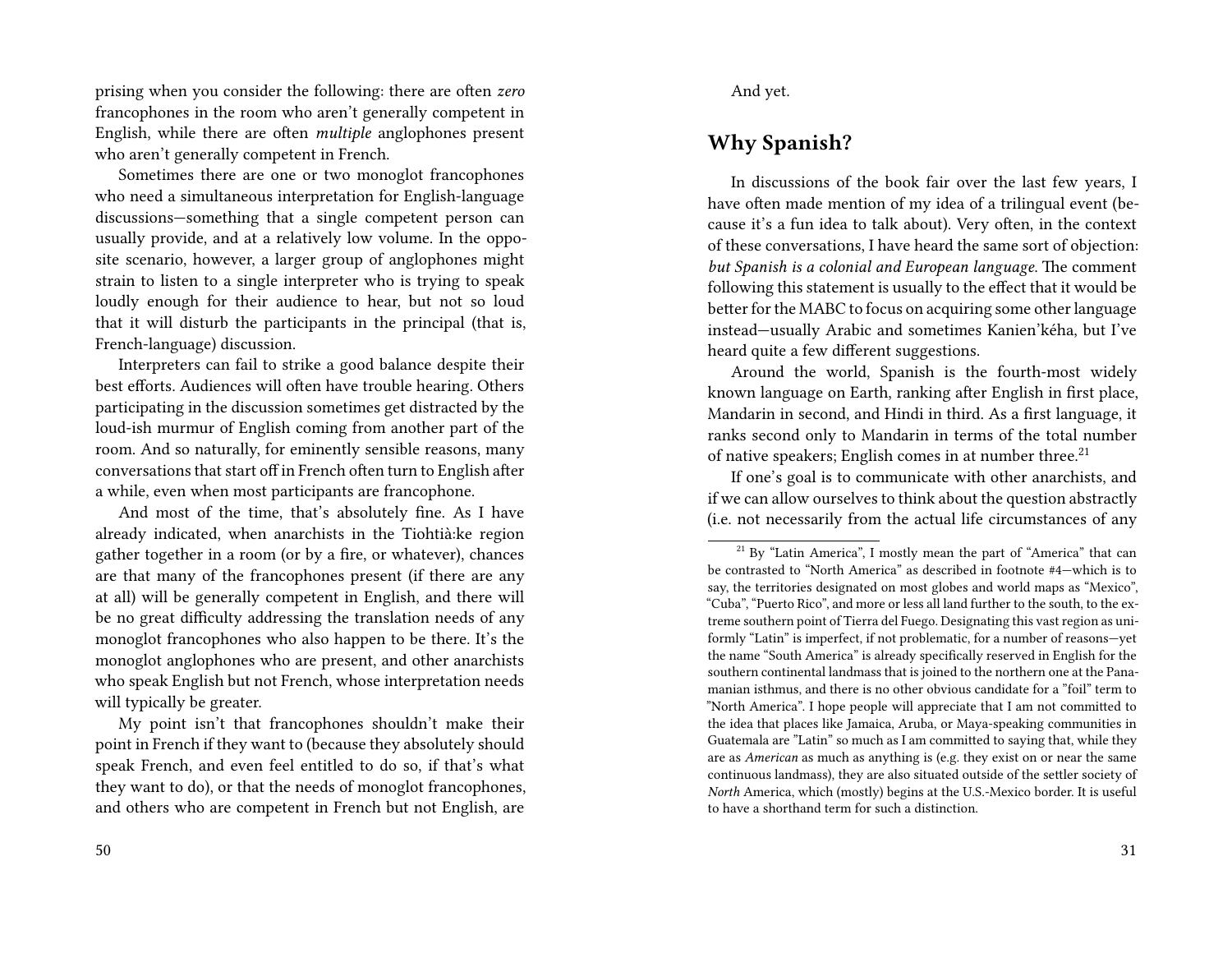prising when you consider the following: there are often *zero* francophones in the room who aren't generally competent in English, while there are often *multiple* anglophones present who aren't generally competent in French.

Sometimes there are one or two monoglot francophones who need a simultaneous interpretation for English-language discussions—something that a single competent person can usually provide, and at a relatively low volume. In the opposite scenario, however, a larger group of anglophones might strain to listen to a single interpreter who is trying to speak loudly enough for their audience to hear, but not so loud that it will disturb the participants in the principal (that is, French-language) discussion.

Interpreters can fail to strike a good balance despite their best efforts. Audiences will often have trouble hearing. Others participating in the discussion sometimes get distracted by the loud-ish murmur of English coming from another part of the room. And so naturally, for eminently sensible reasons, many conversations that start off in French often turn to English after a while, even when most participants are francophone.

And most of the time, that's absolutely fine. As I have already indicated, when anarchists in the Tiohtià:ke region gather together in a room (or by a fire, or whatever), chances are that many of the francophones present (if there are any at all) will be generally competent in English, and there will be no great difficulty addressing the translation needs of any monoglot francophones who also happen to be there. It's the monoglot anglophones who are present, and other anarchists who speak English but not French, whose interpretation needs will typically be greater.

My point isn't that francophones shouldn't make their point in French if they want to (because they absolutely should speak French, and even feel entitled to do so, if that's what they want to do), or that the needs of monoglot francophones, and others who are competent in French but not English, are

And yet.

## Why Spanish?

In discussions of the book fair over the last few years, I have often made mention of my idea of a trilingual event (because it's a fun idea to talk about). Very often, in the context of these conversations, I have heard the same sort of objection: *but Spanish is a colonial and European language.* The comment following this statement is usually to the effect that it would be better for the MABC to focus on acquiring some other language instead—usually Arabic and sometimes Kanien'kéha, but I've heard quite a few different suggestions.

Around the world, Spanish is the fourth-most widely known language on Earth, ranking after English in first place, Mandarin in second, and Hindi in third. As a first language, it ranks second only to Mandarin in terms of the total number of native speakers; English comes in at number three.[21]

If one's goal is to communicate with other anarchists, and if we can allow ourselves to think about the question abstractly (i.e. not necessarily from the actual life circumstances of any

[21] By "Latin America", I mostly mean the part of "America" that can be contrasted to "North America" as described in footnote #4—which is to say, the territories designated on most globes and world maps as "Mexico", "Cuba", "Puerto Rico", and more or less all land further to the south, to the extreme southern point of Tierra del Fuego. Designating this vast region as uniformly "Latin" is imperfect, if not problematic, for a number of reasons—yet the name "South America" is already specifically reserved in English for the southern continental landmass that is joined to the northern one at the Panamanian isthmus, and there is no other obvious candidate for a "foil" term to "North America". I hope people will appreciate that I am not committed to the idea that places like Jamaica, Aruba, or Maya-speaking communities in Guatemala are "Latin" so much as I am committed to saying that, while they are as *American* as much as anything is (e.g. they exist on or near the same continuous landmass), they are also situated outside of the settler society of *North* America, which (mostly) begins at the U.S.-Mexico border. It is useful to have a shorthand term for such a distinction.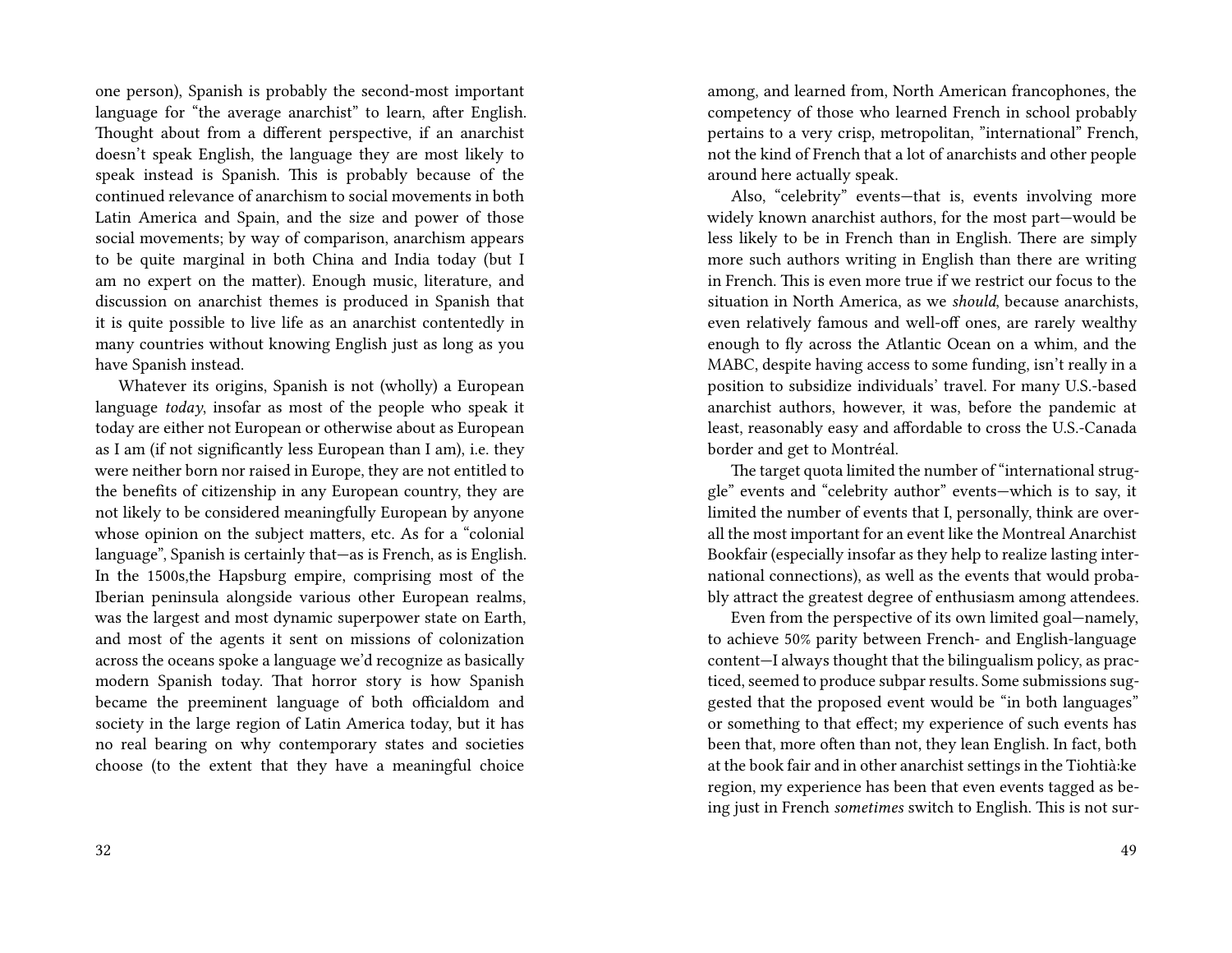one person), Spanish is probably the second-most important language for "the average anarchist" to learn, after English. Thought about from a different perspective, if an anarchist doesn't speak English, the language they are most likely to speak instead is Spanish. This is probably because of the continued relevance of anarchism to social movements in both Latin America and Spain, and the size and power of those social movements; by way of comparison, anarchism appears to be quite marginal in both China and India today (but I am no expert on the matter). Enough music, literature, and discussion on anarchist themes is produced in Spanish that it is quite possible to live life as an anarchist contentedly in many countries without knowing English just as long as you have Spanish instead.

Whatever its origins, Spanish is not (wholly) a European language *today*, insofar as most of the people who speak it today are either not European or otherwise about as European as I am (if not significantly less European than I am), i.e. they were neither born nor raised in Europe, they are not entitled to the benefits of citizenship in any European country, they are not likely to be considered meaningfully European by anyone whose opinion on the subject matters, etc. As for a "colonial language", Spanish is certainly that—as is French, as is English. In the 1500s,the Hapsburg empire, comprising most of the Iberian peninsula alongside various other European realms, was the largest and most dynamic superpower state on Earth, and most of the agents it sent on missions of colonization across the oceans spoke a language we'd recognize as basically modern Spanish today. That horror story is how Spanish became the preeminent language of both officialdom and society in the large region of Latin America today, but it has no real bearing on why contemporary states and societies choose (to the extent that they have a meaningful choice

among, and learned from, North American francophones, the competency of those who learned French in school probably pertains to a very crisp, metropolitan, "international" French, not the kind of French that a lot of anarchists and other people around here actually speak.

Also, "celebrity" events—that is, events involving more widely known anarchist authors, for the most part—would be less likely to be in French than in English. There are simply more such authors writing in English than there are writing in French. This is even more true if we restrict our focus to the situation in North America, as we *should*, because anarchists, even relatively famous and well-off ones, are rarely wealthy enough to fly across the Atlantic Ocean on a whim, and the MABC, despite having access to some funding, isn't really in a position to subsidize individuals' travel. For many U.S.-based anarchist authors, however, it was, before the pandemic at least, reasonably easy and affordable to cross the U.S.-Canada border and get to Montréal.

The target quota limited the number of "international struggle" events and "celebrity author" events—which is to say, it limited the number of events that I, personally, think are overall the most important for an event like the Montreal Anarchist Bookfair (especially insofar as they help to realize lasting international connections), as well as the events that would probably attract the greatest degree of enthusiasm among attendees.

Even from the perspective of its own limited goal—namely, to achieve 50% parity between French- and English-language content—I always thought that the bilingualism policy, as practiced, seemed to produce subpar results. Some submissions suggested that the proposed event would be "in both languages" or something to that effect; my experience of such events has been that, more often than not, they lean English. In fact, both at the book fair and in other anarchist settings in the Tiohtià:ke region, my experience has been that even events tagged as being just in French *sometimes* switch to English. This is not sur-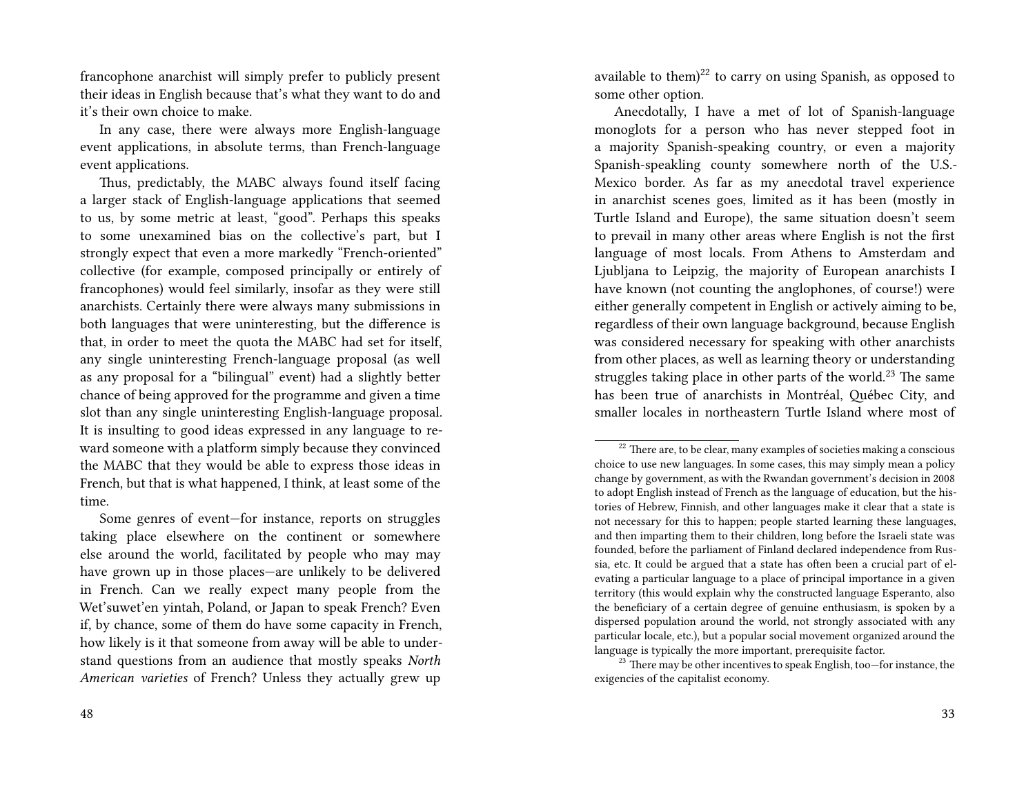francophone anarchist will simply prefer to publicly present their ideas in English because that's what they want to do and it's their own choice to make.

In any case, there were always more English-language event applications, in absolute terms, than French-language event applications.

Thus, predictably, the MABC always found itself facing a larger stack of English-language applications that seemed to us, by some metric at least, "good". Perhaps this speaks to some unexamined bias on the collective's part, but I strongly expect that even a more markedly "French-oriented" collective (for example, composed principally or entirely of francophones) would feel similarly, insofar as they were still anarchists. Certainly there were always many submissions in both languages that were uninteresting, but the difference is that, in order to meet the quota the MABC had set for itself, any single uninteresting French-language proposal (as well as any proposal for a "bilingual" event) had a slightly better chance of being approved for the programme and given a time slot than any single uninteresting English-language proposal. It is insulting to good ideas expressed in any language to reward someone with a platform simply because they convinced the MABC that they would be able to express those ideas in French, but that is what happened, I think, at least some of the time.

Some genres of event—for instance, reports on struggles taking place elsewhere on the continent or somewhere else around the world, facilitated by people who may may have grown up in those places—are unlikely to be delivered in French. Can we really expect many people from the Wet'suwet'en yintah, Poland, or Japan to speak French? Even if, by chance, some of them do have some capacity in French, how likely is it that someone from away will be able to understand questions from an audience that mostly speaks *North American varieties* of French? Unless they actually grew up

available to them)[22] to carry on using Spanish, as opposed to some other option.

Anecdotally, I have a met of lot of Spanish-language monoglots for a person who has never stepped foot in a majority Spanish-speaking country, or even a majority Spanish-speakling county somewhere north of the U.S.-Mexico border. As far as my anecdotal travel experience in anarchist scenes goes, limited as it has been (mostly in Turtle Island and Europe), the same situation doesn't seem to prevail in many other areas where English is not the first language of most locals. From Athens to Amsterdam and Ljubljana to Leipzig, the majority of European anarchists I have known (not counting the anglophones, of course!) were either generally competent in English or actively aiming to be, regardless of their own language background, because English was considered necessary for speaking with other anarchists from other places, as well as learning theory or understanding struggles taking place in other parts of the world.[23] The same has been true of anarchists in Montréal, Québec City, and smaller locales in northeastern Turtle Island where most of

[22] There are, to be clear, many examples of societies making a conscious choice to use new languages. In some cases, this may simply mean a policy change by government, as with the Rwandan government's decision in 2008 to adopt English instead of French as the language of education, but the histories of Hebrew, Finnish, and other languages make it clear that a state is not necessary for this to happen; people started learning these languages, and then imparting them to their children, long before the Israeli state was founded, before the parliament of Finland declared independence from Russia, etc. It could be argued that a state has often been a crucial part of elevating a particular language to a place of principal importance in a given territory (this would explain why the constructed language Esperanto, also the beneficiary of a certain degree of genuine enthusiasm, is spoken by a dispersed population around the world, not strongly associated with any particular locale, etc.), but a popular social movement organized around the language is typically the more important, prerequisite factor.

[23] There may be other incentives to speak English, too—for instance, the exigencies of the capitalist economy.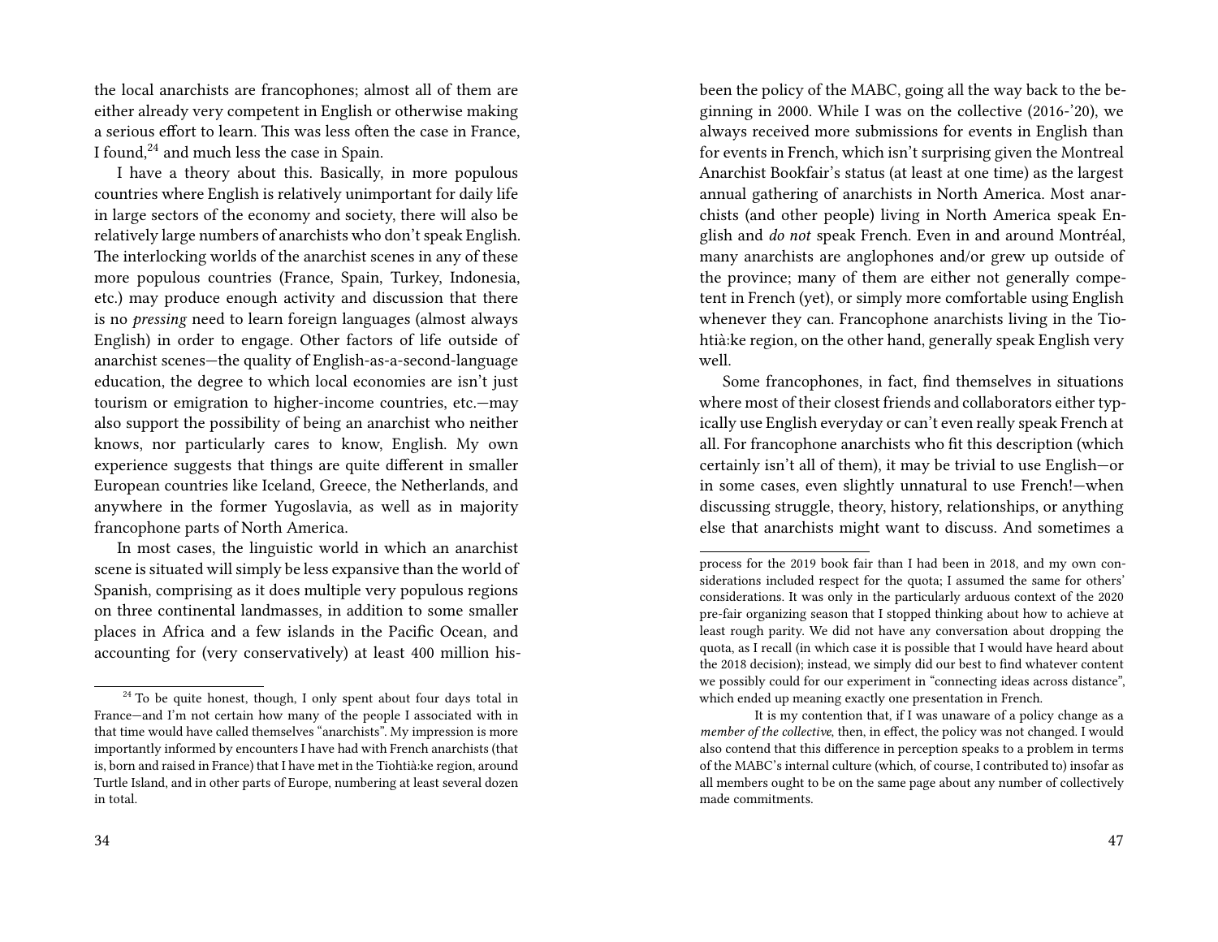the local anarchists are francophones; almost all of them are either already very competent in English or otherwise making a serious effort to learn. This was less often the case in France, I found,[24] and much less the case in Spain.

I have a theory about this. Basically, in more populous countries where English is relatively unimportant for daily life in large sectors of the economy and society, there will also be relatively large numbers of anarchists who don't speak English. The interlocking worlds of the anarchist scenes in any of these more populous countries (France, Spain, Turkey, Indonesia, etc.) may produce enough activity and discussion that there is no *pressing* need to learn foreign languages (almost always English) in order to engage. Other factors of life outside of anarchist scenes—the quality of English-as-a-second-language education, the degree to which local economies are isn't just tourism or emigration to higher-income countries, etc.—may also support the possibility of being an anarchist who neither knows, nor particularly cares to know, English. My own experience suggests that things are quite different in smaller European countries like Iceland, Greece, the Netherlands, and anywhere in the former Yugoslavia, as well as in majority francophone parts of North America.

In most cases, the linguistic world in which an anarchist scene is situated will simply be less expansive than the world of Spanish, comprising as it does multiple very populous regions on three continental landmasses, in addition to some smaller places in Africa and a few islands in the Pacific Ocean, and accounting for (very conservatively) at least 400 million his-

[24] To be quite honest, though, I only spent about four days total in France—and I'm not certain how many of the people I associated with in that time would have called themselves "anarchists". My impression is more importantly informed by encounters I have had with French anarchists (that is, born and raised in France) that I have met in the Tiohtià:ke region, around Turtle Island, and in other parts of Europe, numbering at least several dozen in total.

been the policy of the MABC, going all the way back to the beginning in 2000. While I was on the collective (2016-'20), we always received more submissions for events in English than for events in French, which isn't surprising given the Montreal Anarchist Bookfair's status (at least at one time) as the largest annual gathering of anarchists in North America. Most anarchists (and other people) living in North America speak English and *do not* speak French. Even in and around Montréal, many anarchists are anglophones and/or grew up outside of the province; many of them are either not generally competent in French (yet), or simply more comfortable using English whenever they can. Francophone anarchists living in the Tiohtià:ke region, on the other hand, generally speak English very well.

Some francophones, in fact, find themselves in situations where most of their closest friends and collaborators either typically use English everyday or can't even really speak French at all. For francophone anarchists who fit this description (which certainly isn't all of them), it may be trivial to use English—or in some cases, even slightly unnatural to use French!—when discussing struggle, theory, history, relationships, or anything else that anarchists might want to discuss. And sometimes a

process for the 2019 book fair than I had been in 2018, and my own considerations included respect for the quota; I assumed the same for others' considerations. It was only in the particularly arduous context of the 2020 pre-fair organizing season that I stopped thinking about how to achieve at least rough parity. We did not have any conversation about dropping the quota, as I recall (in which case it is possible that I would have heard about the 2018 decision); instead, we simply did our best to find whatever content we possibly could for our experiment in "connecting ideas across distance", which ended up meaning exactly one presentation in French.

It is my contention that, if I was unaware of a policy change as a *member of the collective*, then, in effect, the policy was not changed. I would also contend that this difference in perception speaks to a problem in terms of the MABC's internal culture (which, of course, I contributed to) insofar as all members ought to be on the same page about any number of collectively made commitments.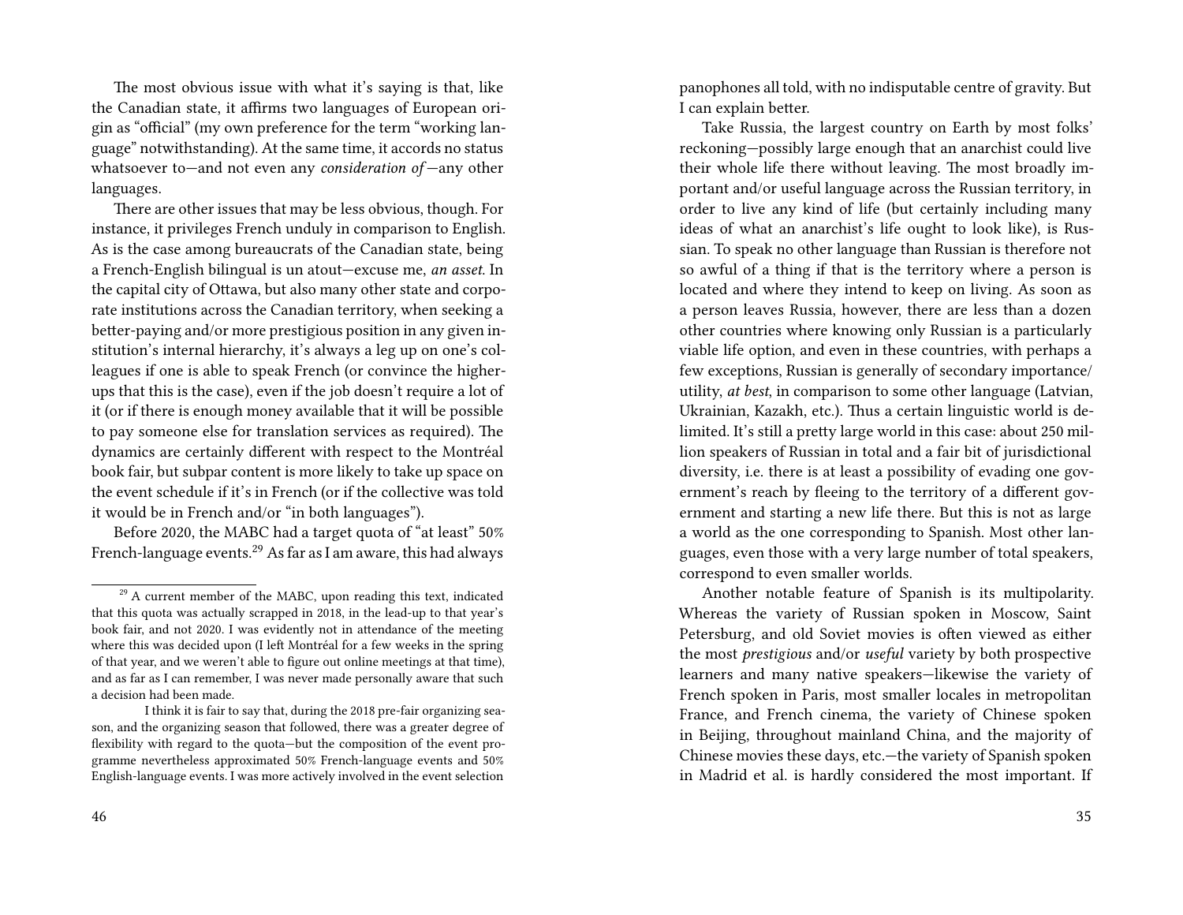The most obvious issue with what it's saying is that, like the Canadian state, it affirms two languages of European origin as "official" (my own preference for the term "working language" notwithstanding). At the same time, it accords no status whatsoever to—and not even any *consideration of*—any other languages.

There are other issues that may be less obvious, though. For instance, it privileges French unduly in comparison to English. As is the case among bureaucrats of the Canadian state, being a French-English bilingual is un atout—excuse me, *an asset*. In the capital city of Ottawa, but also many other state and corporate institutions across the Canadian territory, when seeking a better-paying and/or more prestigious position in any given institution's internal hierarchy, it's always a leg up on one's colleagues if one is able to speak French (or convince the higher-ups that this is the case), even if the job doesn't require a lot of it (or if there is enough money available that it will be possible to pay someone else for translation services as required). The dynamics are certainly different with respect to the Montréal book fair, but subpar content is more likely to take up space on the event schedule if it's in French (or if the collective was told it would be in French and/or "in both languages").

Before 2020, the MABC had a target quota of "at least" 50% French-language events.[29] As far as I am aware, this had always

[29] A current member of the MABC, upon reading this text, indicated that this quota was actually scrapped in 2018, in the lead-up to that year's book fair, and not 2020. I was evidently not in attendance of the meeting where this was decided upon (I left Montréal for a few weeks in the spring of that year, and we weren't able to figure out online meetings at that time), and as far as I can remember, I was never made personally aware that such a decision had been made.

I think it is fair to say that, during the 2018 pre-fair organizing season, and the organizing season that followed, there was a greater degree of flexibility with regard to the quota—but the composition of the event programme nevertheless approximated 50% French-language events and 50% English-language events. I was more actively involved in the event selection

panophones all told, with no indisputable centre of gravity. But I can explain better.

Take Russia, the largest country on Earth by most folks' reckoning—possibly large enough that an anarchist could live their whole life there without leaving. The most broadly important and/or useful language across the Russian territory, in order to live any kind of life (but certainly including many ideas of what an anarchist's life ought to look like), is Russian. To speak no other language than Russian is therefore not so awful of a thing if that is the territory where a person is located and where they intend to keep on living. As soon as a person leaves Russia, however, there are less than a dozen other countries where knowing only Russian is a particularly viable life option, and even in these countries, with perhaps a few exceptions, Russian is generally of secondary importance/utility, *at best*, in comparison to some other language (Latvian, Ukrainian, Kazakh, etc.). Thus a certain linguistic world is delimited. It's still a pretty large world in this case: about 250 million speakers of Russian in total and a fair bit of jurisdictional diversity, i.e. there is at least a possibility of evading one government's reach by fleeing to the territory of a different government and starting a new life there. But this is not as large a world as the one corresponding to Spanish. Most other languages, even those with a very large number of total speakers, correspond to even smaller worlds.

Another notable feature of Spanish is its multipolarity. Whereas the variety of Russian spoken in Moscow, Saint Petersburg, and old Soviet movies is often viewed as either the most *prestigious* and/or *useful* variety by both prospective learners and many native speakers—likewise the variety of French spoken in Paris, most smaller locales in metropolitan France, and French cinema, the variety of Chinese spoken in Beijing, throughout mainland China, and the majority of Chinese movies these days, etc.—the variety of Spanish spoken in Madrid et al. is hardly considered the most important. If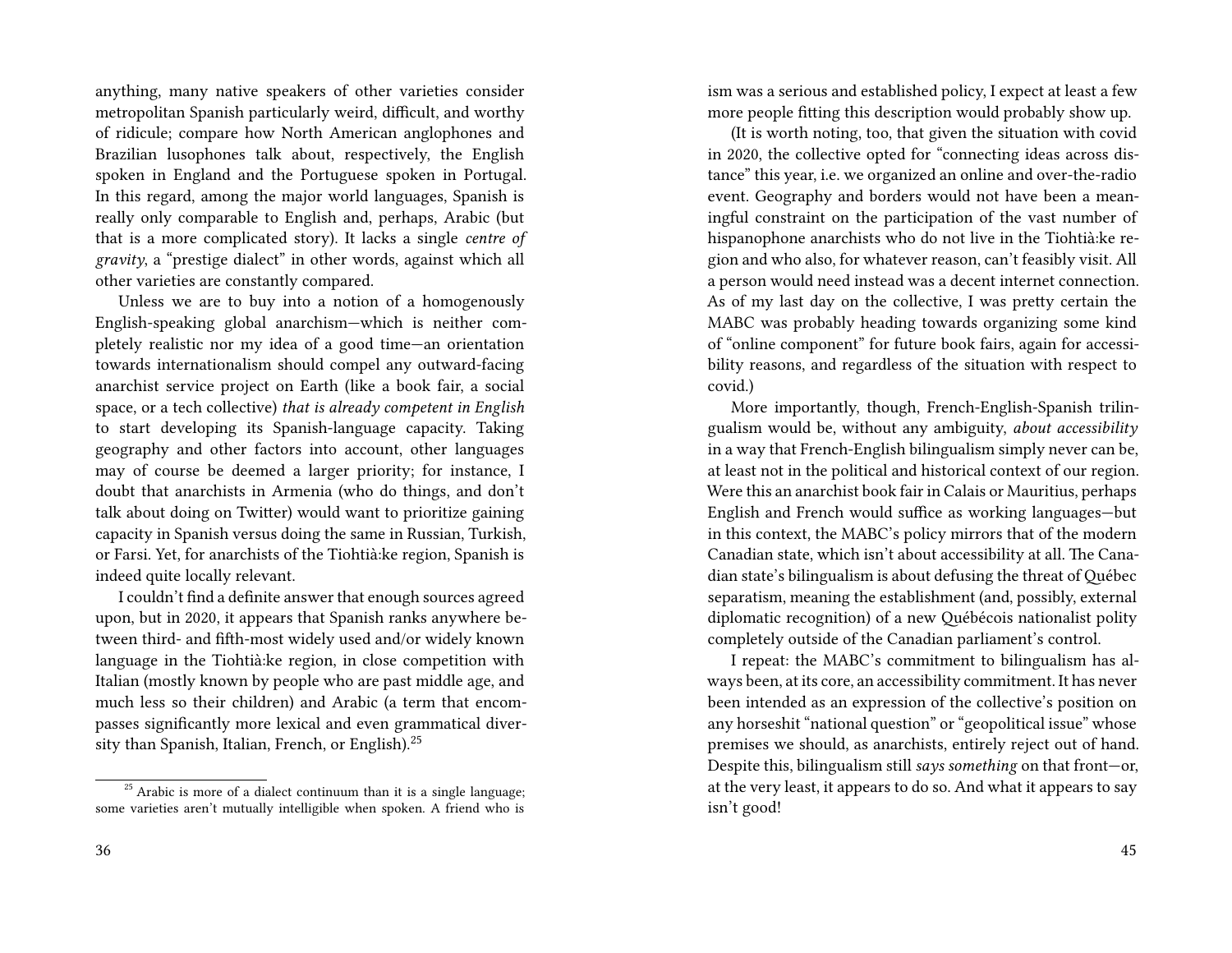anything, many native speakers of other varieties consider metropolitan Spanish particularly weird, difficult, and worthy of ridicule; compare how North American anglophones and Brazilian lusophones talk about, respectively, the English spoken in England and the Portuguese spoken in Portugal. In this regard, among the major world languages, Spanish is really only comparable to English and, perhaps, Arabic (but that is a more complicated story). It lacks a single *centre of gravity*, a "prestige dialect" in other words, against which all other varieties are constantly compared.

Unless we are to buy into a notion of a homogenously English-speaking global anarchism—which is neither completely realistic nor my idea of a good time—an orientation towards internationalism should compel any outward-facing anarchist service project on Earth (like a book fair, a social space, or a tech collective) *that is already competent in English* to start developing its Spanish-language capacity. Taking geography and other factors into account, other languages may of course be deemed a larger priority; for instance, I doubt that anarchists in Armenia (who do things, and don't talk about doing on Twitter) would want to prioritize gaining capacity in Spanish versus doing the same in Russian, Turkish, or Farsi. Yet, for anarchists of the Tiohtià:ke region, Spanish is indeed quite locally relevant.

I couldn't find a definite answer that enough sources agreed upon, but in 2020, it appears that Spanish ranks anywhere between third- and fifth-most widely used and/or widely known language in the Tiohtià:ke region, in close competition with Italian (mostly known by people who are past middle age, and much less so their children) and Arabic (a term that encompasses significantly more lexical and even grammatical diversity than Spanish, Italian, French, or English).[25]

[25] Arabic is more of a dialect continuum than it is a single language; some varieties aren't mutually intelligible when spoken. A friend who is

ism was a serious and established policy, I expect at least a few more people fitting this description would probably show up.

(It is worth noting, too, that given the situation with covid in 2020, the collective opted for "connecting ideas across distance" this year, i.e. we organized an online and over-the-radio event. Geography and borders would not have been a meaningful constraint on the participation of the vast number of hispanophone anarchists who do not live in the Tiohtià:ke region and who also, for whatever reason, can't feasibly visit. All a person would need instead was a decent internet connection. As of my last day on the collective, I was pretty certain the MABC was probably heading towards organizing some kind of "online component" for future book fairs, again for accessibility reasons, and regardless of the situation with respect to covid.)

More importantly, though, French-English-Spanish trilingualism would be, without any ambiguity, *about accessibility* in a way that French-English bilingualism simply never can be, at least not in the political and historical context of our region. Were this an anarchist book fair in Calais or Mauritius, perhaps English and French would suffice as working languages—but in this context, the MABC's policy mirrors that of the modern Canadian state, which isn't about accessibility at all. The Canadian state's bilingualism is about defusing the threat of Québec separatism, meaning the establishment (and, possibly, external diplomatic recognition) of a new Québécois nationalist polity completely outside of the Canadian parliament's control.

I repeat: the MABC's commitment to bilingualism has always been, at its core, an accessibility commitment. It has never been intended as an expression of the collective's position on any horseshit "national question" or "geopolitical issue" whose premises we should, as anarchists, entirely reject out of hand. Despite this, bilingualism still *says something* on that front—or, at the very least, it appears to do so. And what it appears to say isn't good!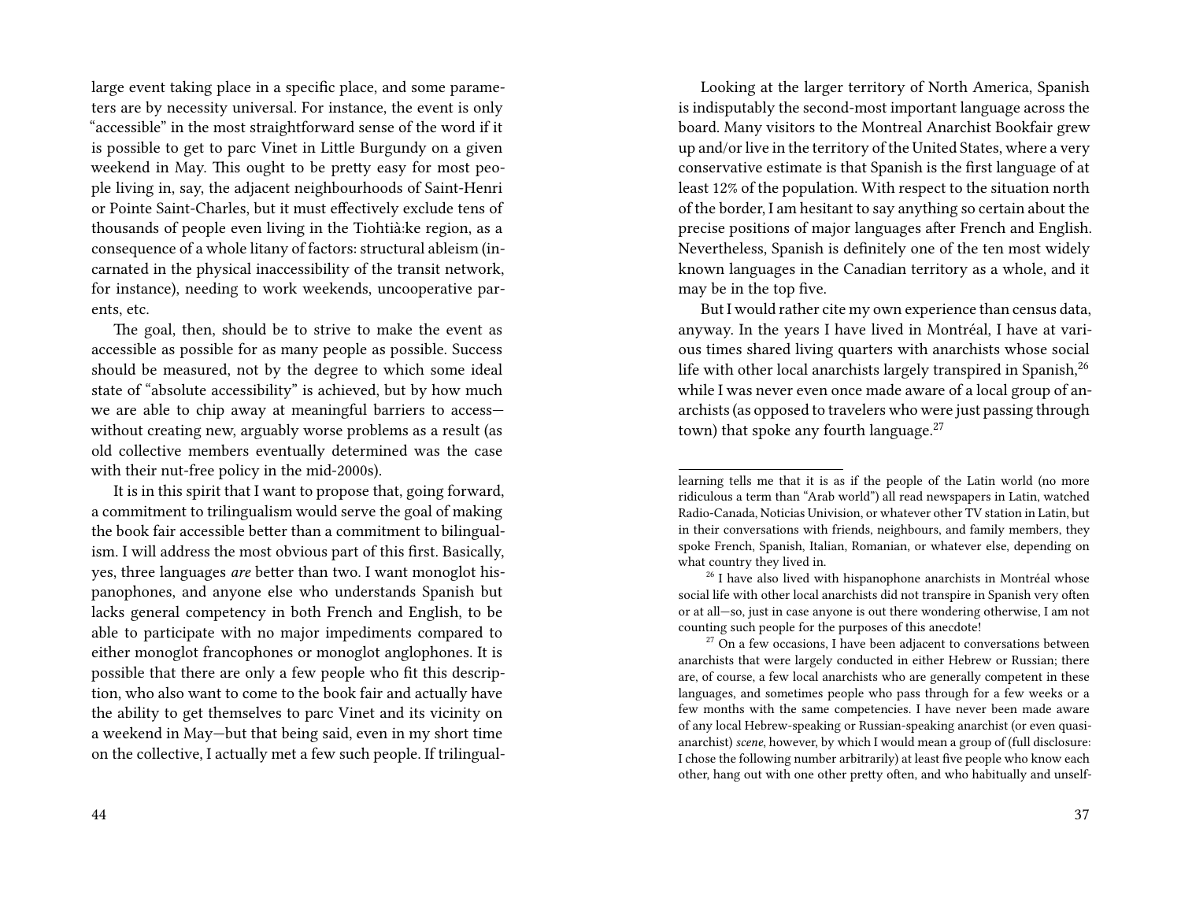large event taking place in a specific place, and some parameters are by necessity universal. For instance, the event is only "accessible" in the most straightforward sense of the word if it is possible to get to parc Vinet in Little Burgundy on a given weekend in May. This ought to be pretty easy for most people living in, say, the adjacent neighbourhoods of Saint-Henri or Pointe Saint-Charles, but it must effectively exclude tens of thousands of people even living in the Tiohtià:ke region, as a consequence of a whole litany of factors: structural ableism (incarnated in the physical inaccessibility of the transit network, for instance), needing to work weekends, uncooperative parents, etc.

The goal, then, should be to strive to make the event as accessible as possible for as many people as possible. Success should be measured, not by the degree to which some ideal state of "absolute accessibility" is achieved, but by how much we are able to chip away at meaningful barriers to access—without creating new, arguably worse problems as a result (as old collective members eventually determined was the case with their nut-free policy in the mid-2000s).

It is in this spirit that I want to propose that, going forward, a commitment to trilingualism would serve the goal of making the book fair accessible better than a commitment to bilingualism. I will address the most obvious part of this first. Basically, yes, three languages *are* better than two. I want monoglot hispanophones, and anyone else who understands Spanish but lacks general competency in both French and English, to be able to participate with no major impediments compared to either monoglot francophones or monoglot anglophones. It is possible that there are only a few people who fit this description, who also want to come to the book fair and actually have the ability to get themselves to parc Vinet and its vicinity on a weekend in May—but that being said, even in my short time on the collective, I actually met a few such people. If trilingual-

Looking at the larger territory of North America, Spanish is indisputably the second-most important language across the board. Many visitors to the Montreal Anarchist Bookfair grew up and/or live in the territory of the United States, where a very conservative estimate is that Spanish is the first language of at least 12% of the population. With respect to the situation north of the border, I am hesitant to say anything so certain about the precise positions of major languages after French and English. Nevertheless, Spanish is definitely one of the ten most widely known languages in the Canadian territory as a whole, and it may be in the top five.

But I would rather cite my own experience than census data, anyway. In the years I have lived in Montréal, I have at various times shared living quarters with anarchists whose social life with other local anarchists largely transpired in Spanish,[26] while I was never even once made aware of a local group of anarchists (as opposed to travelers who were just passing through town) that spoke any fourth language.[27]

---

learning tells me that it is as if the people of the Latin world (no more ridiculous a term than "Arab world") all read newspapers in Latin, watched Radio-Canada, Noticias Univision, or whatever other TV station in Latin, but in their conversations with friends, neighbours, and family members, they spoke French, Spanish, Italian, Romanian, or whatever else, depending on what country they lived in.

[26] I have also lived with hispanophone anarchists in Montréal whose social life with other local anarchists did not transpire in Spanish very often or at all—so, just in case anyone is out there wondering otherwise, I am not counting such people for the purposes of this anecdote!

[27] On a few occasions, I have been adjacent to conversations between anarchists that were largely conducted in either Hebrew or Russian; there are, of course, a few local anarchists who are generally competent in these languages, and sometimes people who pass through for a few weeks or a few months with the same competencies. I have never been made aware of any local Hebrew-speaking or Russian-speaking anarchist (or even quasi-anarchist) *scene*, however, by which I would mean a group of (full disclosure: I chose the following number arbitrarily) at least five people who know each other, hang out with one other pretty often, and who habitually and unself-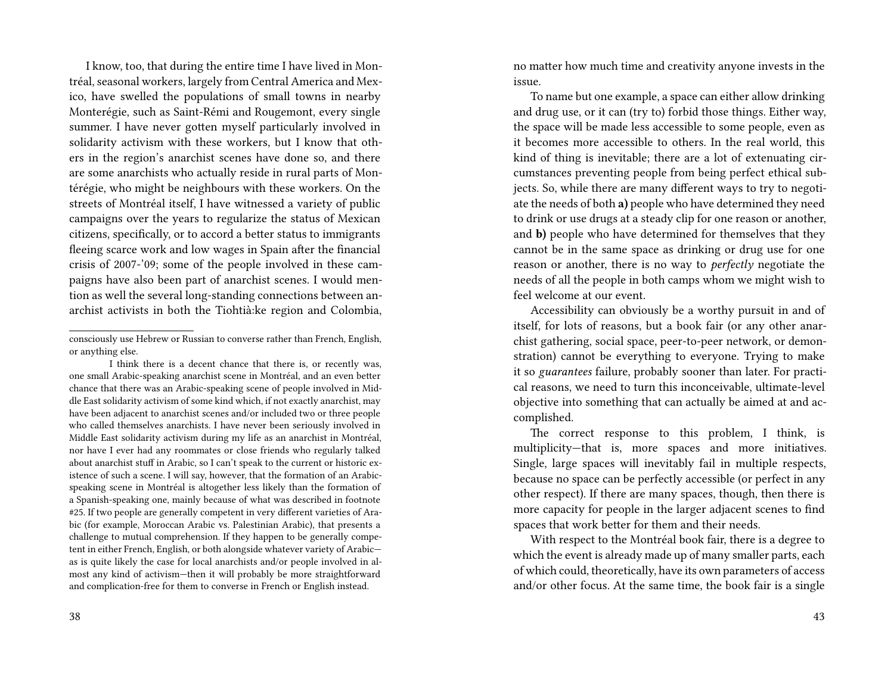I know, too, that during the entire time I have lived in Montréal, seasonal workers, largely from Central America and Mexico, have swelled the populations of small towns in nearby Monterégie, such as Saint-Rémi and Rougemont, every single summer. I have never gotten myself particularly involved in solidarity activism with these workers, but I know that others in the region's anarchist scenes have done so, and there are some anarchists who actually reside in rural parts of Montérégie, who might be neighbours with these workers. On the streets of Montréal itself, I have witnessed a variety of public campaigns over the years to regularize the status of Mexican citizens, specifically, or to accord a better status to immigrants fleeing scarce work and low wages in Spain after the financial crisis of 2007-'09; some of the people involved in these campaigns have also been part of anarchist scenes. I would mention as well the several long-standing connections between anarchist activists in both the Tiohtià:ke region and Colombia,

consciously use Hebrew or Russian to converse rather than French, English, or anything else.

I think there is a decent chance that there is, or recently was, one small Arabic-speaking anarchist scene in Montréal, and an even better chance that there was an Arabic-speaking scene of people involved in Middle East solidarity activism of some kind which, if not exactly anarchist, may have been adjacent to anarchist scenes and/or included two or three people who called themselves anarchists. I have never been seriously involved in Middle East solidarity activism during my life as an anarchist in Montréal, nor have I ever had any roommates or close friends who regularly talked about anarchist stuff in Arabic, so I can't speak to the current or historic existence of such a scene. I will say, however, that the formation of an Arabic-speaking scene in Montréal is altogether less likely than the formation of a Spanish-speaking one, mainly because of what was described in footnote #25. If two people are generally competent in very different varieties of Arabic (for example, Moroccan Arabic vs. Palestinian Arabic), that presents a challenge to mutual comprehension. If they happen to be generally competent in either French, English, or both alongside whatever variety of Arabic—as is quite likely the case for local anarchists and/or people involved in almost any kind of activism—then it will probably be more straightforward and complication-free for them to converse in French or English instead.

no matter how much time and creativity anyone invests in the issue.

To name but one example, a space can either allow drinking and drug use, or it can (try to) forbid those things. Either way, the space will be made less accessible to some people, even as it becomes more accessible to others. In the real world, this kind of thing is inevitable; there are a lot of extenuating circumstances preventing people from being perfect ethical subjects. So, while there are many different ways to try to negotiate the needs of both **a)** people who have determined they need to drink or use drugs at a steady clip for one reason or another, and **b)** people who have determined for themselves that they cannot be in the same space as drinking or drug use for one reason or another, there is no way to *perfectly* negotiate the needs of all the people in both camps whom we might wish to feel welcome at our event.

Accessibility can obviously be a worthy pursuit in and of itself, for lots of reasons, but a book fair (or any other anarchist gathering, social space, peer-to-peer network, or demonstration) cannot be everything to everyone. Trying to make it so *guarantees* failure, probably sooner than later. For practical reasons, we need to turn this inconceivable, ultimate-level objective into something that can actually be aimed at and accomplished.

The correct response to this problem, I think, is multiplicity—that is, more spaces and more initiatives. Single, large spaces will inevitably fail in multiple respects, because no space can be perfectly accessible (or perfect in any other respect). If there are many spaces, though, then there is more capacity for people in the larger adjacent scenes to find spaces that work better for them and their needs.

With respect to the Montréal book fair, there is a degree to which the event is already made up of many smaller parts, each of which could, theoretically, have its own parameters of access and/or other focus. At the same time, the book fair is a single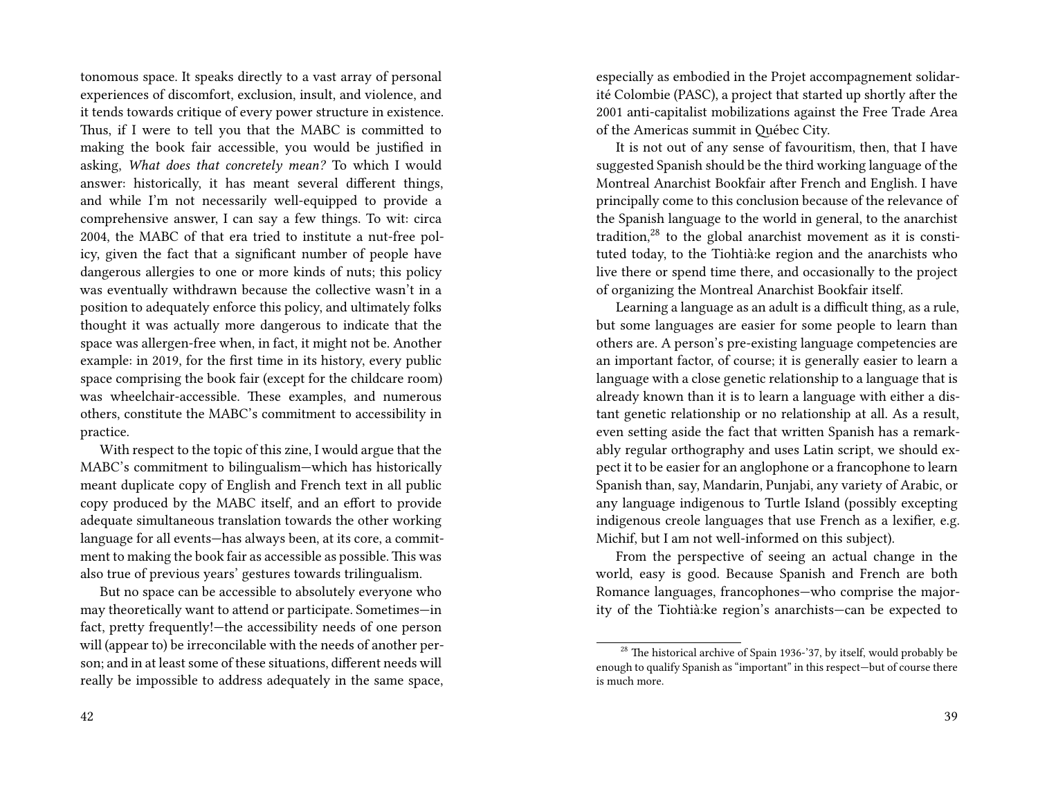tonomous space. It speaks directly to a vast array of personal experiences of discomfort, exclusion, insult, and violence, and it tends towards critique of every power structure in existence. Thus, if I were to tell you that the MABC is committed to making the book fair accessible, you would be justified in asking, *What does that concretely mean?* To which I would answer: historically, it has meant several different things, and while I'm not necessarily well-equipped to provide a comprehensive answer, I can say a few things. To wit: circa 2004, the MABC of that era tried to institute a nut-free policy, given the fact that a significant number of people have dangerous allergies to one or more kinds of nuts; this policy was eventually withdrawn because the collective wasn't in a position to adequately enforce this policy, and ultimately folks thought it was actually more dangerous to indicate that the space was allergen-free when, in fact, it might not be. Another example: in 2019, for the first time in its history, every public space comprising the book fair (except for the childcare room) was wheelchair-accessible. These examples, and numerous others, constitute the MABC's commitment to accessibility in practice.

With respect to the topic of this zine, I would argue that the MABC's commitment to bilingualism—which has historically meant duplicate copy of English and French text in all public copy produced by the MABC itself, and an effort to provide adequate simultaneous translation towards the other working language for all events—has always been, at its core, a commitment to making the book fair as accessible as possible. This was also true of previous years' gestures towards trilingualism.

But no space can be accessible to absolutely everyone who may theoretically want to attend or participate. Sometimes—in fact, pretty frequently!—the accessibility needs of one person will (appear to) be irreconcilable with the needs of another person; and in at least some of these situations, different needs will really be impossible to address adequately in the same space,

especially as embodied in the Projet accompagnement solidarité Colombie (PASC), a project that started up shortly after the 2001 anti-capitalist mobilizations against the Free Trade Area of the Americas summit in Québec City.

It is not out of any sense of favouritism, then, that I have suggested Spanish should be the third working language of the Montreal Anarchist Bookfair after French and English. I have principally come to this conclusion because of the relevance of the Spanish language to the world in general, to the anarchist tradition,[28] to the global anarchist movement as it is constituted today, to the Tiohtià:ke region and the anarchists who live there or spend time there, and occasionally to the project of organizing the Montreal Anarchist Bookfair itself.

Learning a language as an adult is a difficult thing, as a rule, but some languages are easier for some people to learn than others are. A person's pre-existing language competencies are an important factor, of course; it is generally easier to learn a language with a close genetic relationship to a language that is already known than it is to learn a language with either a distant genetic relationship or no relationship at all. As a result, even setting aside the fact that written Spanish has a remarkably regular orthography and uses Latin script, we should expect it to be easier for an anglophone or a francophone to learn Spanish than, say, Mandarin, Punjabi, any variety of Arabic, or any language indigenous to Turtle Island (possibly excepting indigenous creole languages that use French as a lexifier, e.g. Michif, but I am not well-informed on this subject).

From the perspective of seeing an actual change in the world, easy is good. Because Spanish and French are both Romance languages, francophones—who comprise the majority of the Tiohtià:ke region's anarchists—can be expected to

[28] The historical archive of Spain 1936-'37, by itself, would probably be enough to qualify Spanish as "important" in this respect—but of course there is much more.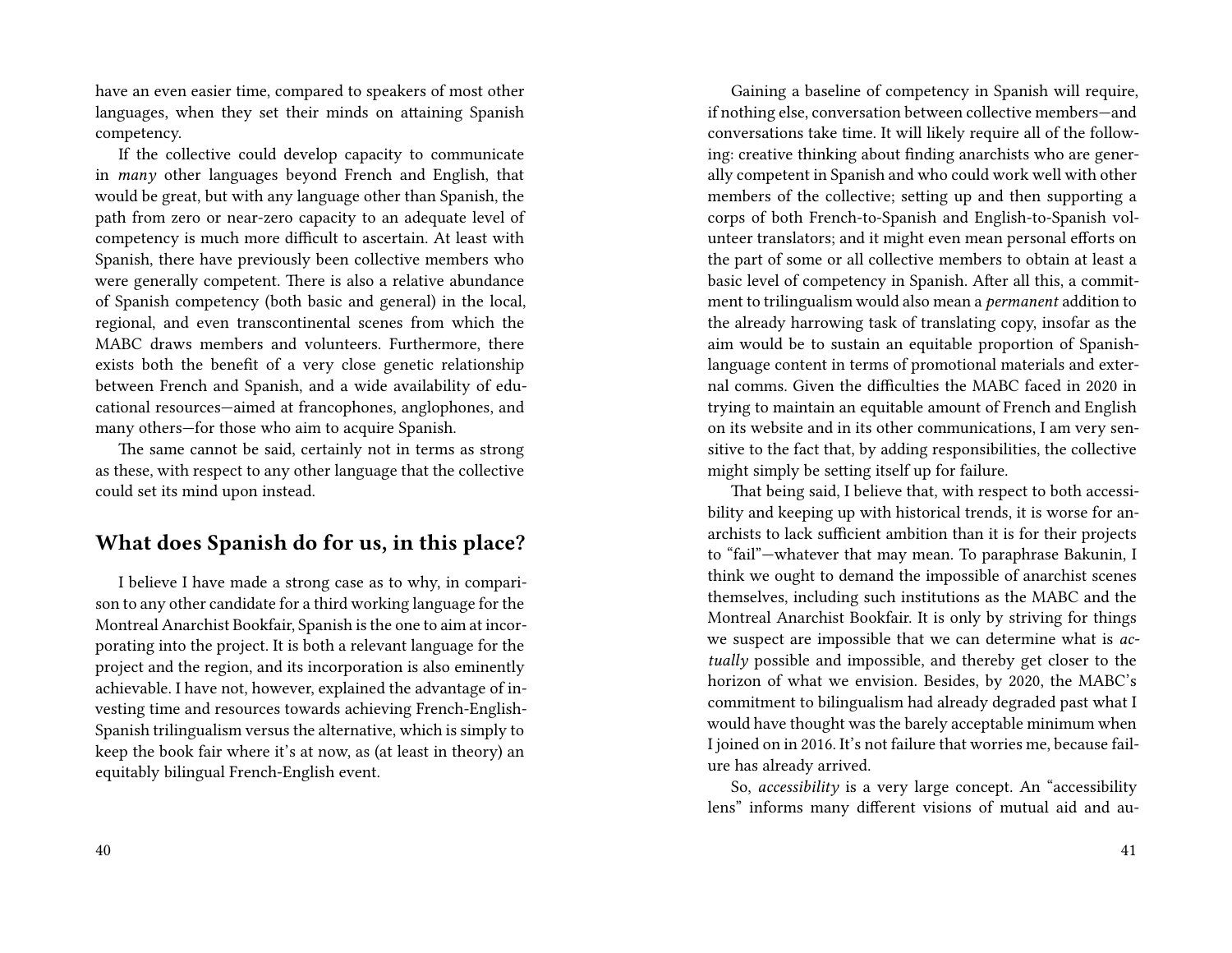have an even easier time, compared to speakers of most other languages, when they set their minds on attaining Spanish competency.

If the collective could develop capacity to communicate in *many* other languages beyond French and English, that would be great, but with any language other than Spanish, the path from zero or near-zero capacity to an adequate level of competency is much more difficult to ascertain. At least with Spanish, there have previously been collective members who were generally competent. There is also a relative abundance of Spanish competency (both basic and general) in the local, regional, and even transcontinental scenes from which the MABC draws members and volunteers. Furthermore, there exists both the benefit of a very close genetic relationship between French and Spanish, and a wide availability of educational resources—aimed at francophones, anglophones, and many others—for those who aim to acquire Spanish.

The same cannot be said, certainly not in terms as strong as these, with respect to any other language that the collective could set its mind upon instead.

## What does Spanish do for us, in this place?

I believe I have made a strong case as to why, in comparison to any other candidate for a third working language for the Montreal Anarchist Bookfair, Spanish is the one to aim at incorporating into the project. It is both a relevant language for the project and the region, and its incorporation is also eminently achievable. I have not, however, explained the advantage of investing time and resources towards achieving French-English-Spanish trilingualism versus the alternative, which is simply to keep the book fair where it's at now, as (at least in theory) an equitably bilingual French-English event.

Gaining a baseline of competency in Spanish will require, if nothing else, conversation between collective members—and conversations take time. It will likely require all of the following: creative thinking about finding anarchists who are generally competent in Spanish and who could work well with other members of the collective; setting up and then supporting a corps of both French-to-Spanish and English-to-Spanish volunteer translators; and it might even mean personal efforts on the part of some or all collective members to obtain at least a basic level of competency in Spanish. After all this, a commitment to trilingualism would also mean a *permanent* addition to the already harrowing task of translating copy, insofar as the aim would be to sustain an equitable proportion of Spanish-language content in terms of promotional materials and external comms. Given the difficulties the MABC faced in 2020 in trying to maintain an equitable amount of French and English on its website and in its other communications, I am very sensitive to the fact that, by adding responsibilities, the collective might simply be setting itself up for failure.

That being said, I believe that, with respect to both accessibility and keeping up with historical trends, it is worse for anarchists to lack sufficient ambition than it is for their projects to "fail"—whatever that may mean. To paraphrase Bakunin, I think we ought to demand the impossible of anarchist scenes themselves, including such institutions as the MABC and the Montreal Anarchist Bookfair. It is only by striving for things we suspect are impossible that we can determine what is *actually* possible and impossible, and thereby get closer to the horizon of what we envision. Besides, by 2020, the MABC's commitment to bilingualism had already degraded past what I would have thought was the barely acceptable minimum when I joined on in 2016. It's not failure that worries me, because failure has already arrived.

So, *accessibility* is a very large concept. An "accessibility lens" informs many different visions of mutual aid and au-